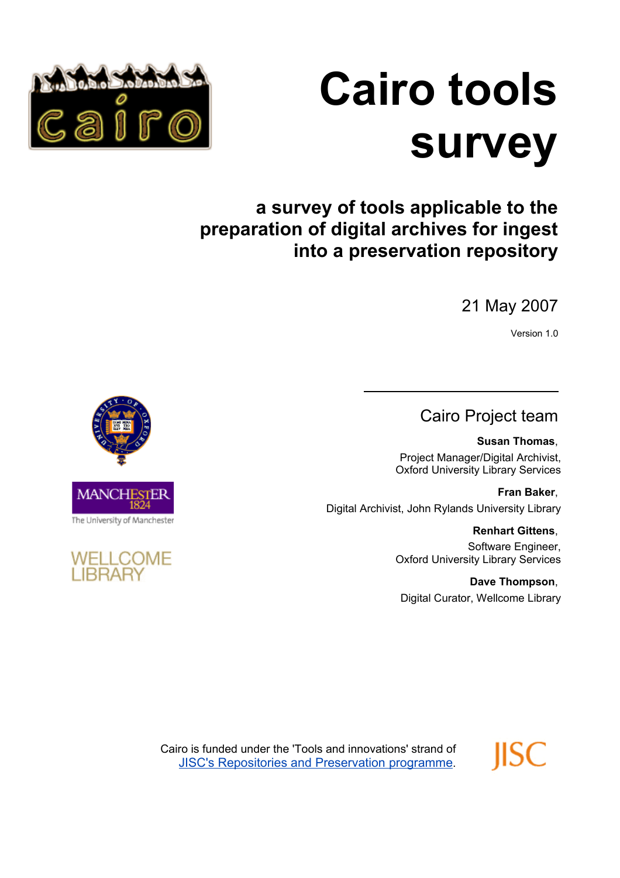# Cairo tools survey

## a survey of tools applicable to the preparation of digital archives for ingest into a preservation repository

21 May 2007

Version 1.0

### Cairo Project team

**Susan Thomas**,
Project Manager/Digital Archivist,
Oxford University Library Services

**Fran Baker**,
Digital Archivist, John Rylands University Library

**Renhart Gittens**,
Software Engineer,
Oxford University Library Services

**Dave Thompson**,
Digital Curator, Wellcome Library

Cairo is funded under the 'Tools and innovations' strand of JISC's Repositories and Preservation programme.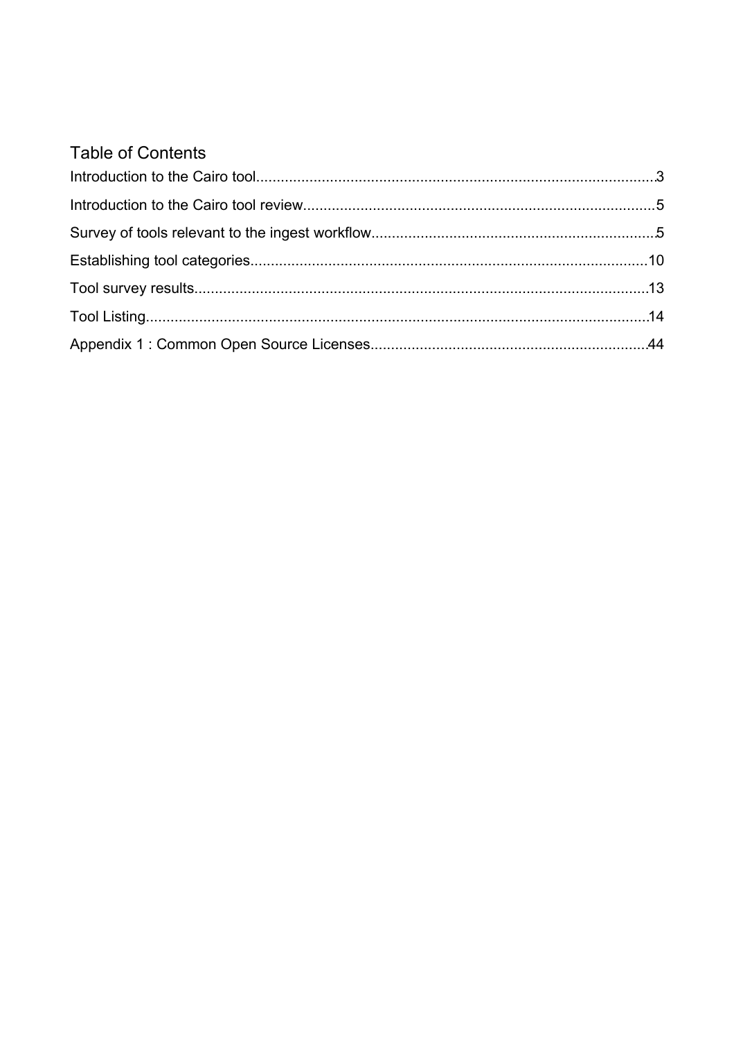# Table of Contents

Introduction to the Cairo tool....................................................................................................3

Introduction to the Cairo tool review.........................................................................................5

Survey of tools relevant to the ingest workflow........................................................................5

Establishing tool categories......................................................................................................10

Tool survey results....................................................................................................................13

Tool Listing................................................................................................................................14

Appendix 1 : Common Open Source Licenses..........................................................................44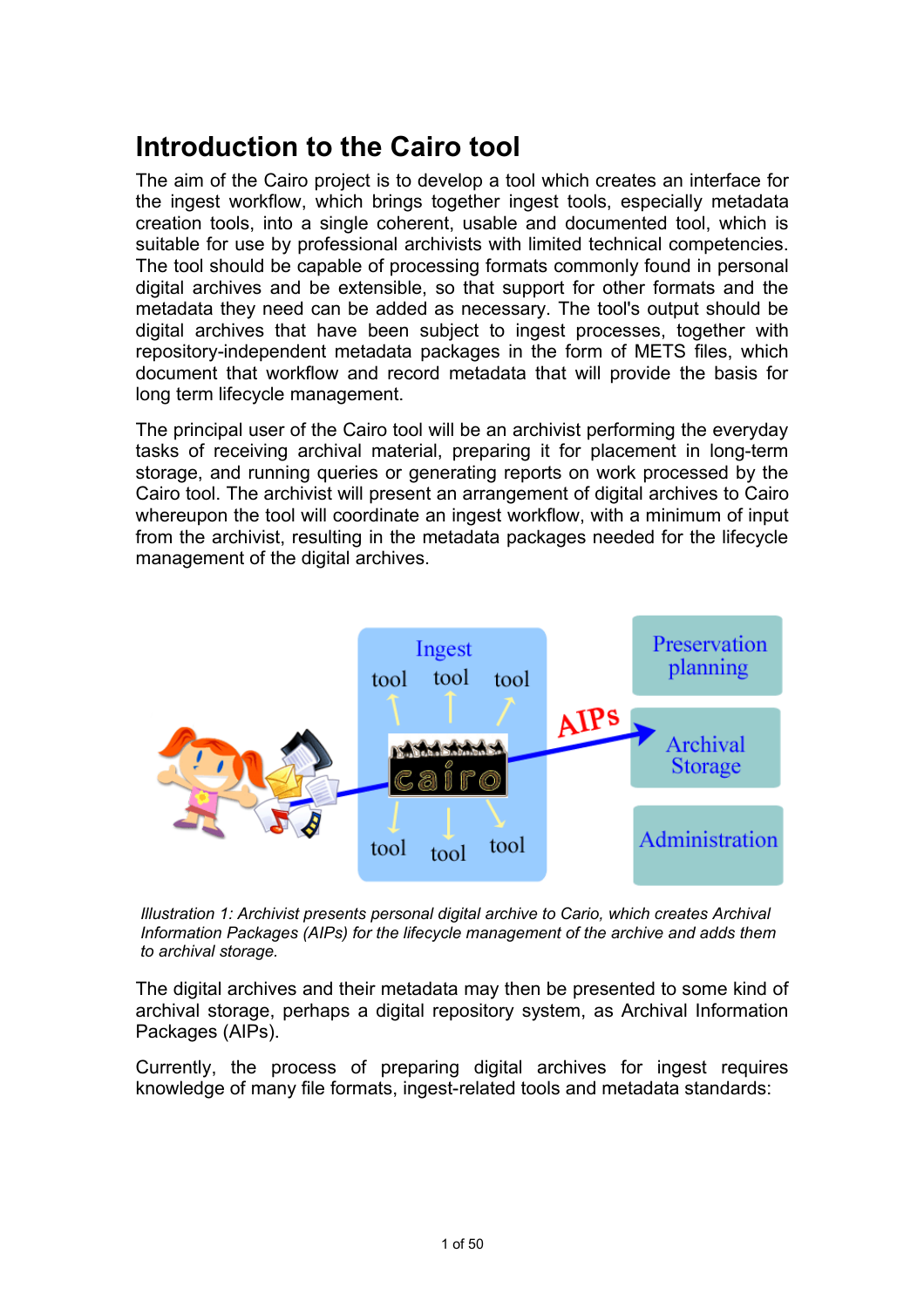# Introduction to the Cairo tool

The aim of the Cairo project is to develop a tool which creates an interface for the ingest workflow, which brings together ingest tools, especially metadata creation tools, into a single coherent, usable and documented tool, which is suitable for use by professional archivists with limited technical competencies. The tool should be capable of processing formats commonly found in personal digital archives and be extensible, so that support for other formats and the metadata they need can be added as necessary. The tool's output should be digital archives that have been subject to ingest processes, together with repository-independent metadata packages in the form of METS files, which document that workflow and record metadata that will provide the basis for long term lifecycle management.

The principal user of the Cairo tool will be an archivist performing the everyday tasks of receiving archival material, preparing it for placement in long-term storage, and running queries or generating reports on work processed by the Cairo tool. The archivist will present an arrangement of digital archives to Cairo whereupon the tool will coordinate an ingest workflow, with a minimum of input from the archivist, resulting in the metadata packages needed for the lifecycle management of the digital archives.

*Illustration 1: Archivist presents personal digital archive to Cario, which creates Archival Information Packages (AIPs) for the lifecycle management of the archive and adds them to archival storage.*

The digital archives and their metadata may then be presented to some kind of archival storage, perhaps a digital repository system, as Archival Information Packages (AIPs).

Currently, the process of preparing digital archives for ingest requires knowledge of many file formats, ingest-related tools and metadata standards: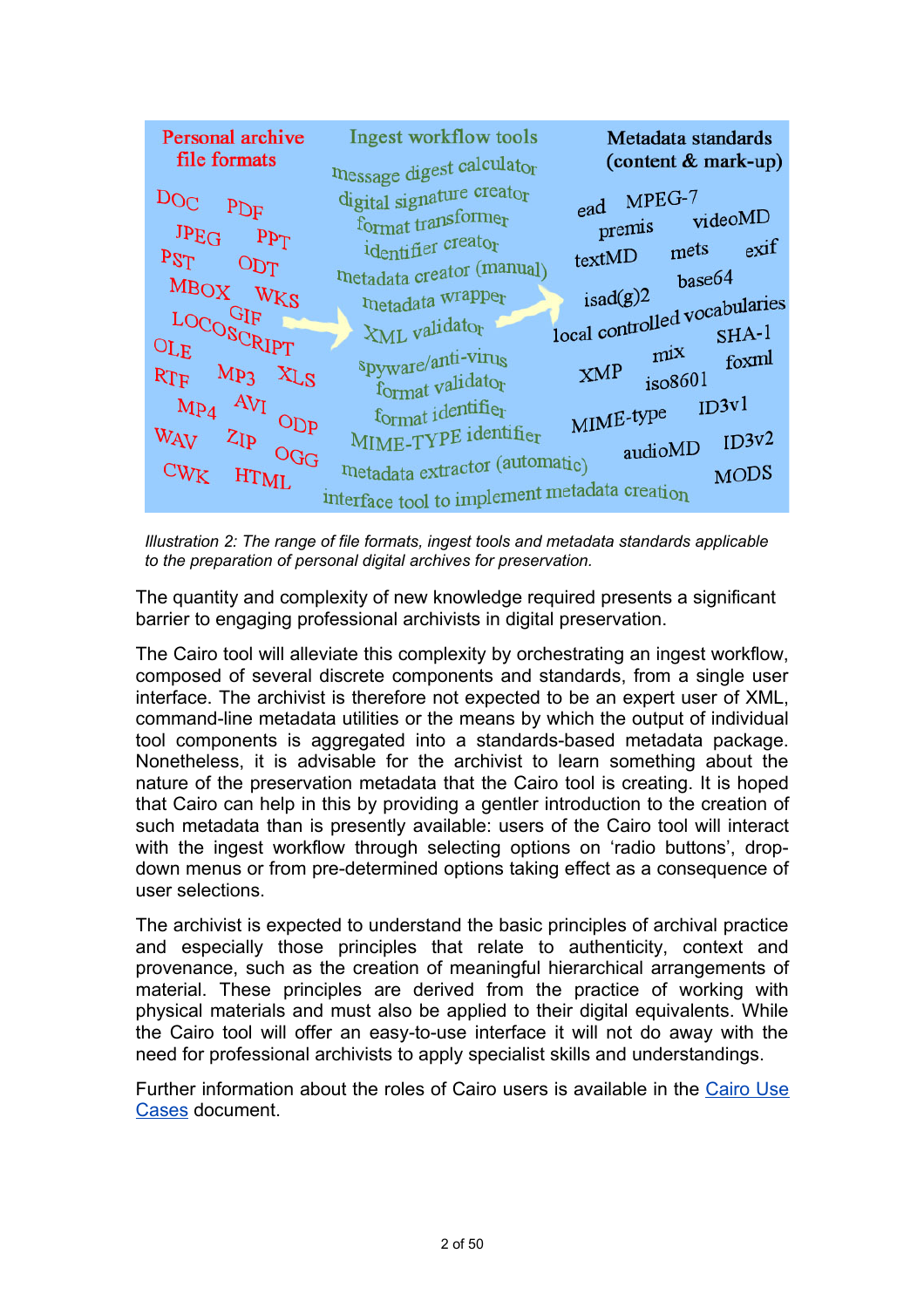**Personal archive file formats**

DOC, PDF, JPEG, PPT, PST, ODT, MBOX, WKS, GIF, LOCOSCRIPT, OLE, RTF, MP3, XLS, MP4, AVI, ODP, WAV, ZIP, OGG, CWK, HTML

**Ingest workflow tools**

message digest calculator, digital signature creator, format transformer, identifier creator, metadata creator (manual), metadata wrapper, XML validator, spyware/anti-virus, format validator, format identifier, MIME-TYPE identifier, metadata extractor (automatic), interface tool to implement metadata creation

**Metadata standards (content & mark-up)**

ead, MPEG-7, premis, videoMD, textMD, mets, exif, base64, isad(g)2, local controlled vocabularies, SHA-1, mix, foxml, XMP, iso8601, MIME-type, ID3v1, audioMD, ID3v2, MODS

*Illustration 2: The range of file formats, ingest tools and metadata standards applicable to the preparation of personal digital archives for preservation.*

The quantity and complexity of new knowledge required presents a significant barrier to engaging professional archivists in digital preservation.

The Cairo tool will alleviate this complexity by orchestrating an ingest workflow, composed of several discrete components and standards, from a single user interface. The archivist is therefore not expected to be an expert user of XML, command-line metadata utilities or the means by which the output of individual tool components is aggregated into a standards-based metadata package. Nonetheless, it is advisable for the archivist to learn something about the nature of the preservation metadata that the Cairo tool is creating. It is hoped that Cairo can help in this by providing a gentler introduction to the creation of such metadata than is presently available: users of the Cairo tool will interact with the ingest workflow through selecting options on 'radio buttons', drop-down menus or from pre-determined options taking effect as a consequence of user selections.

The archivist is expected to understand the basic principles of archival practice and especially those principles that relate to authenticity, context and provenance, such as the creation of meaningful hierarchical arrangements of material. These principles are derived from the practice of working with physical materials and must also be applied to their digital equivalents. While the Cairo tool will offer an easy-to-use interface it will not do away with the need for professional archivists to apply specialist skills and understandings.

Further information about the roles of Cairo users is available in the Cairo Use Cases document.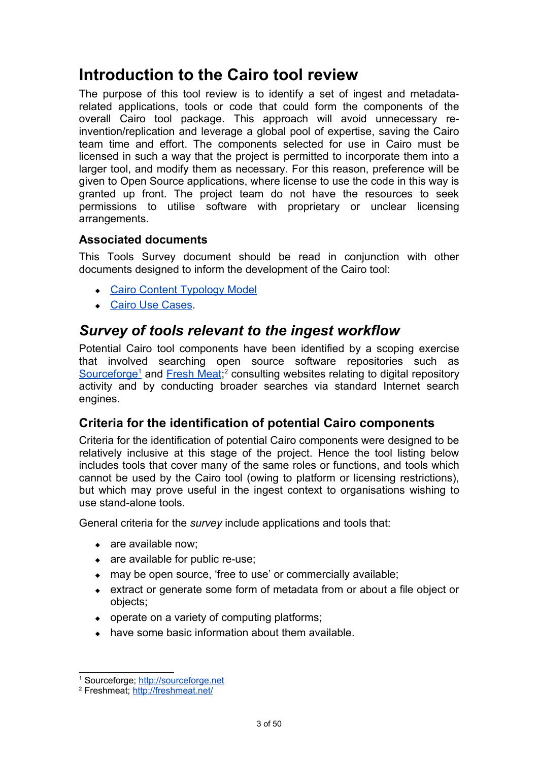# Introduction to the Cairo tool review

The purpose of this tool review is to identify a set of ingest and metadata-related applications, tools or code that could form the components of the overall Cairo tool package. This approach will avoid unnecessary re-invention/replication and leverage a global pool of expertise, saving the Cairo team time and effort. The components selected for use in Cairo must be licensed in such a way that the project is permitted to incorporate them into a larger tool, and modify them as necessary. For this reason, preference will be given to Open Source applications, where license to use the code in this way is granted up front. The project team do not have the resources to seek permissions to utilise software with proprietary or unclear licensing arrangements.

### Associated documents

This Tools Survey document should be read in conjunction with other documents designed to inform the development of the Cairo tool:

- Cairo Content Typology Model
- Cairo Use Cases.

## *Survey of tools relevant to the ingest workflow*

Potential Cairo tool components have been identified by a scoping exercise that involved searching open source software repositories such as Sourceforge[1] and Fresh Meat;[2] consulting websites relating to digital repository activity and by conducting broader searches via standard Internet search engines.

### Criteria for the identification of potential Cairo components

Criteria for the identification of potential Cairo components were designed to be relatively inclusive at this stage of the project. Hence the tool listing below includes tools that cover many of the same roles or functions, and tools which cannot be used by the Cairo tool (owing to platform or licensing restrictions), but which may prove useful in the ingest context to organisations wishing to use stand-alone tools.

General criteria for the *survey* include applications and tools that:

- are available now;
- are available for public re-use;
- may be open source, 'free to use' or commercially available;
- extract or generate some form of metadata from or about a file object or objects;
- operate on a variety of computing platforms;
- have some basic information about them available.

---

[1] Sourceforge; http://sourceforge.net

[2] Freshmeat; http://freshmeat.net/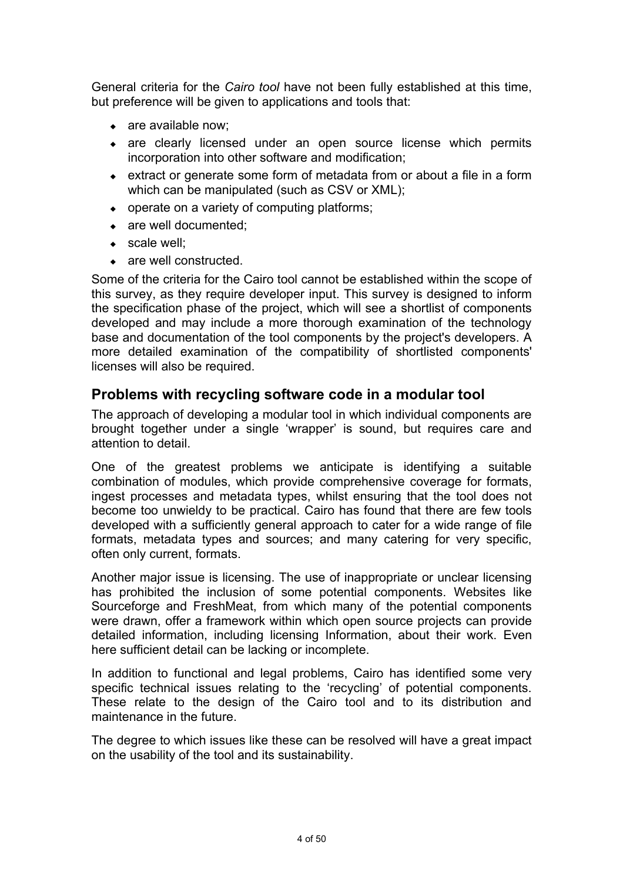General criteria for the *Cairo tool* have not been fully established at this time, but preference will be given to applications and tools that:

- are available now;
- are clearly licensed under an open source license which permits incorporation into other software and modification;
- extract or generate some form of metadata from or about a file in a form which can be manipulated (such as CSV or XML);
- operate on a variety of computing platforms;
- are well documented;
- scale well;
- are well constructed.

Some of the criteria for the Cairo tool cannot be established within the scope of this survey, as they require developer input. This survey is designed to inform the specification phase of the project, which will see a shortlist of components developed and may include a more thorough examination of the technology base and documentation of the tool components by the project's developers. A more detailed examination of the compatibility of shortlisted components' licenses will also be required.

## Problems with recycling software code in a modular tool

The approach of developing a modular tool in which individual components are brought together under a single 'wrapper' is sound, but requires care and attention to detail.

One of the greatest problems we anticipate is identifying a suitable combination of modules, which provide comprehensive coverage for formats, ingest processes and metadata types, whilst ensuring that the tool does not become too unwieldy to be practical. Cairo has found that there are few tools developed with a sufficiently general approach to cater for a wide range of file formats, metadata types and sources; and many catering for very specific, often only current, formats.

Another major issue is licensing. The use of inappropriate or unclear licensing has prohibited the inclusion of some potential components. Websites like Sourceforge and FreshMeat, from which many of the potential components were drawn, offer a framework within which open source projects can provide detailed information, including licensing Information, about their work. Even here sufficient detail can be lacking or incomplete.

In addition to functional and legal problems, Cairo has identified some very specific technical issues relating to the 'recycling' of potential components. These relate to the design of the Cairo tool and to its distribution and maintenance in the future.

The degree to which issues like these can be resolved will have a great impact on the usability of the tool and its sustainability.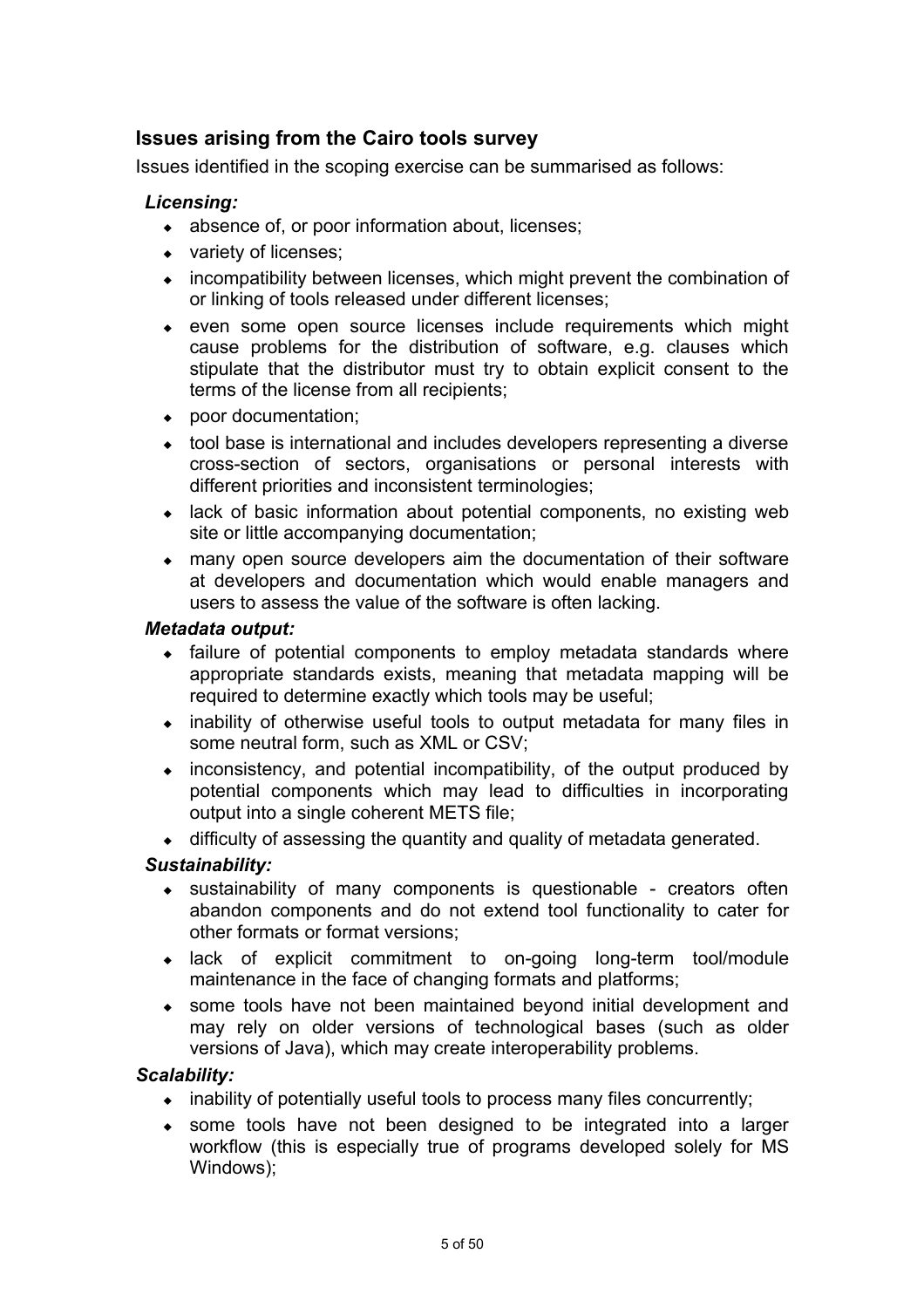## Issues arising from the Cairo tools survey

Issues identified in the scoping exercise can be summarised as follows:

***Licensing:***

- absence of, or poor information about, licenses;
- variety of licenses;
- incompatibility between licenses, which might prevent the combination of or linking of tools released under different licenses;
- even some open source licenses include requirements which might cause problems for the distribution of software, e.g. clauses which stipulate that the distributor must try to obtain explicit consent to the terms of the license from all recipients;
- poor documentation;
- tool base is international and includes developers representing a diverse cross-section of sectors, organisations or personal interests with different priorities and inconsistent terminologies;
- lack of basic information about potential components, no existing web site or little accompanying documentation;
- many open source developers aim the documentation of their software at developers and documentation which would enable managers and users to assess the value of the software is often lacking.

***Metadata output:***

- failure of potential components to employ metadata standards where appropriate standards exists, meaning that metadata mapping will be required to determine exactly which tools may be useful;
- inability of otherwise useful tools to output metadata for many files in some neutral form, such as XML or CSV;
- inconsistency, and potential incompatibility, of the output produced by potential components which may lead to difficulties in incorporating output into a single coherent METS file;
- difficulty of assessing the quantity and quality of metadata generated.

***Sustainability:***

- sustainability of many components is questionable - creators often abandon components and do not extend tool functionality to cater for other formats or format versions;
- lack of explicit commitment to on-going long-term tool/module maintenance in the face of changing formats and platforms;
- some tools have not been maintained beyond initial development and may rely on older versions of technological bases (such as older versions of Java), which may create interoperability problems.

***Scalability:***

- inability of potentially useful tools to process many files concurrently;
- some tools have not been designed to be integrated into a larger workflow (this is especially true of programs developed solely for MS Windows);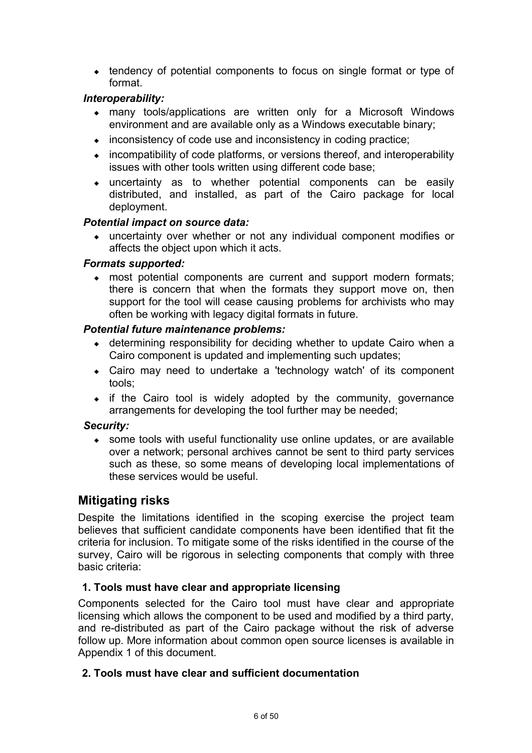- tendency of potential components to focus on single format or type of format.

***Interoperability:***

- many tools/applications are written only for a Microsoft Windows environment and are available only as a Windows executable binary;
- inconsistency of code use and inconsistency in coding practice;
- incompatibility of code platforms, or versions thereof, and interoperability issues with other tools written using different code base;
- uncertainty as to whether potential components can be easily distributed, and installed, as part of the Cairo package for local deployment.

***Potential impact on source data:***

- uncertainty over whether or not any individual component modifies or affects the object upon which it acts.

***Formats supported:***

- most potential components are current and support modern formats; there is concern that when the formats they support move on, then support for the tool will cease causing problems for archivists who may often be working with legacy digital formats in future.

***Potential future maintenance problems:***

- determining responsibility for deciding whether to update Cairo when a Cairo component is updated and implementing such updates;
- Cairo may need to undertake a 'technology watch' of its component tools;
- if the Cairo tool is widely adopted by the community, governance arrangements for developing the tool further may be needed;

***Security:***

- some tools with useful functionality use online updates, or are available over a network; personal archives cannot be sent to third party services such as these, so some means of developing local implementations of these services would be useful.

## Mitigating risks

Despite the limitations identified in the scoping exercise the project team believes that sufficient candidate components have been identified that fit the criteria for inclusion. To mitigate some of the risks identified in the course of the survey, Cairo will be rigorous in selecting components that comply with three basic criteria:

**1. Tools must have clear and appropriate licensing**

Components selected for the Cairo tool must have clear and appropriate licensing which allows the component to be used and modified by a third party, and re-distributed as part of the Cairo package without the risk of adverse follow up. More information about common open source licenses is available in Appendix 1 of this document.

**2. Tools must have clear and sufficient documentation**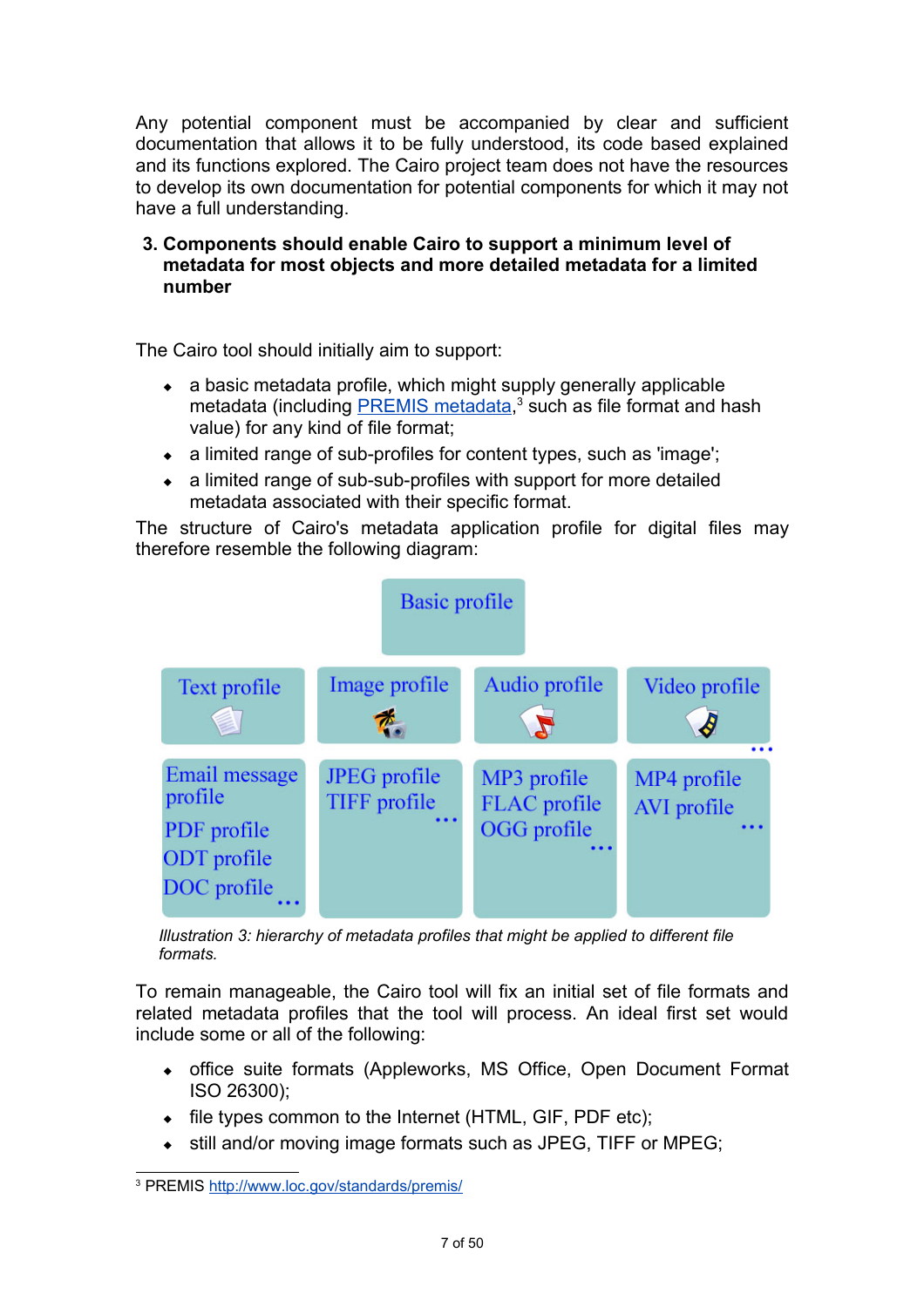Any potential component must be accompanied by clear and sufficient documentation that allows it to be fully understood, its code based explained and its functions explored. The Cairo project team does not have the resources to develop its own documentation for potential components for which it may not have a full understanding.

### 3. Components should enable Cairo to support a minimum level of metadata for most objects and more detailed metadata for a limited number

The Cairo tool should initially aim to support:

- a basic metadata profile, which might supply generally applicable metadata (including PREMIS metadata,[3] such as file format and hash value) for any kind of file format;
- a limited range of sub-profiles for content types, such as 'image';
- a limited range of sub-sub-profiles with support for more detailed metadata associated with their specific format.

The structure of Cairo's metadata application profile for digital files may therefore resemble the following diagram:

| Basic profile | | | |
|---|---|---|---|
| Text profile | Image profile | Audio profile | Video profile ... |
| Email message profile, PDF profile, ODT profile, DOC profile ... | JPEG profile, TIFF profile ... | MP3 profile, FLAC profile, OGG profile ... | MP4 profile, AVI profile ... |

*Illustration 3: hierarchy of metadata profiles that might be applied to different file formats.*

To remain manageable, the Cairo tool will fix an initial set of file formats and related metadata profiles that the tool will process. An ideal first set would include some or all of the following:

- office suite formats (Appleworks, MS Office, Open Document Format ISO 26300);
- file types common to the Internet (HTML, GIF, PDF etc);
- still and/or moving image formats such as JPEG, TIFF or MPEG;

---

[3] PREMIS http://www.loc.gov/standards/premis/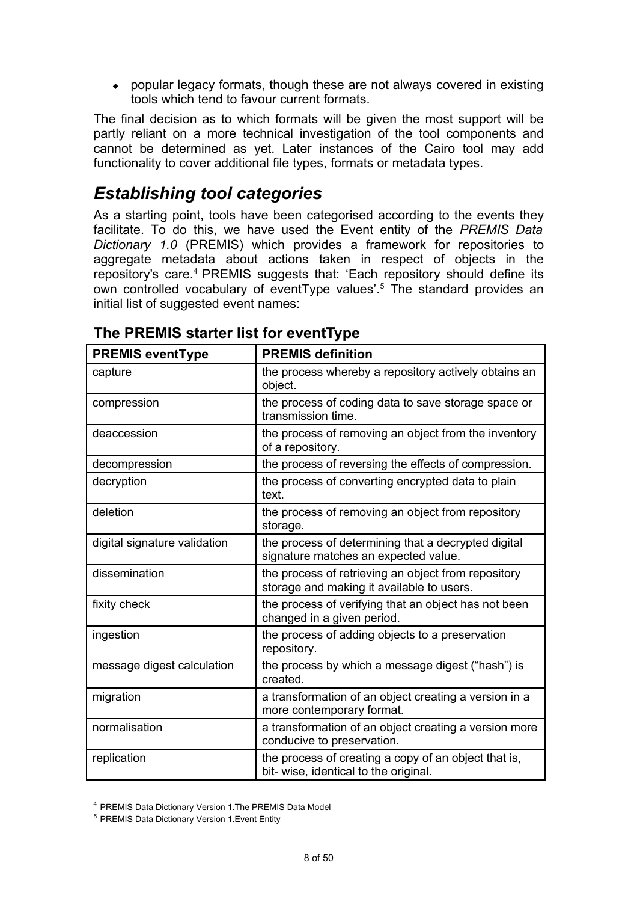- popular legacy formats, though these are not always covered in existing tools which tend to favour current formats.

The final decision as to which formats will be given the most support will be partly reliant on a more technical investigation of the tool components and cannot be determined as yet. Later instances of the Cairo tool may add functionality to cover additional file types, formats or metadata types.

## *Establishing tool categories*

As a starting point, tools have been categorised according to the events they facilitate. To do this, we have used the Event entity of the *PREMIS Data Dictionary 1.0* (PREMIS) which provides a framework for repositories to aggregate metadata about actions taken in respect of objects in the repository's care.[4] PREMIS suggests that: 'Each repository should define its own controlled vocabulary of eventType values'.[5] The standard provides an initial list of suggested event names:

### The PREMIS starter list for eventType

| PREMIS eventType | PREMIS definition |
|---|---|
| capture | the process whereby a repository actively obtains an object. |
| compression | the process of coding data to save storage space or transmission time. |
| deaccession | the process of removing an object from the inventory of a repository. |
| decompression | the process of reversing the effects of compression. |
| decryption | the process of converting encrypted data to plain text. |
| deletion | the process of removing an object from repository storage. |
| digital signature validation | the process of determining that a decrypted digital signature matches an expected value. |
| dissemination | the process of retrieving an object from repository storage and making it available to users. |
| fixity check | the process of verifying that an object has not been changed in a given period. |
| ingestion | the process of adding objects to a preservation repository. |
| message digest calculation | the process by which a message digest ("hash") is created. |
| migration | a transformation of an object creating a version in a more contemporary format. |
| normalisation | a transformation of an object creating a version more conducive to preservation. |
| replication | the process of creating a copy of an object that is, bit- wise, identical to the original. |

[4] PREMIS Data Dictionary Version 1.The PREMIS Data Model

[5] PREMIS Data Dictionary Version 1.Event Entity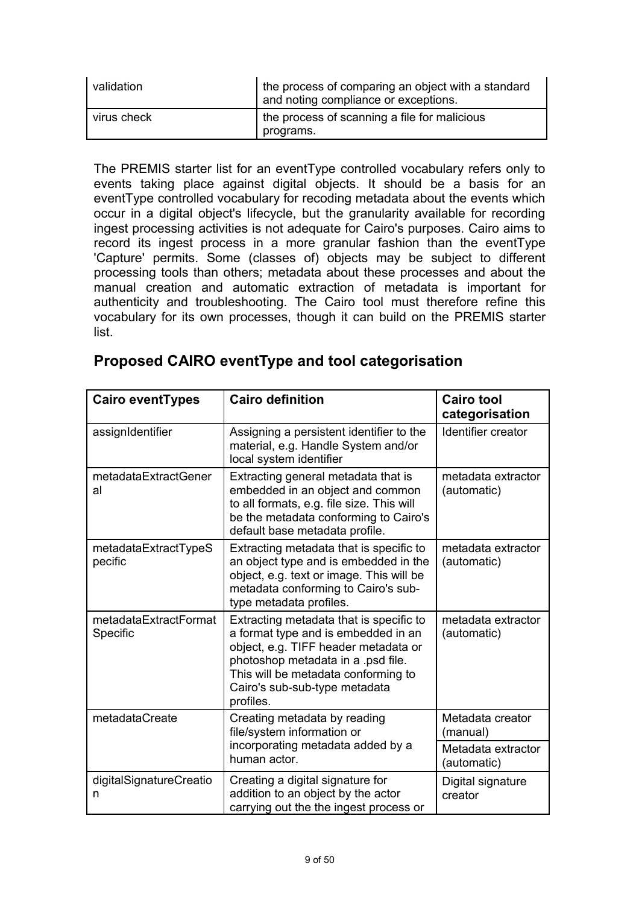| validation | the process of comparing an object with a standard and noting compliance or exceptions. |
| --- | --- |
| virus check | the process of scanning a file for malicious programs. |

The PREMIS starter list for an eventType controlled vocabulary refers only to events taking place against digital objects. It should be a basis for an eventType controlled vocabulary for recoding metadata about the events which occur in a digital object's lifecycle, but the granularity available for recording ingest processing activities is not adequate for Cairo's purposes. Cairo aims to record its ingest process in a more granular fashion than the eventType 'Capture' permits. Some (classes of) objects may be subject to different processing tools than others; metadata about these processes and about the manual creation and automatic extraction of metadata is important for authenticity and troubleshooting. The Cairo tool must therefore refine this vocabulary for its own processes, though it can build on the PREMIS starter list.

## Proposed CAIRO eventType and tool categorisation

| Cairo eventTypes | Cairo definition | Cairo tool categorisation |
| --- | --- | --- |
| assignIdentifier | Assigning a persistent identifier to the material, e.g. Handle System and/or local system identifier | Identifier creator |
| metadataExtractGeneral | Extracting general metadata that is embedded in an object and common to all formats, e.g. file size. This will be the metadata conforming to Cairo's default base metadata profile. | metadata extractor (automatic) |
| metadataExtractTypeSpecific | Extracting metadata that is specific to an object type and is embedded in the object, e.g. text or image. This will be metadata conforming to Cairo's sub-type metadata profiles. | metadata extractor (automatic) |
| metadataExtractFormatSpecific | Extracting metadata that is specific to a format type and is embedded in an object, e.g. TIFF header metadata or photoshop metadata in a .psd file. This will be metadata conforming to Cairo's sub-sub-type metadata profiles. | metadata extractor (automatic) |
| metadataCreate | Creating metadata by reading file/system information or incorporating metadata added by a human actor. | Metadata creator (manual) |
| | | Metadata extractor (automatic) |
| digitalSignatureCreation | Creating a digital signature for addition to an object by the actor carrying out the the ingest process or | Digital signature creator |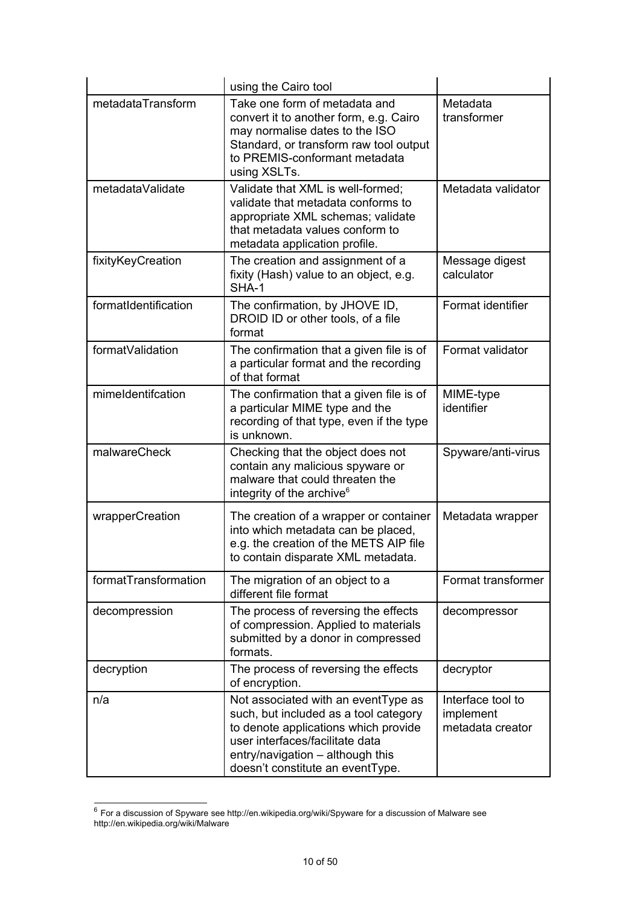| | | |
|---|---|---|
| | using the Cairo tool | |
| metadataTransform | Take one form of metadata and convert it to another form, e.g. Cairo may normalise dates to the ISO Standard, or transform raw tool output to PREMIS-conformant metadata using XSLTs. | Metadata transformer |
| metadataValidate | Validate that XML is well-formed; validate that metadata conforms to appropriate XML schemas; validate that metadata values conform to metadata application profile. | Metadata validator |
| fixityKeyCreation | The creation and assignment of a fixity (Hash) value to an object, e.g. SHA-1 | Message digest calculator |
| formatIdentification | The confirmation, by JHOVE ID, DROID ID or other tools, of a file format | Format identifier |
| formatValidation | The confirmation that a given file is of a particular format and the recording of that format | Format validator |
| mimeIdentifcation | The confirmation that a given file is of a particular MIME type and the recording of that type, even if the type is unknown. | MIME-type identifier |
| malwareCheck | Checking that the object does not contain any malicious spyware or malware that could threaten the integrity of the archive[6] | Spyware/anti-virus |
| wrapperCreation | The creation of a wrapper or container into which metadata can be placed, e.g. the creation of the METS AIP file to contain disparate XML metadata. | Metadata wrapper |
| formatTransformation | The migration of an object to a different file format | Format transformer |
| decompression | The process of reversing the effects of compression. Applied to materials submitted by a donor in compressed formats. | decompressor |
| decryption | The process of reversing the effects of encryption. | decryptor |
| n/a | Not associated with an eventType as such, but included as a tool category to denote applications which provide user interfaces/facilitate data entry/navigation – although this doesn't constitute an eventType. | Interface tool to implement metadata creator |

[6] For a discussion of Spyware see http://en.wikipedia.org/wiki/Spyware for a discussion of Malware see http://en.wikipedia.org/wiki/Malware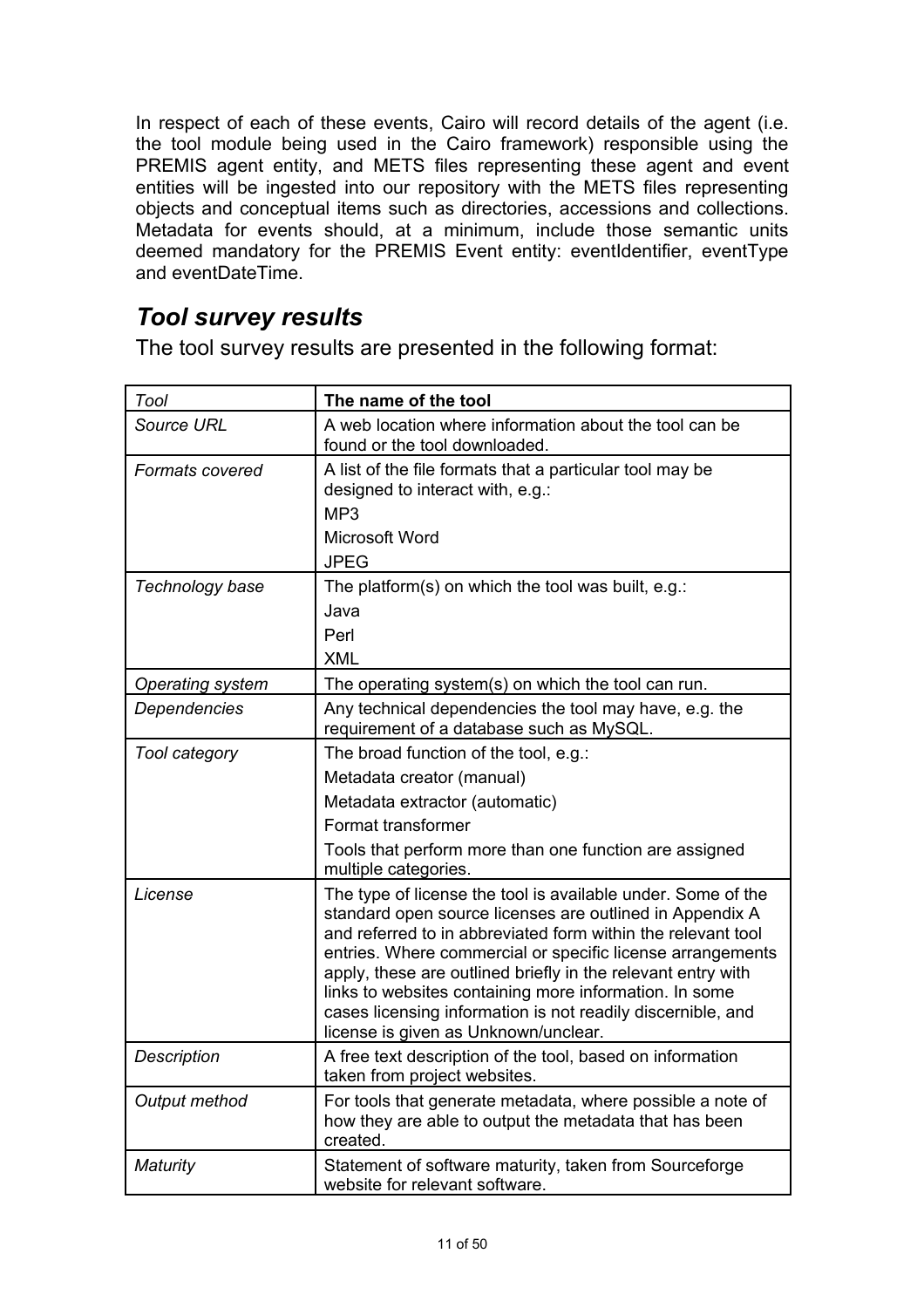In respect of each of these events, Cairo will record details of the agent (i.e. the tool module being used in the Cairo framework) responsible using the PREMIS agent entity, and METS files representing these agent and event entities will be ingested into our repository with the METS files representing objects and conceptual items such as directories, accessions and collections. Metadata for events should, at a minimum, include those semantic units deemed mandatory for the PREMIS Event entity: eventIdentifier, eventType and eventDateTime.

## *Tool survey results*

The tool survey results are presented in the following format:

| *Tool* | **The name of the tool** |
|---|---|
| *Source URL* | A web location where information about the tool can be found or the tool downloaded. |
| *Formats covered* | A list of the file formats that a particular tool may be designed to interact with, e.g.:<br>MP3<br>Microsoft Word<br>JPEG |
| *Technology base* | The platform(s) on which the tool was built, e.g.:<br>Java<br>Perl<br>XML |
| *Operating system* | The operating system(s) on which the tool can run. |
| *Dependencies* | Any technical dependencies the tool may have, e.g. the requirement of a database such as MySQL. |
| *Tool category* | The broad function of the tool, e.g.:<br>Metadata creator (manual)<br>Metadata extractor (automatic)<br>Format transformer<br>Tools that perform more than one function are assigned multiple categories. |
| *License* | The type of license the tool is available under. Some of the standard open source licenses are outlined in Appendix A and referred to in abbreviated form within the relevant tool entries. Where commercial or specific license arrangements apply, these are outlined briefly in the relevant entry with links to websites containing more information. In some cases licensing information is not readily discernible, and license is given as Unknown/unclear. |
| *Description* | A free text description of the tool, based on information taken from project websites. |
| *Output method* | For tools that generate metadata, where possible a note of how they are able to output the metadata that has been created. |
| *Maturity* | Statement of software maturity, taken from Sourceforge website for relevant software. |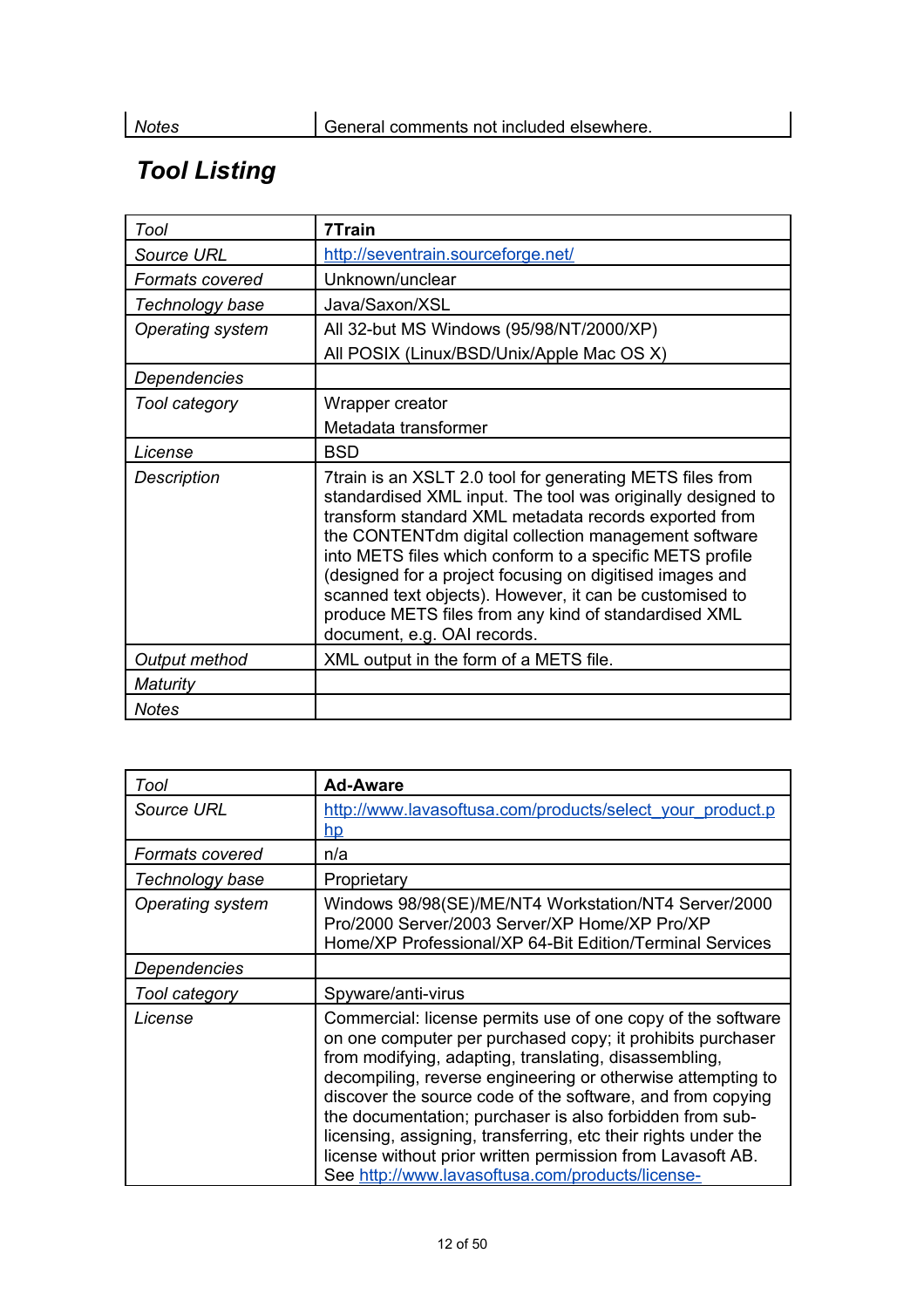| Notes | General comments not included elsewhere. |
|---|---|

## Tool Listing

| *Tool* | **7Train** |
|---|---|
| *Source URL* | http://seventrain.sourceforge.net/ |
| *Formats covered* | Unknown/unclear |
| *Technology base* | Java/Saxon/XSL |
| *Operating system* | All 32-but MS Windows (95/98/NT/2000/XP)<br>All POSIX (Linux/BSD/Unix/Apple Mac OS X) |
| *Dependencies* | |
| *Tool category* | Wrapper creator<br>Metadata transformer |
| *License* | BSD |
| *Description* | 7train is an XSLT 2.0 tool for generating METS files from standardised XML input. The tool was originally designed to transform standard XML metadata records exported from the CONTENTdm digital collection management software into METS files which conform to a specific METS profile (designed for a project focusing on digitised images and scanned text objects). However, it can be customised to produce METS files from any kind of standardised XML document, e.g. OAI records. |
| *Output method* | XML output in the form of a METS file. |
| *Maturity* | |
| *Notes* | |

| *Tool* | **Ad-Aware** |
|---|---|
| *Source URL* | http://www.lavasoftusa.com/products/select_your_product.php |
| *Formats covered* | n/a |
| *Technology base* | Proprietary |
| *Operating system* | Windows 98/98(SE)/ME/NT4 Workstation/NT4 Server/2000 Pro/2000 Server/2003 Server/XP Home/XP Pro/XP Home/XP Professional/XP 64-Bit Edition/Terminal Services |
| *Dependencies* | |
| *Tool category* | Spyware/anti-virus |
| *License* | Commercial: license permits use of one copy of the software on one computer per purchased copy; it prohibits purchaser from modifying, adapting, translating, disassembling, decompiling, reverse engineering or otherwise attempting to discover the source code of the software, and from copying the documentation; purchaser is also forbidden from sub-licensing, assigning, transferring, etc their rights under the license without prior written permission from Lavasoft AB. See http://www.lavasoftusa.com/products/license- |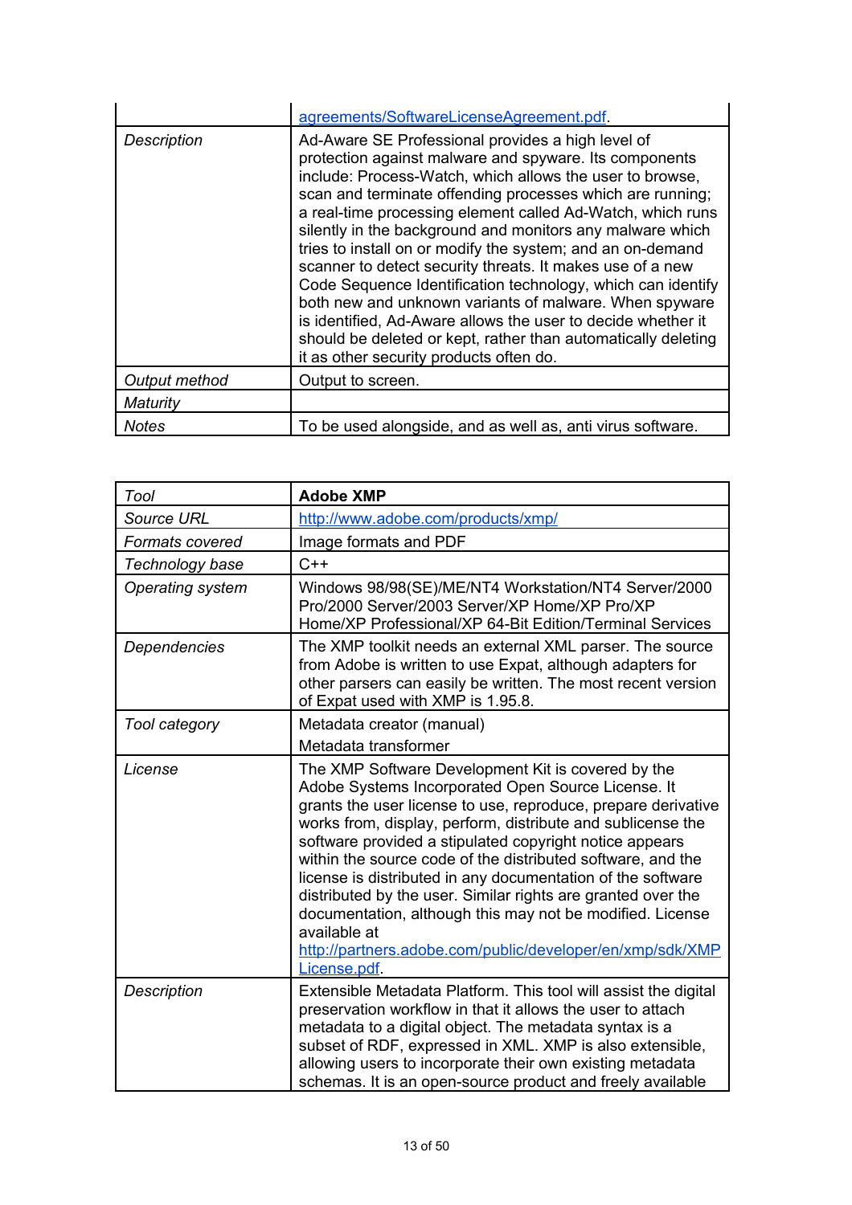| | |
|---|---|
| | agreements/SoftwareLicenseAgreement.pdf. |
| *Description* | Ad-Aware SE Professional provides a high level of protection against malware and spyware. Its components include: Process-Watch, which allows the user to browse, scan and terminate offending processes which are running; a real-time processing element called Ad-Watch, which runs silently in the background and monitors any malware which tries to install on or modify the system; and an on-demand scanner to detect security threats. It makes use of a new Code Sequence Identification technology, which can identify both new and unknown variants of malware. When spyware is identified, Ad-Aware allows the user to decide whether it should be deleted or kept, rather than automatically deleting it as other security products often do. |
| *Output method* | Output to screen. |
| *Maturity* | |
| *Notes* | To be used alongside, and as well as, anti virus software. |

| *Tool* | **Adobe XMP** |
|---|---|
| *Source URL* | http://www.adobe.com/products/xmp/ |
| *Formats covered* | Image formats and PDF |
| *Technology base* | C++ |
| *Operating system* | Windows 98/98(SE)/ME/NT4 Workstation/NT4 Server/2000 Pro/2000 Server/2003 Server/XP Home/XP Pro/XP Home/XP Professional/XP 64-Bit Edition/Terminal Services |
| *Dependencies* | The XMP toolkit needs an external XML parser. The source from Adobe is written to use Expat, although adapters for other parsers can easily be written. The most recent version of Expat used with XMP is 1.95.8. |
| *Tool category* | Metadata creator (manual)<br>Metadata transformer |
| *License* | The XMP Software Development Kit is covered by the Adobe Systems Incorporated Open Source License. It grants the user license to use, reproduce, prepare derivative works from, display, perform, distribute and sublicense the software provided a stipulated copyright notice appears within the source code of the distributed software, and the license is distributed in any documentation of the software distributed by the user. Similar rights are granted over the documentation, although this may not be modified. License available at http://partners.adobe.com/public/developer/en/xmp/sdk/XMPLicense.pdf. |
| *Description* | Extensible Metadata Platform. This tool will assist the digital preservation workflow in that it allows the user to attach metadata to a digital object. The metadata syntax is a subset of RDF, expressed in XML. XMP is also extensible, allowing users to incorporate their own existing metadata schemas. It is an open-source product and freely available |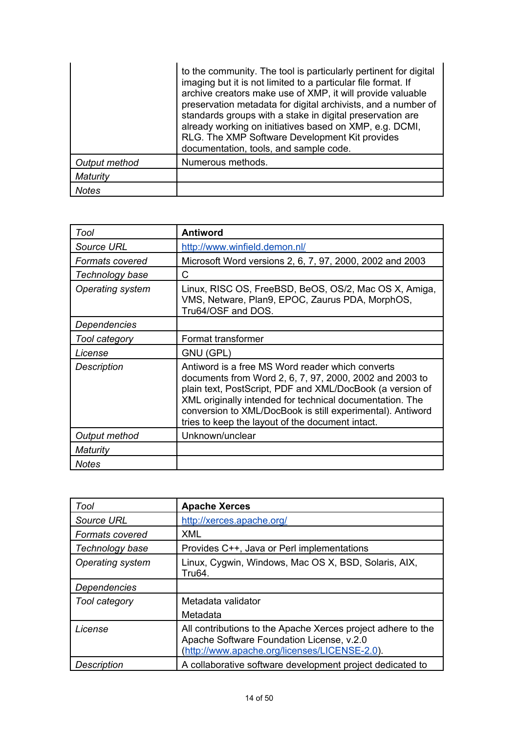| | |
|---|---|
| | to the community. The tool is particularly pertinent for digital imaging but it is not limited to a particular file format. If archive creators make use of XMP, it will provide valuable preservation metadata for digital archivists, and a number of standards groups with a stake in digital preservation are already working on initiatives based on XMP, e.g. DCMI, RLG. The XMP Software Development Kit provides documentation, tools, and sample code. |
| *Output method* | Numerous methods. |
| *Maturity* | |
| *Notes* | |

| *Tool* | **Antiword** |
|---|---|
| *Source URL* | http://www.winfield.demon.nl/ |
| *Formats covered* | Microsoft Word versions 2, 6, 7, 97, 2000, 2002 and 2003 |
| *Technology base* | C |
| *Operating system* | Linux, RISC OS, FreeBSD, BeOS, OS/2, Mac OS X, Amiga, VMS, Netware, Plan9, EPOC, Zaurus PDA, MorphOS, Tru64/OSF and DOS. |
| *Dependencies* | |
| *Tool category* | Format transformer |
| *License* | GNU (GPL) |
| *Description* | Antiword is a free MS Word reader which converts documents from Word 2, 6, 7, 97, 2000, 2002 and 2003 to plain text, PostScript, PDF and XML/DocBook (a version of XML originally intended for technical documentation. The conversion to XML/DocBook is still experimental). Antiword tries to keep the layout of the document intact. |
| *Output method* | Unknown/unclear |
| *Maturity* | |
| *Notes* | |

| *Tool* | **Apache Xerces** |
|---|---|
| *Source URL* | http://xerces.apache.org/ |
| *Formats covered* | XML |
| *Technology base* | Provides C++, Java or Perl implementations |
| *Operating system* | Linux, Cygwin, Windows, Mac OS X, BSD, Solaris, AIX, Tru64. |
| *Dependencies* | |
| *Tool category* | Metadata validator<br>Metadata |
| *License* | All contributions to the Apache Xerces project adhere to the Apache Software Foundation License, v.2.0 (http://www.apache.org/licenses/LICENSE-2.0). |
| *Description* | A collaborative software development project dedicated to |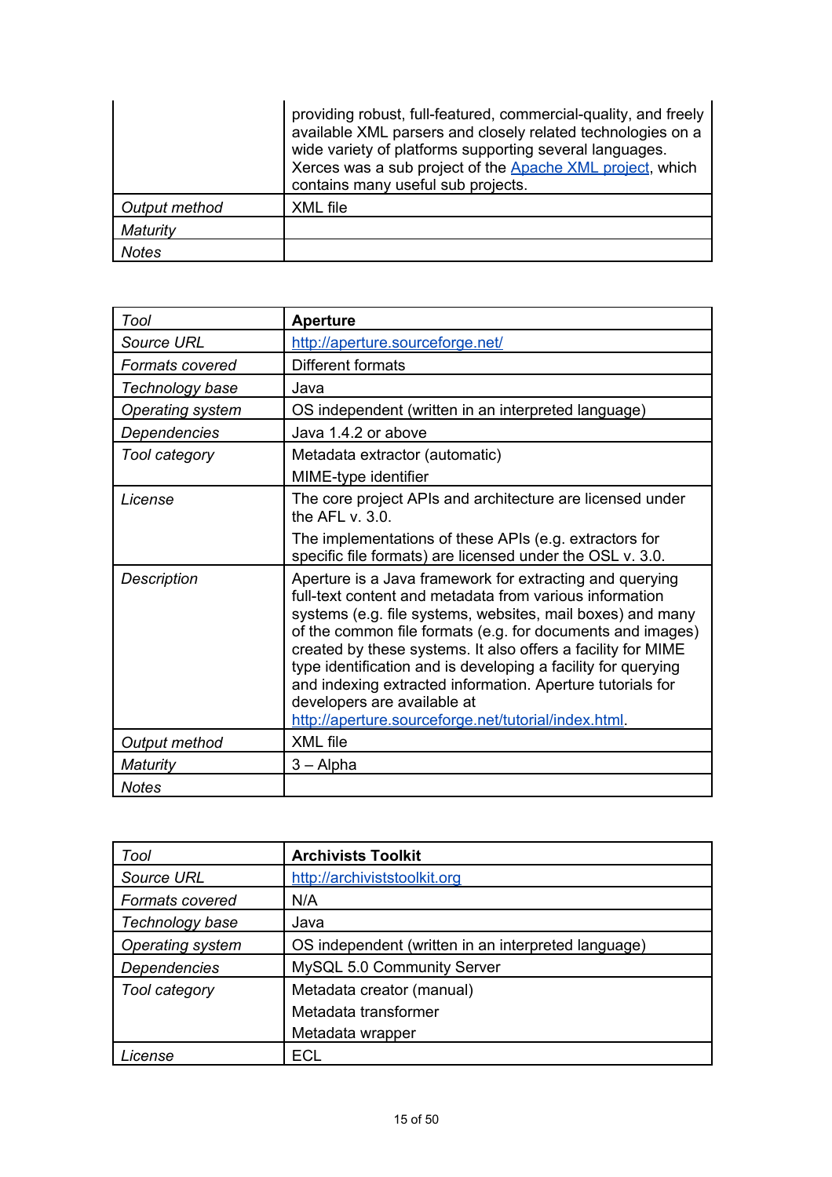| | |
|---|---|
| | providing robust, full-featured, commercial-quality, and freely available XML parsers and closely related technologies on a wide variety of platforms supporting several languages. Xerces was a sub project of the [Apache XML project](), which contains many useful sub projects. |
| *Output method* | XML file |
| *Maturity* | |
| *Notes* | |

| *Tool* | **Aperture** |
|---|---|
| *Source URL* | http://aperture.sourceforge.net/ |
| *Formats covered* | Different formats |
| *Technology base* | Java |
| *Operating system* | OS independent (written in an interpreted language) |
| *Dependencies* | Java 1.4.2 or above |
| *Tool category* | Metadata extractor (automatic)<br>MIME-type identifier |
| *License* | The core project APIs and architecture are licensed under the AFL v. 3.0.<br>The implementations of these APIs (e.g. extractors for specific file formats) are licensed under the OSL v. 3.0. |
| *Description* | Aperture is a Java framework for extracting and querying full-text content and metadata from various information systems (e.g. file systems, websites, mail boxes) and many of the common file formats (e.g. for documents and images) created by these systems. It also offers a facility for MIME type identification and is developing a facility for querying and indexing extracted information. Aperture tutorials for developers are available at http://aperture.sourceforge.net/tutorial/index.html. |
| *Output method* | XML file |
| *Maturity* | 3 – Alpha |
| *Notes* | |

| *Tool* | **Archivists Toolkit** |
|---|---|
| *Source URL* | http://archiviststoolkit.org |
| *Formats covered* | N/A |
| *Technology base* | Java |
| *Operating system* | OS independent (written in an interpreted language) |
| *Dependencies* | MySQL 5.0 Community Server |
| *Tool category* | Metadata creator (manual)<br>Metadata transformer<br>Metadata wrapper |
| *License* | ECL |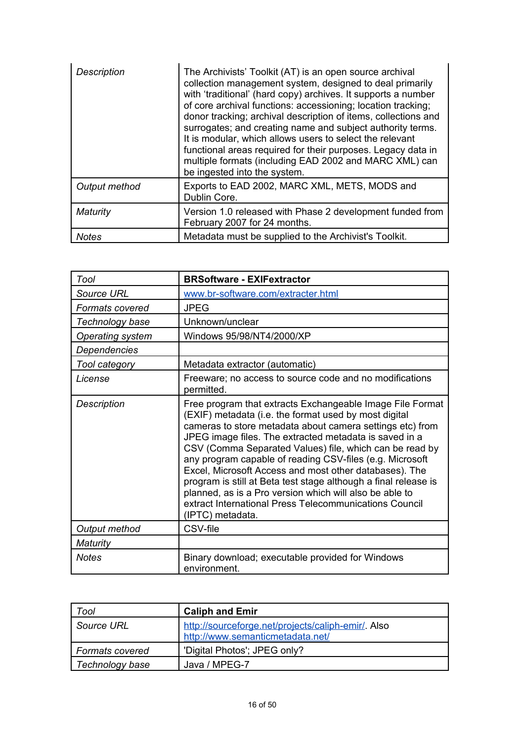| | |
|---|---|
| *Description* | The Archivists' Toolkit (AT) is an open source archival collection management system, designed to deal primarily with 'traditional' (hard copy) archives. It supports a number of core archival functions: accessioning; location tracking; donor tracking; archival description of items, collections and surrogates; and creating name and subject authority terms. It is modular, which allows users to select the relevant functional areas required for their purposes. Legacy data in multiple formats (including EAD 2002 and MARC XML) can be ingested into the system. |
| *Output method* | Exports to EAD 2002, MARC XML, METS, MODS and Dublin Core. |
| *Maturity* | Version 1.0 released with Phase 2 development funded from February 2007 for 24 months. |
| *Notes* | Metadata must be supplied to the Archivist's Toolkit. |

| *Tool* | **BRSoftware - EXIFextractor** |
|---|---|
| *Source URL* | [www.br-software.com/extracter.html](www.br-software.com/extracter.html) |
| *Formats covered* | JPEG |
| *Technology base* | Unknown/unclear |
| *Operating system* | Windows 95/98/NT4/2000/XP |
| *Dependencies* | |
| *Tool category* | Metadata extractor (automatic) |
| *License* | Freeware; no access to source code and no modifications permitted. |
| *Description* | Free program that extracts Exchangeable Image File Format (EXIF) metadata (i.e. the format used by most digital cameras to store metadata about camera settings etc) from JPEG image files. The extracted metadata is saved in a CSV (Comma Separated Values) file, which can be read by any program capable of reading CSV-files (e.g. Microsoft Excel, Microsoft Access and most other databases). The program is still at Beta test stage although a final release is planned, as is a Pro version which will also be able to extract International Press Telecommunications Council (IPTC) metadata. |
| *Output method* | CSV-file |
| *Maturity* | |
| *Notes* | Binary download; executable provided for Windows environment. |

| *Tool* | **Caliph and Emir** |
|---|---|
| *Source URL* | [http://sourceforge.net/projects/caliph-emir/](http://sourceforge.net/projects/caliph-emir/). Also [http://www.semanticmetadata.net/](http://www.semanticmetadata.net/) |
| *Formats covered* | 'Digital Photos'; JPEG only? |
| *Technology base* | Java / MPEG-7 |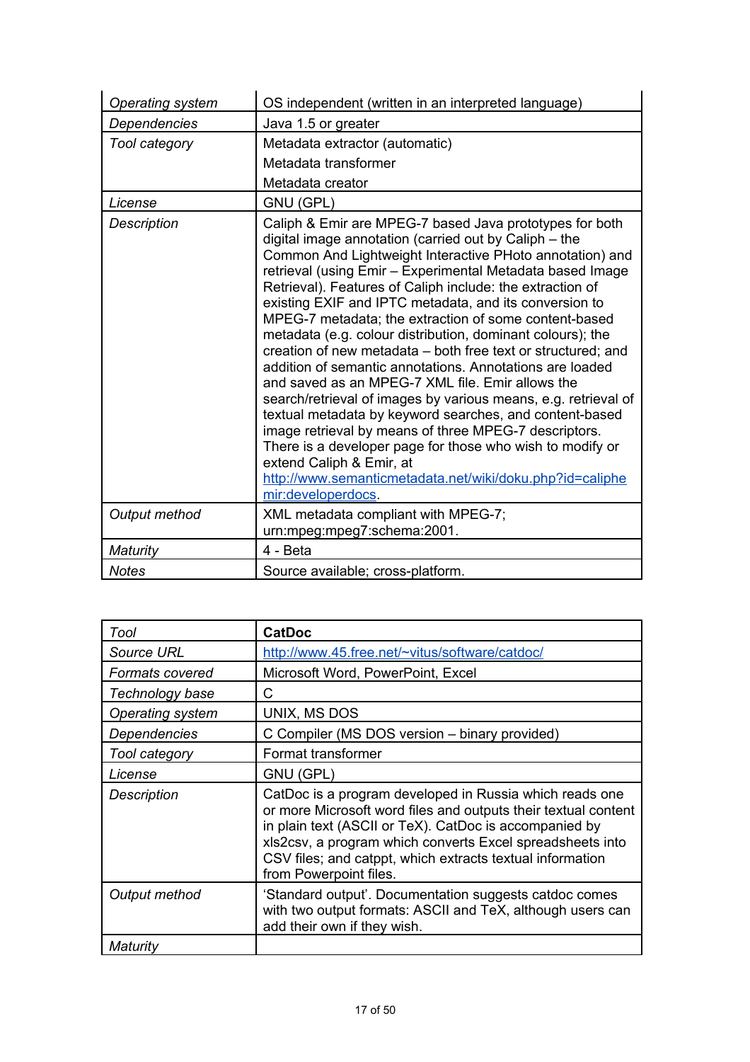| | |
|---|---|
| *Operating system* | OS independent (written in an interpreted language) |
| *Dependencies* | Java 1.5 or greater |
| *Tool category* | Metadata extractor (automatic)<br>Metadata transformer<br>Metadata creator |
| *License* | GNU (GPL) |
| *Description* | Caliph & Emir are MPEG-7 based Java prototypes for both digital image annotation (carried out by Caliph – the Common And Lightweight Interactive PHoto annotation) and retrieval (using Emir – Experimental Metadata based Image Retrieval). Features of Caliph include: the extraction of existing EXIF and IPTC metadata, and its conversion to MPEG-7 metadata; the extraction of some content-based metadata (e.g. colour distribution, dominant colours); the creation of new metadata – both free text or structured; and addition of semantic annotations. Annotations are loaded and saved as an MPEG-7 XML file. Emir allows the search/retrieval of images by various means, e.g. retrieval of textual metadata by keyword searches, and content-based image retrieval by means of three MPEG-7 descriptors. There is a developer page for those who wish to modify or extend Caliph & Emir, at [http://www.semanticmetadata.net/wiki/doku.php?id=caliphemir:developerdocs](http://www.semanticmetadata.net/wiki/doku.php?id=caliphemir:developerdocs). |
| *Output method* | XML metadata compliant with MPEG-7; urn:mpeg:mpeg7:schema:2001. |
| *Maturity* | 4 - Beta |
| *Notes* | Source available; cross-platform. |

| *Tool* | **CatDoc** |
|---|---|
| *Source URL* | [http://www.45.free.net/~vitus/software/catdoc/](http://www.45.free.net/~vitus/software/catdoc/) |
| *Formats covered* | Microsoft Word, PowerPoint, Excel |
| *Technology base* | C |
| *Operating system* | UNIX, MS DOS |
| *Dependencies* | C Compiler (MS DOS version – binary provided) |
| *Tool category* | Format transformer |
| *License* | GNU (GPL) |
| *Description* | CatDoc is a program developed in Russia which reads one or more Microsoft word files and outputs their textual content in plain text (ASCII or TeX). CatDoc is accompanied by xls2csv, a program which converts Excel spreadsheets into CSV files; and catppt, which extracts textual information from Powerpoint files. |
| *Output method* | 'Standard output'. Documentation suggests catdoc comes with two output formats: ASCII and TeX, although users can add their own if they wish. |
| *Maturity* | |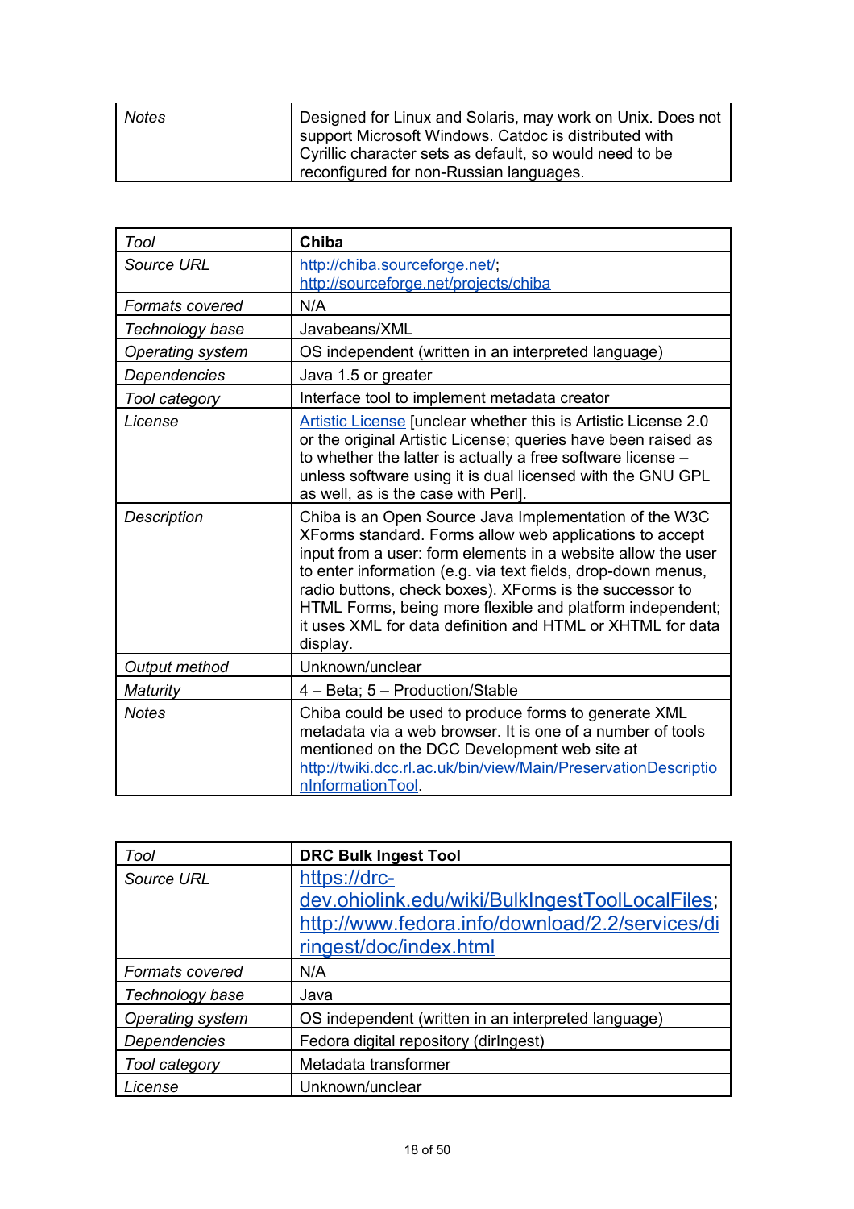| Notes | Designed for Linux and Solaris, may work on Unix. Does not support Microsoft Windows. Catdoc is distributed with Cyrillic character sets as default, so would need to be reconfigured for non-Russian languages. |
|---|---|

| *Tool* | **Chiba** |
|---|---|
| *Source URL* | http://chiba.sourceforge.net/; http://sourceforge.net/projects/chiba |
| *Formats covered* | N/A |
| *Technology base* | Javabeans/XML |
| *Operating system* | OS independent (written in an interpreted language) |
| *Dependencies* | Java 1.5 or greater |
| *Tool category* | Interface tool to implement metadata creator |
| *License* | Artistic License [unclear whether this is Artistic License 2.0 or the original Artistic License; queries have been raised as to whether the latter is actually a free software license – unless software using it is dual licensed with the GNU GPL as well, as is the case with Perl]. |
| *Description* | Chiba is an Open Source Java Implementation of the W3C XForms standard. Forms allow web applications to accept input from a user: form elements in a website allow the user to enter information (e.g. via text fields, drop-down menus, radio buttons, check boxes). XForms is the successor to HTML Forms, being more flexible and platform independent; it uses XML for data definition and HTML or XHTML for data display. |
| *Output method* | Unknown/unclear |
| *Maturity* | 4 – Beta; 5 – Production/Stable |
| *Notes* | Chiba could be used to produce forms to generate XML metadata via a web browser. It is one of a number of tools mentioned on the DCC Development web site at http://twiki.dcc.rl.ac.uk/bin/view/Main/PreservationDescriptionInformationTool. |

| *Tool* | **DRC Bulk Ingest Tool** |
|---|---|
| *Source URL* | https://drc-dev.ohiolink.edu/wiki/BulkIngestToolLocalFiles; http://www.fedora.info/download/2.2/services/diringest/doc/index.html |
| *Formats covered* | N/A |
| *Technology base* | Java |
| *Operating system* | OS independent (written in an interpreted language) |
| *Dependencies* | Fedora digital repository (dirIngest) |
| *Tool category* | Metadata transformer |
| *License* | Unknown/unclear |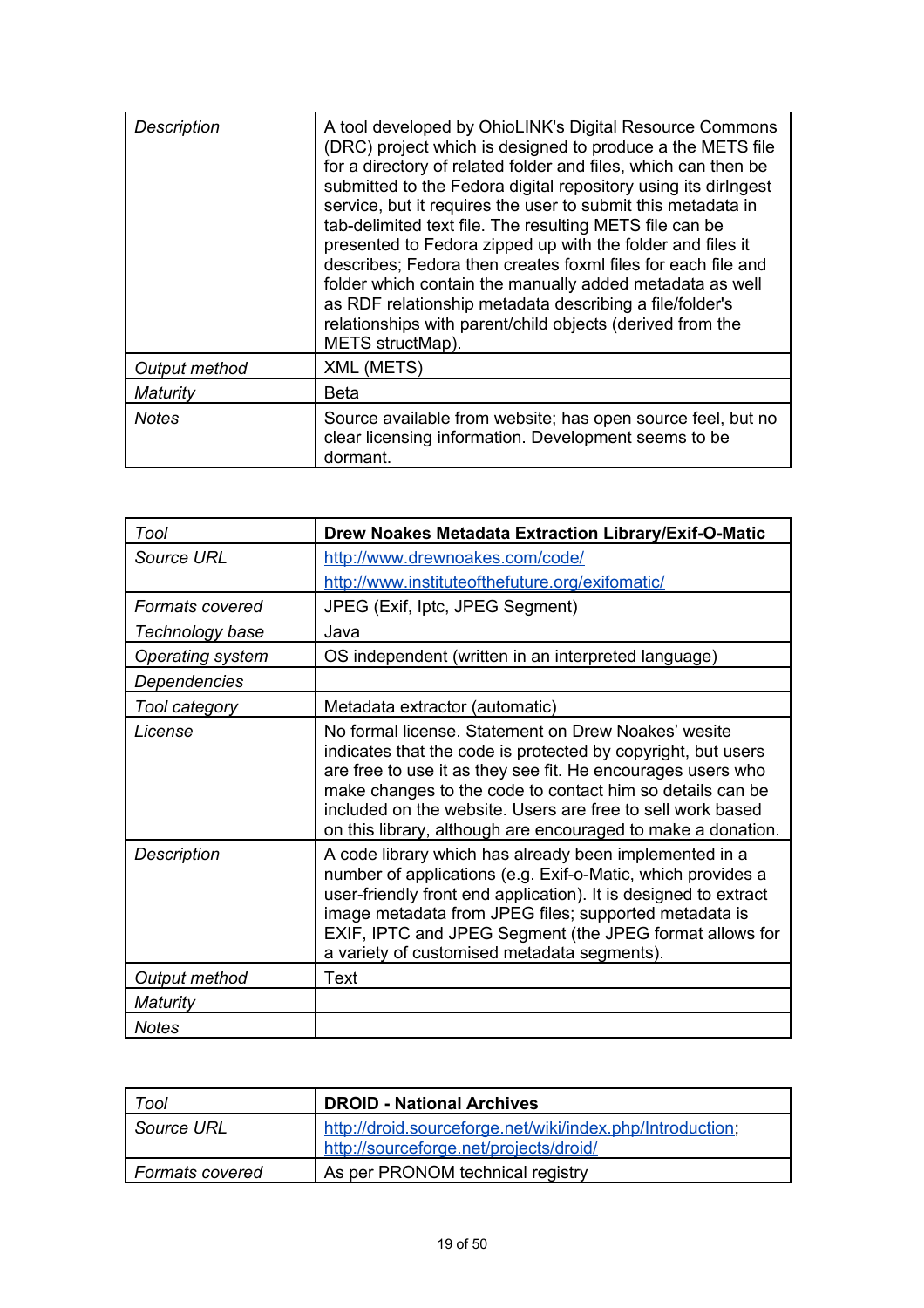| | |
|---|---|
| *Description* | A tool developed by OhioLINK's Digital Resource Commons (DRC) project which is designed to produce a the METS file for a directory of related folder and files, which can then be submitted to the Fedora digital repository using its dirIngest service, but it requires the user to submit this metadata in tab-delimited text file. The resulting METS file can be presented to Fedora zipped up with the folder and files it describes; Fedora then creates foxml files for each file and folder which contain the manually added metadata as well as RDF relationship metadata describing a file/folder's relationships with parent/child objects (derived from the METS structMap). |
| *Output method* | XML (METS) |
| *Maturity* | Beta |
| *Notes* | Source available from website; has open source feel, but no clear licensing information. Development seems to be dormant. |

| *Tool* | **Drew Noakes Metadata Extraction Library/Exif-O-Matic** |
|---|---|
| *Source URL* | http://www.drewnoakes.com/code/ http://www.instituteofthefuture.org/exifomatic/ |
| *Formats covered* | JPEG (Exif, Iptc, JPEG Segment) |
| *Technology base* | Java |
| *Operating system* | OS independent (written in an interpreted language) |
| *Dependencies* | |
| *Tool category* | Metadata extractor (automatic) |
| *License* | No formal license. Statement on Drew Noakes' wesite indicates that the code is protected by copyright, but users are free to use it as they see fit. He encourages users who make changes to the code to contact him so details can be included on the website. Users are free to sell work based on this library, although are encouraged to make a donation. |
| *Description* | A code library which has already been implemented in a number of applications (e.g. Exif-o-Matic, which provides a user-friendly front end application). It is designed to extract image metadata from JPEG files; supported metadata is EXIF, IPTC and JPEG Segment (the JPEG format allows for a variety of customised metadata segments). |
| *Output method* | Text |
| *Maturity* | |
| *Notes* | |

| *Tool* | **DROID - National Archives** |
|---|---|
| *Source URL* | http://droid.sourceforge.net/wiki/index.php/Introduction; http://sourceforge.net/projects/droid/ |
| *Formats covered* | As per PRONOM technical registry |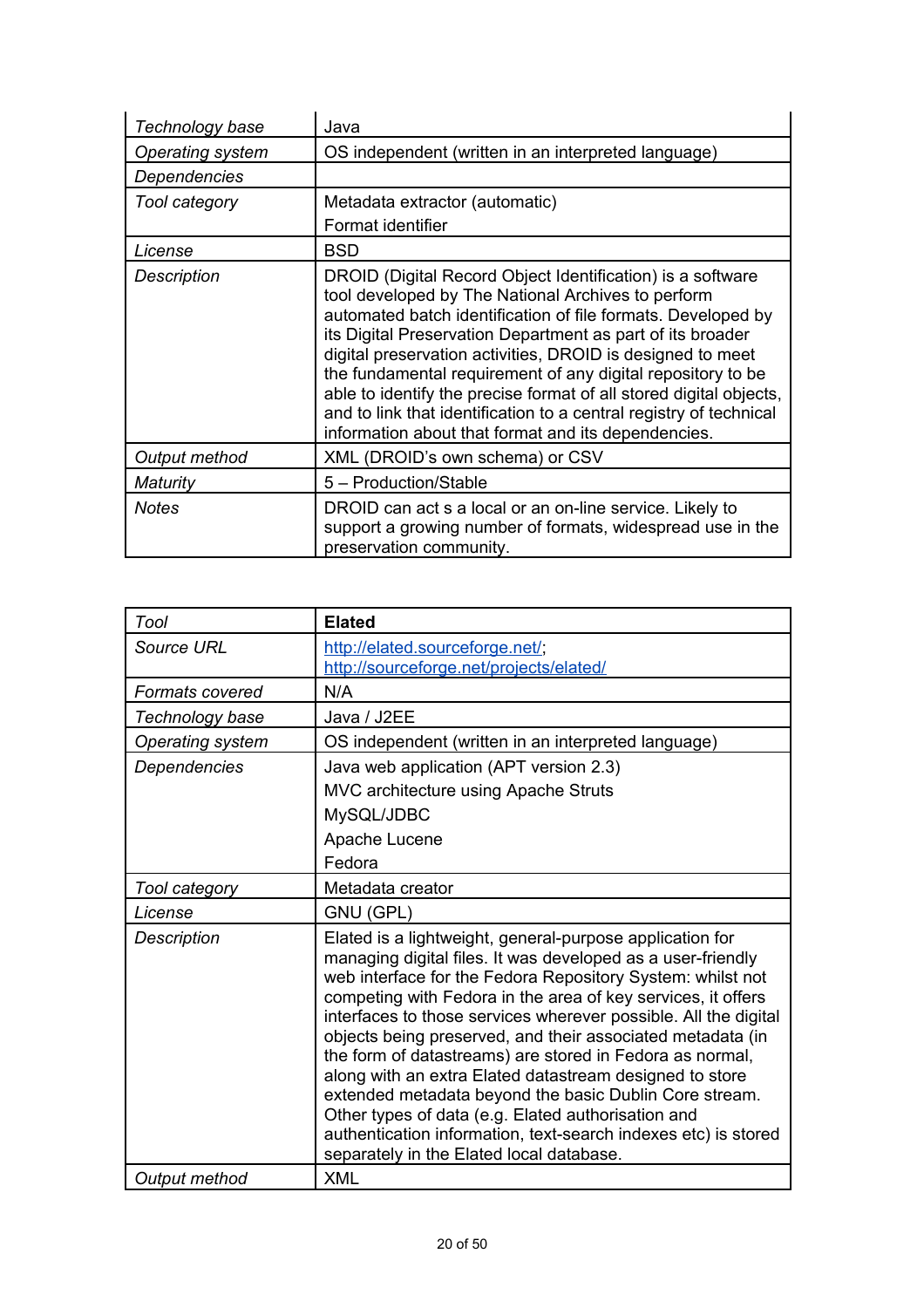| | |
|---|---|
| *Technology base* | Java |
| *Operating system* | OS independent (written in an interpreted language) |
| *Dependencies* | |
| *Tool category* | Metadata extractor (automatic)<br>Format identifier |
| *License* | BSD |
| *Description* | DROID (Digital Record Object Identification) is a software tool developed by The National Archives to perform automated batch identification of file formats. Developed by its Digital Preservation Department as part of its broader digital preservation activities, DROID is designed to meet the fundamental requirement of any digital repository to be able to identify the precise format of all stored digital objects, and to link that identification to a central registry of technical information about that format and its dependencies. |
| *Output method* | XML (DROID's own schema) or CSV |
| *Maturity* | 5 – Production/Stable |
| *Notes* | DROID can act s a local or an on-line service. Likely to support a growing number of formats, widespread use in the preservation community. |

| *Tool* | **Elated** |
|---|---|
| *Source URL* | http://elated.sourceforge.net/; http://sourceforge.net/projects/elated/ |
| *Formats covered* | N/A |
| *Technology base* | Java / J2EE |
| *Operating system* | OS independent (written in an interpreted language) |
| *Dependencies* | Java web application (APT version 2.3)<br>MVC architecture using Apache Struts<br>MySQL/JDBC<br>Apache Lucene<br>Fedora |
| *Tool category* | Metadata creator |
| *License* | GNU (GPL) |
| *Description* | Elated is a lightweight, general-purpose application for managing digital files. It was developed as a user-friendly web interface for the Fedora Repository System: whilst not competing with Fedora in the area of key services, it offers interfaces to those services wherever possible. All the digital objects being preserved, and their associated metadata (in the form of datastreams) are stored in Fedora as normal, along with an extra Elated datastream designed to store extended metadata beyond the basic Dublin Core stream. Other types of data (e.g. Elated authorisation and authentication information, text-search indexes etc) is stored separately in the Elated local database. |
| *Output method* | XML |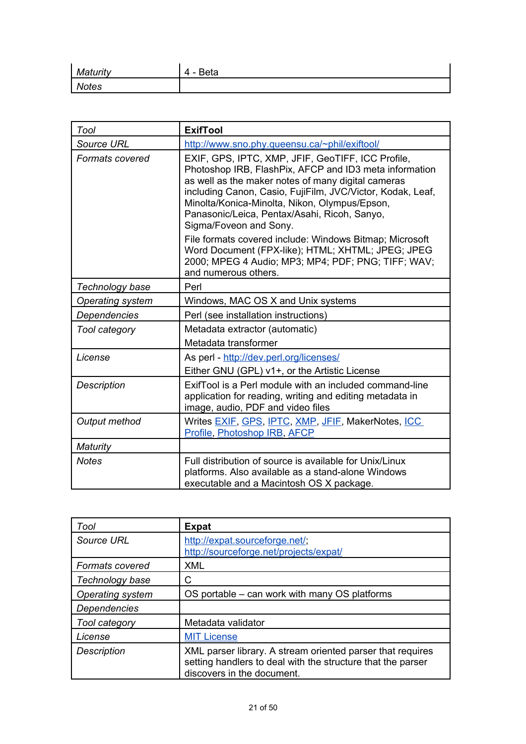| Maturity | 4 - Beta |
|---|---|
| Notes | |

| Tool | **ExifTool** |
|---|---|
| Source URL | http://www.sno.phy.queensu.ca/~phil/exiftool/ |
| Formats covered | EXIF, GPS, IPTC, XMP, JFIF, GeoTIFF, ICC Profile, Photoshop IRB, FlashPix, AFCP and ID3 meta information as well as the maker notes of many digital cameras including Canon, Casio, FujiFilm, JVC/Victor, Kodak, Leaf, Minolta/Konica-Minolta, Nikon, Olympus/Epson, Panasonic/Leica, Pentax/Asahi, Ricoh, Sanyo, Sigma/Foveon and Sony.<br>File formats covered include: Windows Bitmap; Microsoft Word Document (FPX-like); HTML; XHTML; JPEG; JPEG 2000; MPEG 4 Audio; MP3; MP4; PDF; PNG; TIFF; WAV; and numerous others. |
| Technology base | Perl |
| Operating system | Windows, MAC OS X and Unix systems |
| Dependencies | Perl (see installation instructions) |
| Tool category | Metadata extractor (automatic)<br>Metadata transformer |
| License | As perl - http://dev.perl.org/licenses/<br>Either GNU (GPL) v1+, or the Artistic License |
| Description | ExifTool is a Perl module with an included command-line application for reading, writing and editing metadata in image, audio, PDF and video files |
| Output method | Writes EXIF, GPS, IPTC, XMP, JFIF, MakerNotes, ICC Profile, Photoshop IRB, AFCP |
| Maturity | |
| Notes | Full distribution of source is available for Unix/Linux platforms. Also available as a stand-alone Windows executable and a Macintosh OS X package. |

| Tool | **Expat** |
|---|---|
| Source URL | http://expat.sourceforge.net/;<br>http://sourceforge.net/projects/expat/ |
| Formats covered | XML |
| Technology base | C |
| Operating system | OS portable – can work with many OS platforms |
| Dependencies | |
| Tool category | Metadata validator |
| License | MIT License |
| Description | XML parser library. A stream oriented parser that requires setting handlers to deal with the structure that the parser discovers in the document. |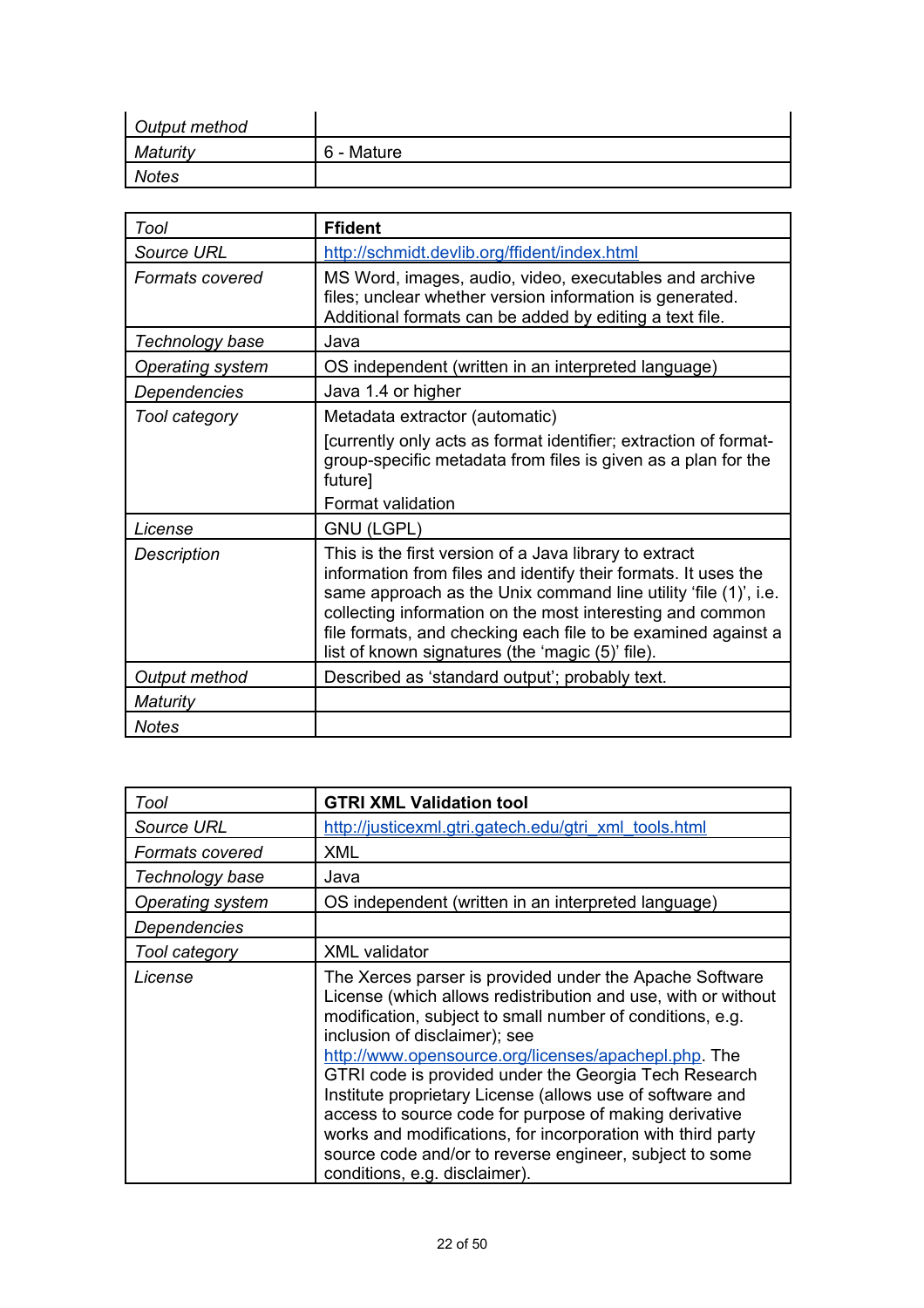| | |
|---|---|
| *Output method* | |
| *Maturity* | 6 - Mature |
| *Notes* | |

| *Tool* | **Ffident** |
|---|---|
| *Source URL* | http://schmidt.devlib.org/ffident/index.html |
| *Formats covered* | MS Word, images, audio, video, executables and archive files; unclear whether version information is generated. Additional formats can be added by editing a text file. |
| *Technology base* | Java |
| *Operating system* | OS independent (written in an interpreted language) |
| *Dependencies* | Java 1.4 or higher |
| *Tool category* | Metadata extractor (automatic)<br>[currently only acts as format identifier; extraction of format-group-specific metadata from files is given as a plan for the future]<br>Format validation |
| *License* | GNU (LGPL) |
| *Description* | This is the first version of a Java library to extract information from files and identify their formats. It uses the same approach as the Unix command line utility 'file (1)', i.e. collecting information on the most interesting and common file formats, and checking each file to be examined against a list of known signatures (the 'magic (5)' file). |
| *Output method* | Described as 'standard output'; probably text. |
| *Maturity* | |
| *Notes* | |

| *Tool* | **GTRI XML Validation tool** |
|---|---|
| *Source URL* | http://justicexml.gtri.gatech.edu/gtri_xml_tools.html |
| *Formats covered* | XML |
| *Technology base* | Java |
| *Operating system* | OS independent (written in an interpreted language) |
| *Dependencies* | |
| *Tool category* | XML validator |
| *License* | The Xerces parser is provided under the Apache Software License (which allows redistribution and use, with or without modification, subject to small number of conditions, e.g. inclusion of disclaimer); see http://www.opensource.org/licenses/apachepl.php. The GTRI code is provided under the Georgia Tech Research Institute proprietary License (allows use of software and access to source code for purpose of making derivative works and modifications, for incorporation with third party source code and/or to reverse engineer, subject to some conditions, e.g. disclaimer). |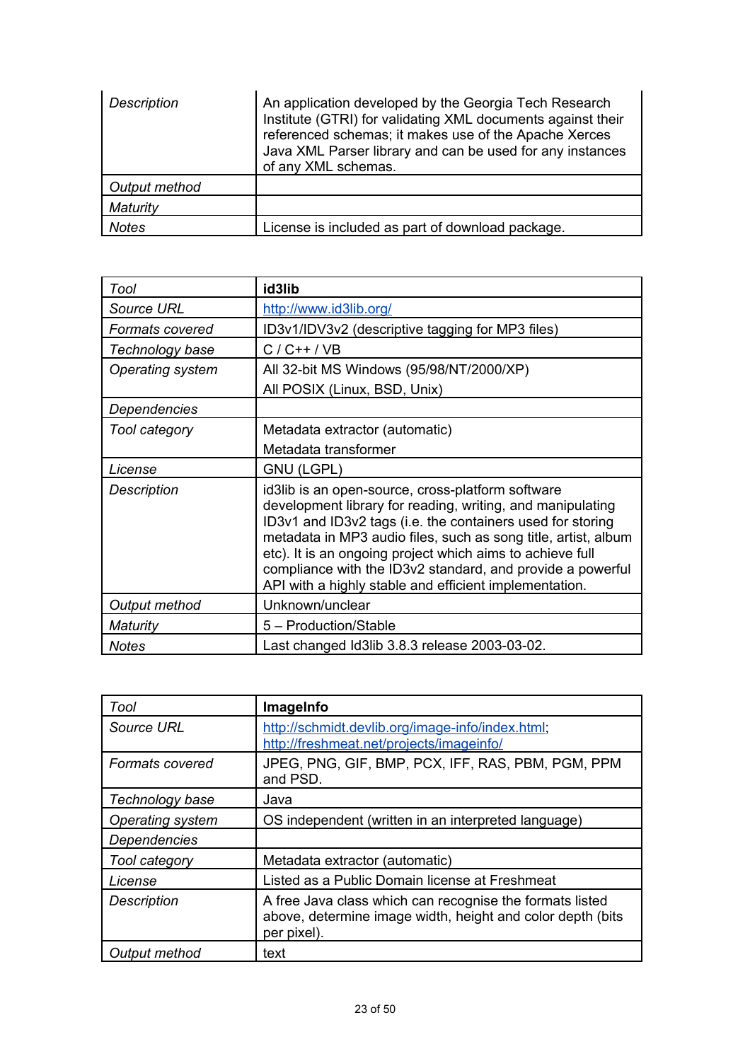| | |
|---|---|
| *Description* | An application developed by the Georgia Tech Research Institute (GTRI) for validating XML documents against their referenced schemas; it makes use of the Apache Xerces Java XML Parser library and can be used for any instances of any XML schemas. |
| *Output method* | |
| *Maturity* | |
| *Notes* | License is included as part of download package. |

| *Tool* | **id3lib** |
|---|---|
| *Source URL* | http://www.id3lib.org/ |
| *Formats covered* | ID3v1/IDV3v2 (descriptive tagging for MP3 files) |
| *Technology base* | C / C++ / VB |
| *Operating system* | All 32-bit MS Windows (95/98/NT/2000/XP)<br>All POSIX (Linux, BSD, Unix) |
| *Dependencies* | |
| *Tool category* | Metadata extractor (automatic)<br>Metadata transformer |
| *License* | GNU (LGPL) |
| *Description* | id3lib is an open-source, cross-platform software development library for reading, writing, and manipulating ID3v1 and ID3v2 tags (i.e. the containers used for storing metadata in MP3 audio files, such as song title, artist, album etc). It is an ongoing project which aims to achieve full compliance with the ID3v2 standard, and provide a powerful API with a highly stable and efficient implementation. |
| *Output method* | Unknown/unclear |
| *Maturity* | 5 – Production/Stable |
| *Notes* | Last changed Id3lib 3.8.3 release 2003-03-02. |

| *Tool* | **ImageInfo** |
|---|---|
| *Source URL* | http://schmidt.devlib.org/image-info/index.html; http://freshmeat.net/projects/imageinfo/ |
| *Formats covered* | JPEG, PNG, GIF, BMP, PCX, IFF, RAS, PBM, PGM, PPM and PSD. |
| *Technology base* | Java |
| *Operating system* | OS independent (written in an interpreted language) |
| *Dependencies* | |
| *Tool category* | Metadata extractor (automatic) |
| *License* | Listed as a Public Domain license at Freshmeat |
| *Description* | A free Java class which can recognise the formats listed above, determine image width, height and color depth (bits per pixel). |
| *Output method* | text |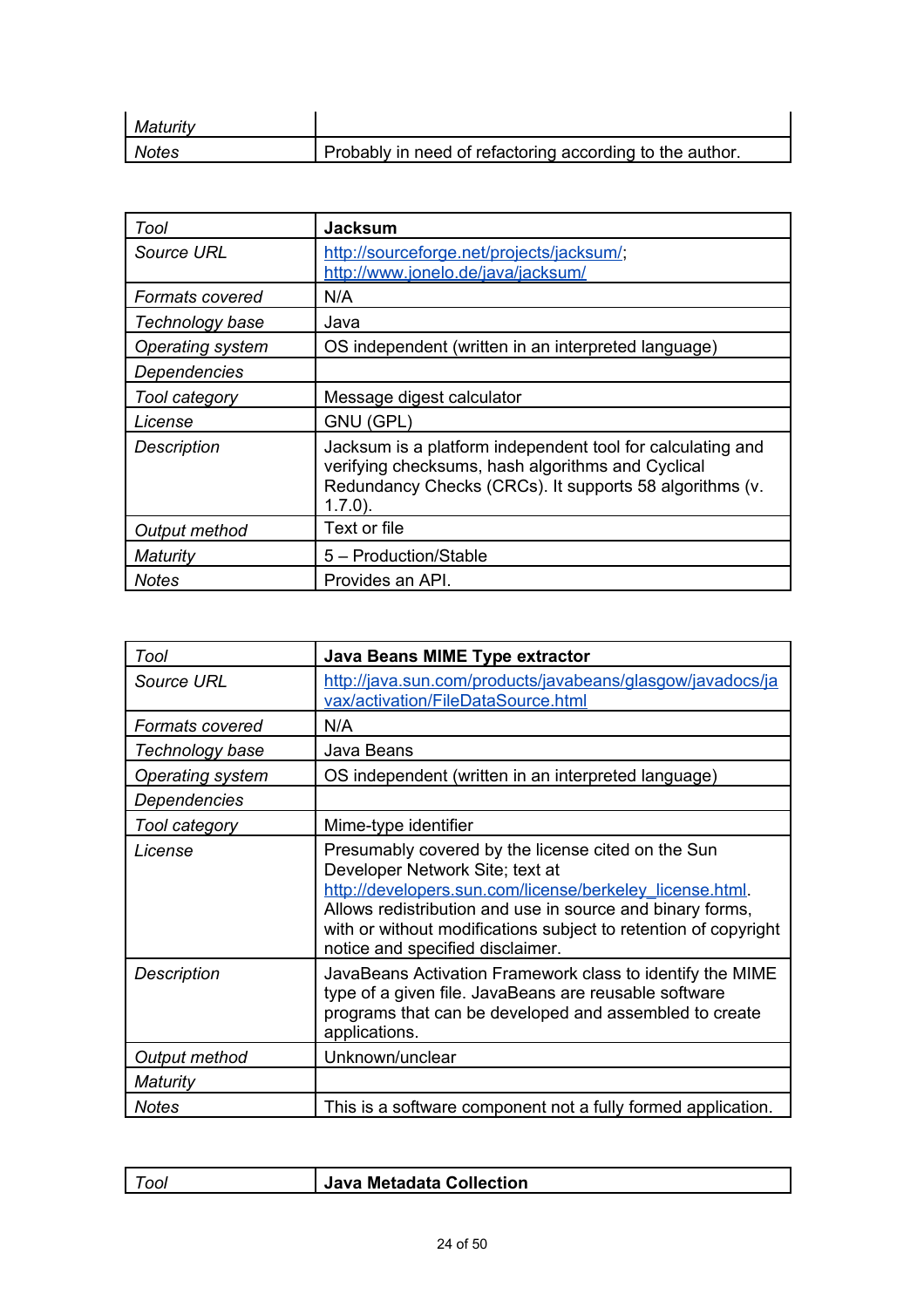| *Maturity* | |
|---|---|
| *Notes* | Probably in need of refactoring according to the author. |

| *Tool* | **Jacksum** |
|---|---|
| *Source URL* | http://sourceforge.net/projects/jacksum/; http://www.jonelo.de/java/jacksum/ |
| *Formats covered* | N/A |
| *Technology base* | Java |
| *Operating system* | OS independent (written in an interpreted language) |
| *Dependencies* | |
| *Tool category* | Message digest calculator |
| *License* | GNU (GPL) |
| *Description* | Jacksum is a platform independent tool for calculating and verifying checksums, hash algorithms and Cyclical Redundancy Checks (CRCs). It supports 58 algorithms (v. 1.7.0). |
| *Output method* | Text or file |
| *Maturity* | 5 – Production/Stable |
| *Notes* | Provides an API. |

| *Tool* | **Java Beans MIME Type extractor** |
|---|---|
| *Source URL* | http://java.sun.com/products/javabeans/glasgow/javadocs/javax/activation/FileDataSource.html |
| *Formats covered* | N/A |
| *Technology base* | Java Beans |
| *Operating system* | OS independent (written in an interpreted language) |
| *Dependencies* | |
| *Tool category* | Mime-type identifier |
| *License* | Presumably covered by the license cited on the Sun Developer Network Site; text at http://developers.sun.com/license/berkeley_license.html. Allows redistribution and use in source and binary forms, with or without modifications subject to retention of copyright notice and specified disclaimer. |
| *Description* | JavaBeans Activation Framework class to identify the MIME type of a given file. JavaBeans are reusable software programs that can be developed and assembled to create applications. |
| *Output method* | Unknown/unclear |
| *Maturity* | |
| *Notes* | This is a software component not a fully formed application. |

| *Tool* | **Java Metadata Collection** |
|---|---|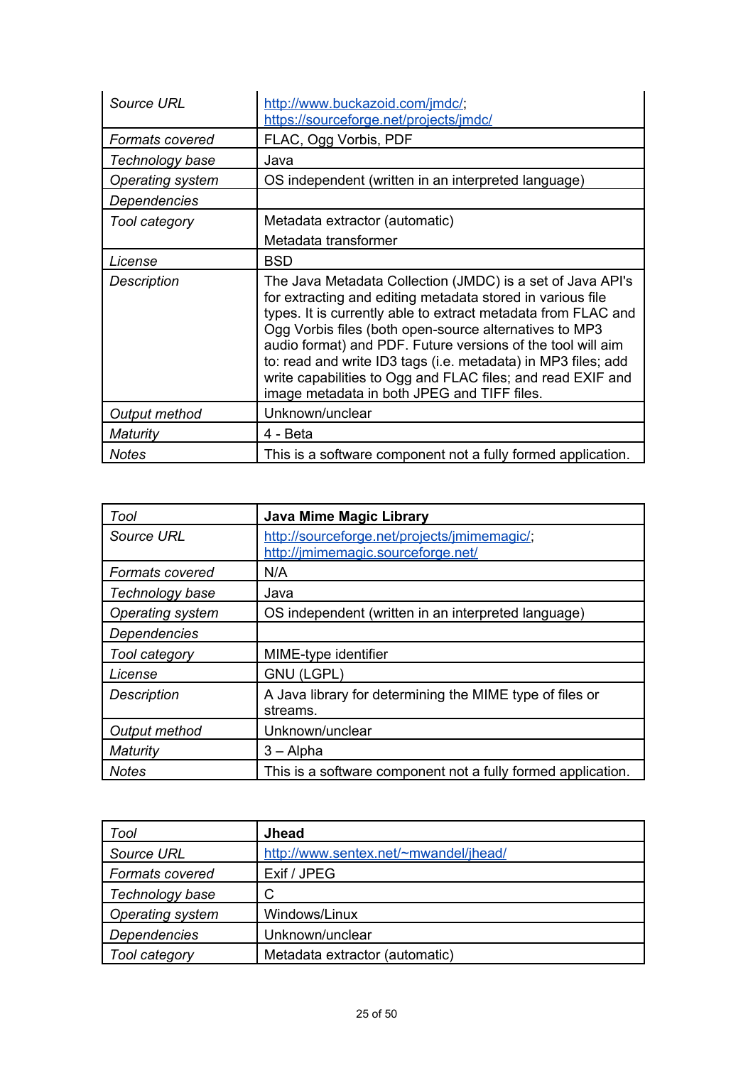| | |
|---|---|
| *Source URL* | http://www.buckazoid.com/jmdc/; https://sourceforge.net/projects/jmdc/ |
| *Formats covered* | FLAC, Ogg Vorbis, PDF |
| *Technology base* | Java |
| *Operating system* | OS independent (written in an interpreted language) |
| *Dependencies* | |
| *Tool category* | Metadata extractor (automatic)<br>Metadata transformer |
| *License* | BSD |
| *Description* | The Java Metadata Collection (JMDC) is a set of Java API's for extracting and editing metadata stored in various file types. It is currently able to extract metadata from FLAC and Ogg Vorbis files (both open-source alternatives to MP3 audio format) and PDF. Future versions of the tool will aim to: read and write ID3 tags (i.e. metadata) in MP3 files; add write capabilities to Ogg and FLAC files; and read EXIF and image metadata in both JPEG and TIFF files. |
| *Output method* | Unknown/unclear |
| *Maturity* | 4 - Beta |
| *Notes* | This is a software component not a fully formed application. |

| *Tool* | **Java Mime Magic Library** |
|---|---|
| *Source URL* | http://sourceforge.net/projects/jmimemagic/; http://jmimemagic.sourceforge.net/ |
| *Formats covered* | N/A |
| *Technology base* | Java |
| *Operating system* | OS independent (written in an interpreted language) |
| *Dependencies* | |
| *Tool category* | MIME-type identifier |
| *License* | GNU (LGPL) |
| *Description* | A Java library for determining the MIME type of files or streams. |
| *Output method* | Unknown/unclear |
| *Maturity* | 3 – Alpha |
| *Notes* | This is a software component not a fully formed application. |

| *Tool* | **Jhead** |
|---|---|
| *Source URL* | http://www.sentex.net/~mwandel/jhead/ |
| *Formats covered* | Exif / JPEG |
| *Technology base* | C |
| *Operating system* | Windows/Linux |
| *Dependencies* | Unknown/unclear |
| *Tool category* | Metadata extractor (automatic) |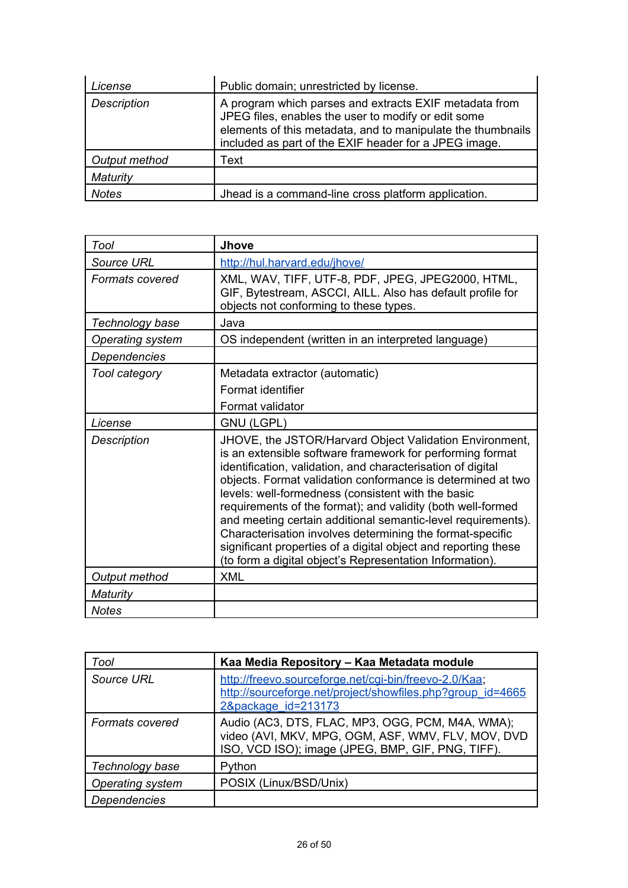| | |
|---|---|
| *License* | Public domain; unrestricted by license. |
| *Description* | A program which parses and extracts EXIF metadata from JPEG files, enables the user to modify or edit some elements of this metadata, and to manipulate the thumbnails included as part of the EXIF header for a JPEG image. |
| *Output method* | Text |
| *Maturity* | |
| *Notes* | Jhead is a command-line cross platform application. |

| *Tool* | **Jhove** |
|---|---|
| *Source URL* | http://hul.harvard.edu/jhove/ |
| *Formats covered* | XML, WAV, TIFF, UTF-8, PDF, JPEG, JPEG2000, HTML, GIF, Bytestream, ASCCI, AILL. Also has default profile for objects not conforming to these types. |
| *Technology base* | Java |
| *Operating system* | OS independent (written in an interpreted language) |
| *Dependencies* | |
| *Tool category* | Metadata extractor (automatic)<br>Format identifier<br>Format validator |
| *License* | GNU (LGPL) |
| *Description* | JHOVE, the JSTOR/Harvard Object Validation Environment, is an extensible software framework for performing format identification, validation, and characterisation of digital objects. Format validation conformance is determined at two levels: well-formedness (consistent with the basic requirements of the format); and validity (both well-formed and meeting certain additional semantic-level requirements). Characterisation involves determining the format-specific significant properties of a digital object and reporting these (to form a digital object's Representation Information). |
| *Output method* | XML |
| *Maturity* | |
| *Notes* | |

| *Tool* | **Kaa Media Repository – Kaa Metadata module** |
|---|---|
| *Source URL* | http://freevo.sourceforge.net/cgi-bin/freevo-2.0/Kaa; http://sourceforge.net/project/showfiles.php?group_id=46652&package_id=213173 |
| *Formats covered* | Audio (AC3, DTS, FLAC, MP3, OGG, PCM, M4A, WMA); video (AVI, MKV, MPG, OGM, ASF, WMV, FLV, MOV, DVD ISO, VCD ISO); image (JPEG, BMP, GIF, PNG, TIFF). |
| *Technology base* | Python |
| *Operating system* | POSIX (Linux/BSD/Unix) |
| *Dependencies* | |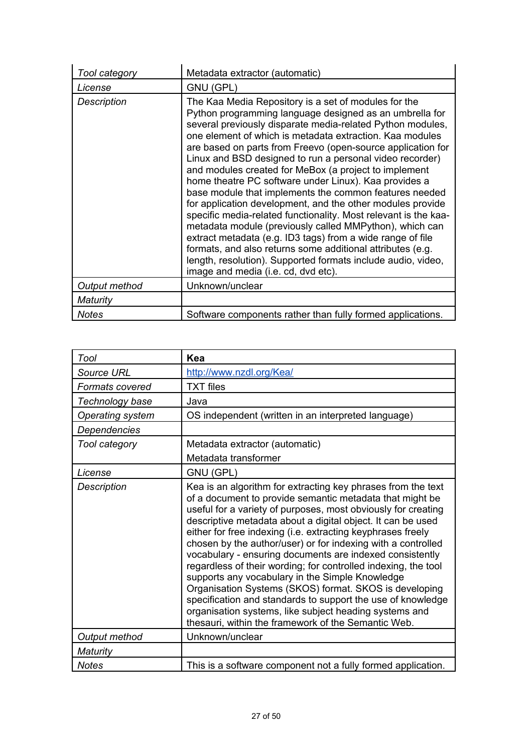| Tool category | Metadata extractor (automatic) |
|---|---|
| License | GNU (GPL) |
| Description | The Kaa Media Repository is a set of modules for the Python programming language designed as an umbrella for several previously disparate media-related Python modules, one element of which is metadata extraction. Kaa modules are based on parts from Freevo (open-source application for Linux and BSD designed to run a personal video recorder) and modules created for MeBox (a project to implement home theatre PC software under Linux). Kaa provides a base module that implements the common features needed for application development, and the other modules provide specific media-related functionality. Most relevant is the kaa-metadata module (previously called MMPython), which can extract metadata (e.g. ID3 tags) from a wide range of file formats, and also returns some additional attributes (e.g. length, resolution). Supported formats include audio, video, image and media (i.e. cd, dvd etc). |
| Output method | Unknown/unclear |
| Maturity | |
| Notes | Software components rather than fully formed applications. |

| Tool | **Kea** |
|---|---|
| Source URL | http://www.nzdl.org/Kea/ |
| Formats covered | TXT files |
| Technology base | Java |
| Operating system | OS independent (written in an interpreted language) |
| Dependencies | |
| Tool category | Metadata extractor (automatic)<br>Metadata transformer |
| License | GNU (GPL) |
| Description | Kea is an algorithm for extracting key phrases from the text of a document to provide semantic metadata that might be useful for a variety of purposes, most obviously for creating descriptive metadata about a digital object. It can be used either for free indexing (i.e. extracting keyphrases freely chosen by the author/user) or for indexing with a controlled vocabulary - ensuring documents are indexed consistently regardless of their wording; for controlled indexing, the tool supports any vocabulary in the Simple Knowledge Organisation Systems (SKOS) format. SKOS is developing specification and standards to support the use of knowledge organisation systems, like subject heading systems and thesauri, within the framework of the Semantic Web. |
| Output method | Unknown/unclear |
| Maturity | |
| Notes | This is a software component not a fully formed application. |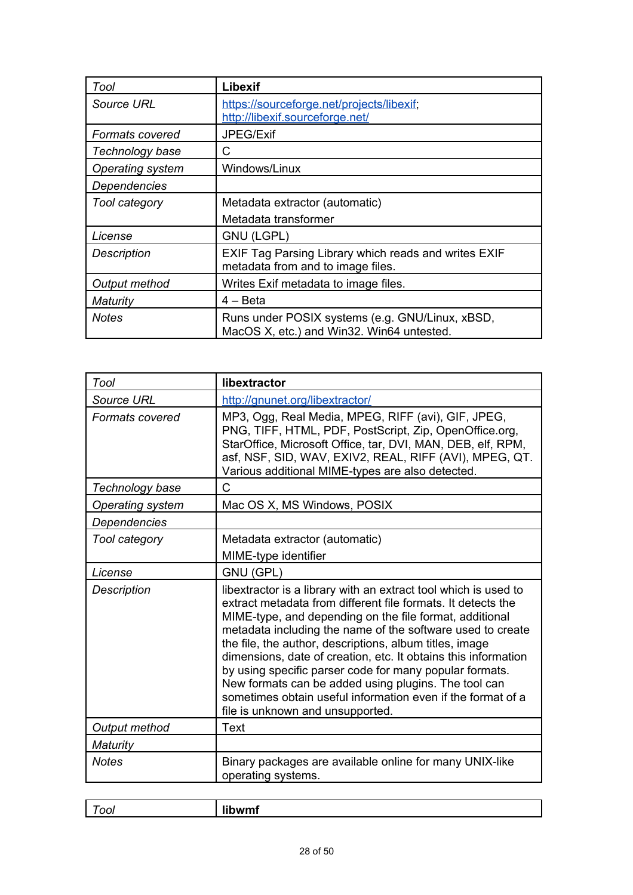| *Tool* | **Libexif** |
|---|---|
| *Source URL* | https://sourceforge.net/projects/libexif; http://libexif.sourceforge.net/ |
| *Formats covered* | JPEG/Exif |
| *Technology base* | C |
| *Operating system* | Windows/Linux |
| *Dependencies* | |
| *Tool category* | Metadata extractor (automatic)<br>Metadata transformer |
| *License* | GNU (LGPL) |
| *Description* | EXIF Tag Parsing Library which reads and writes EXIF metadata from and to image files. |
| *Output method* | Writes Exif metadata to image files. |
| *Maturity* | 4 – Beta |
| *Notes* | Runs under POSIX systems (e.g. GNU/Linux, xBSD, MacOS X, etc.) and Win32. Win64 untested. |

| *Tool* | **libextractor** |
|---|---|
| *Source URL* | http://gnunet.org/libextractor/ |
| *Formats covered* | MP3, Ogg, Real Media, MPEG, RIFF (avi), GIF, JPEG, PNG, TIFF, HTML, PDF, PostScript, Zip, OpenOffice.org, StarOffice, Microsoft Office, tar, DVI, MAN, DEB, elf, RPM, asf, NSF, SID, WAV, EXIV2, REAL, RIFF (AVI), MPEG, QT. Various additional MIME-types are also detected. |
| *Technology base* | C |
| *Operating system* | Mac OS X, MS Windows, POSIX |
| *Dependencies* | |
| *Tool category* | Metadata extractor (automatic)<br>MIME-type identifier |
| *License* | GNU (GPL) |
| *Description* | libextractor is a library with an extract tool which is used to extract metadata from different file formats. It detects the MIME-type, and depending on the file format, additional metadata including the name of the software used to create the file, the author, descriptions, album titles, image dimensions, date of creation, etc. It obtains this information by using specific parser code for many popular formats. New formats can be added using plugins. The tool can sometimes obtain useful information even if the format of a file is unknown and unsupported. |
| *Output method* | Text |
| *Maturity* | |
| *Notes* | Binary packages are available online for many UNIX-like operating systems. |

| *Tool* | **libwmf** |
|---|---|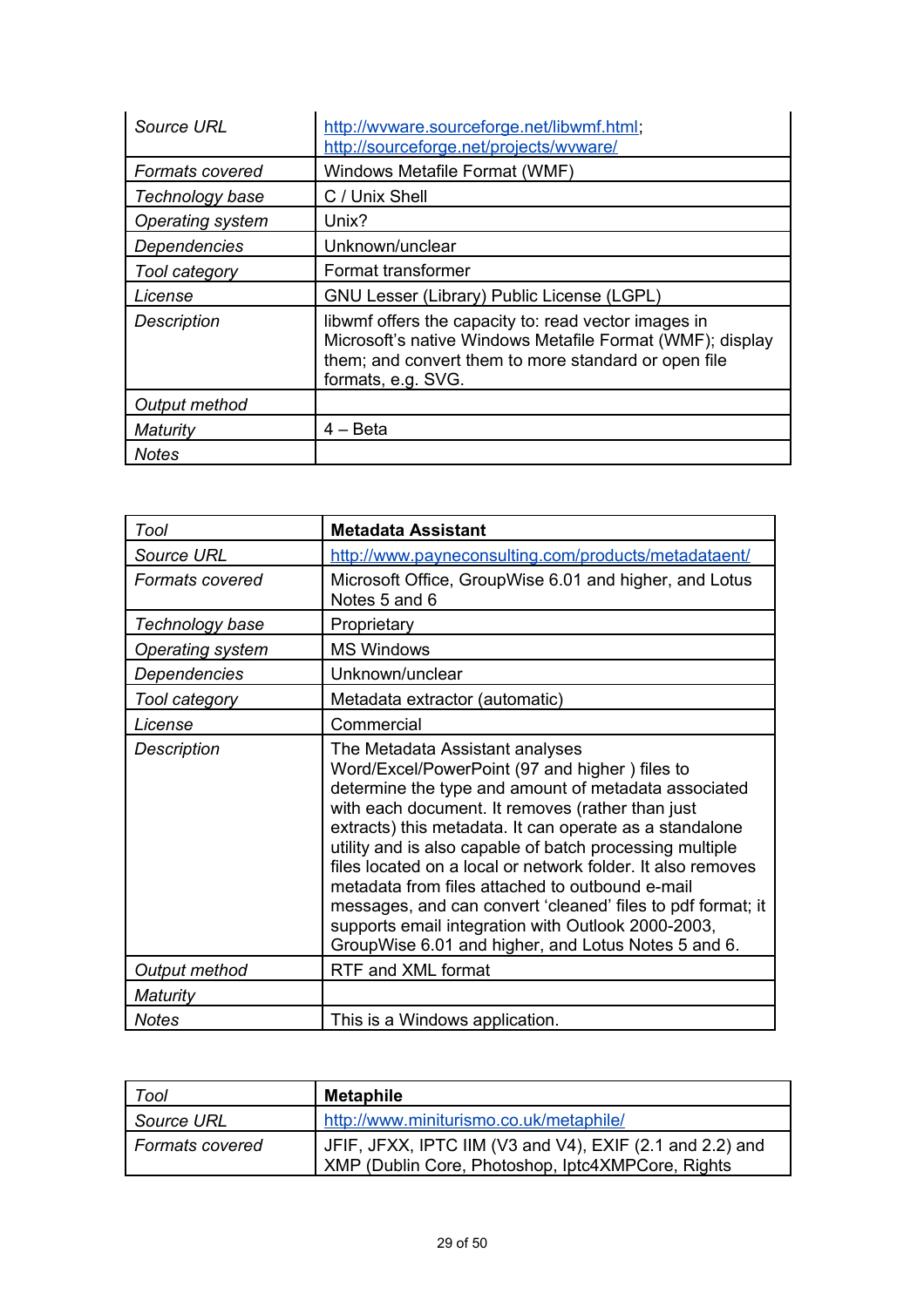| Source URL | http://wvware.sourceforge.net/libwmf.html; http://sourceforge.net/projects/wvware/ |
|---|---|
| Formats covered | Windows Metafile Format (WMF) |
| Technology base | C / Unix Shell |
| Operating system | Unix? |
| Dependencies | Unknown/unclear |
| Tool category | Format transformer |
| License | GNU Lesser (Library) Public License (LGPL) |
| Description | libwmf offers the capacity to: read vector images in Microsoft's native Windows Metafile Format (WMF); display them; and convert them to more standard or open file formats, e.g. SVG. |
| Output method | |
| Maturity | 4 – Beta |
| Notes | |

| *Tool* | **Metadata Assistant** |
|---|---|
| *Source URL* | http://www.payneconsulting.com/products/metadataent/ |
| *Formats covered* | Microsoft Office, GroupWise 6.01 and higher, and Lotus Notes 5 and 6 |
| *Technology base* | Proprietary |
| *Operating system* | MS Windows |
| *Dependencies* | Unknown/unclear |
| *Tool category* | Metadata extractor (automatic) |
| *License* | Commercial |
| *Description* | The Metadata Assistant analyses Word/Excel/PowerPoint (97 and higher ) files to determine the type and amount of metadata associated with each document. It removes (rather than just extracts) this metadata. It can operate as a standalone utility and is also capable of batch processing multiple files located on a local or network folder. It also removes metadata from files attached to outbound e-mail messages, and can convert 'cleaned' files to pdf format; it supports email integration with Outlook 2000-2003, GroupWise 6.01 and higher, and Lotus Notes 5 and 6. |
| *Output method* | RTF and XML format |
| *Maturity* | |
| *Notes* | This is a Windows application. |

| *Tool* | **Metaphile** |
|---|---|
| *Source URL* | http://www.miniturismo.co.uk/metaphile/ |
| *Formats covered* | JFIF, JFXX, IPTC IIM (V3 and V4), EXIF (2.1 and 2.2) and XMP (Dublin Core, Photoshop, Iptc4XMPCore, Rights |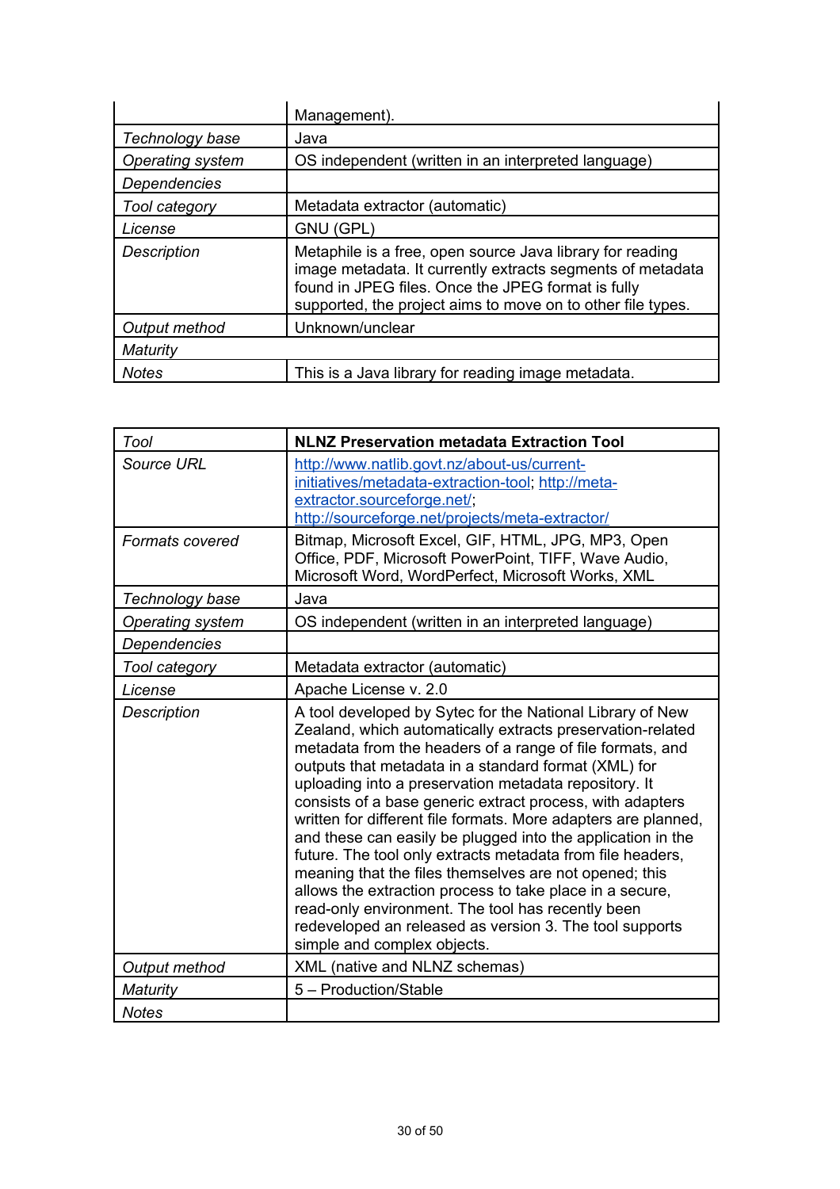| | |
|---|---|
| | Management). |
| *Technology base* | Java |
| *Operating system* | OS independent (written in an interpreted language) |
| *Dependencies* | |
| *Tool category* | Metadata extractor (automatic) |
| *License* | GNU (GPL) |
| *Description* | Metaphile is a free, open source Java library for reading image metadata. It currently extracts segments of metadata found in JPEG files. Once the JPEG format is fully supported, the project aims to move on to other file types. |
| *Output method* | Unknown/unclear |
| *Maturity* | |
| *Notes* | This is a Java library for reading image metadata. |

| *Tool* | **NLNZ Preservation metadata Extraction Tool** |
|---|---|
| *Source URL* | http://www.natlib.govt.nz/about-us/current-initiatives/metadata-extraction-tool; http://meta-extractor.sourceforge.net/; http://sourceforge.net/projects/meta-extractor/ |
| *Formats covered* | Bitmap, Microsoft Excel, GIF, HTML, JPG, MP3, Open Office, PDF, Microsoft PowerPoint, TIFF, Wave Audio, Microsoft Word, WordPerfect, Microsoft Works, XML |
| *Technology base* | Java |
| *Operating system* | OS independent (written in an interpreted language) |
| *Dependencies* | |
| *Tool category* | Metadata extractor (automatic) |
| *License* | Apache License v. 2.0 |
| *Description* | A tool developed by Sytec for the National Library of New Zealand, which automatically extracts preservation-related metadata from the headers of a range of file formats, and outputs that metadata in a standard format (XML) for uploading into a preservation metadata repository. It consists of a base generic extract process, with adapters written for different file formats. More adapters are planned, and these can easily be plugged into the application in the future. The tool only extracts metadata from file headers, meaning that the files themselves are not opened; this allows the extraction process to take place in a secure, read-only environment. The tool has recently been redeveloped an released as version 3. The tool supports simple and complex objects. |
| *Output method* | XML (native and NLNZ schemas) |
| *Maturity* | 5 – Production/Stable |
| *Notes* | |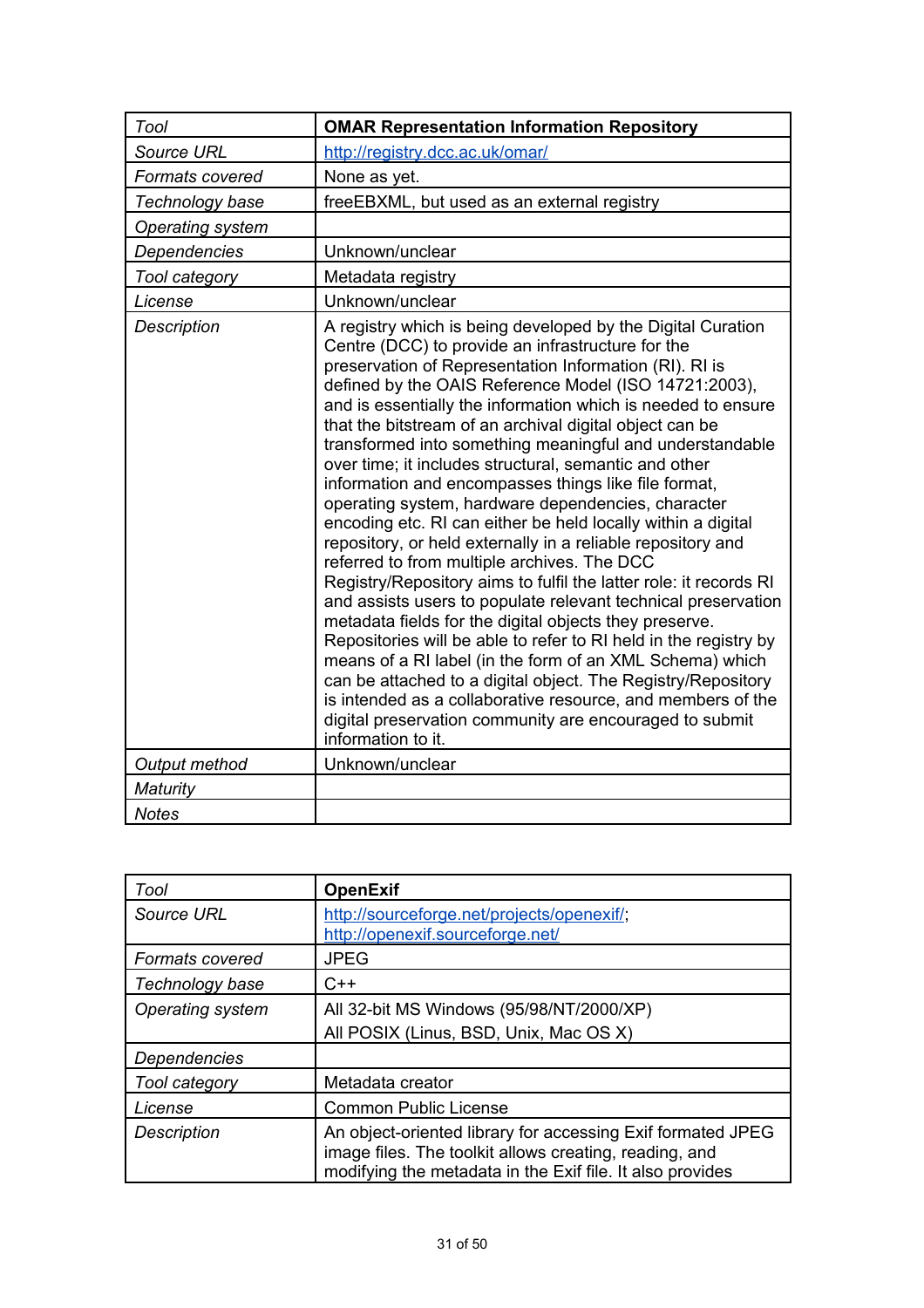| *Tool* | **OMAR Representation Information Repository** |
|---|---|
| *Source URL* | http://registry.dcc.ac.uk/omar/ |
| *Formats covered* | None as yet. |
| *Technology base* | freeEBXML, but used as an external registry |
| *Operating system* | |
| *Dependencies* | Unknown/unclear |
| *Tool category* | Metadata registry |
| *License* | Unknown/unclear |
| *Description* | A registry which is being developed by the Digital Curation Centre (DCC) to provide an infrastructure for the preservation of Representation Information (RI). RI is defined by the OAIS Reference Model (ISO 14721:2003), and is essentially the information which is needed to ensure that the bitstream of an archival digital object can be transformed into something meaningful and understandable over time; it includes structural, semantic and other information and encompasses things like file format, operating system, hardware dependencies, character encoding etc. RI can either be held locally within a digital repository, or held externally in a reliable repository and referred to from multiple archives. The DCC Registry/Repository aims to fulfil the latter role: it records RI and assists users to populate relevant technical preservation metadata fields for the digital objects they preserve. Repositories will be able to refer to RI held in the registry by means of a RI label (in the form of an XML Schema) which can be attached to a digital object. The Registry/Repository is intended as a collaborative resource, and members of the digital preservation community are encouraged to submit information to it. |
| *Output method* | Unknown/unclear |
| *Maturity* | |
| *Notes* | |

| *Tool* | **OpenExif** |
|---|---|
| *Source URL* | http://sourceforge.net/projects/openexif/; http://openexif.sourceforge.net/ |
| *Formats covered* | JPEG |
| *Technology base* | C++ |
| *Operating system* | All 32-bit MS Windows (95/98/NT/2000/XP)<br>All POSIX (Linus, BSD, Unix, Mac OS X) |
| *Dependencies* | |
| *Tool category* | Metadata creator |
| *License* | Common Public License |
| *Description* | An object-oriented library for accessing Exif formated JPEG image files. The toolkit allows creating, reading, and modifying the metadata in the Exif file. It also provides |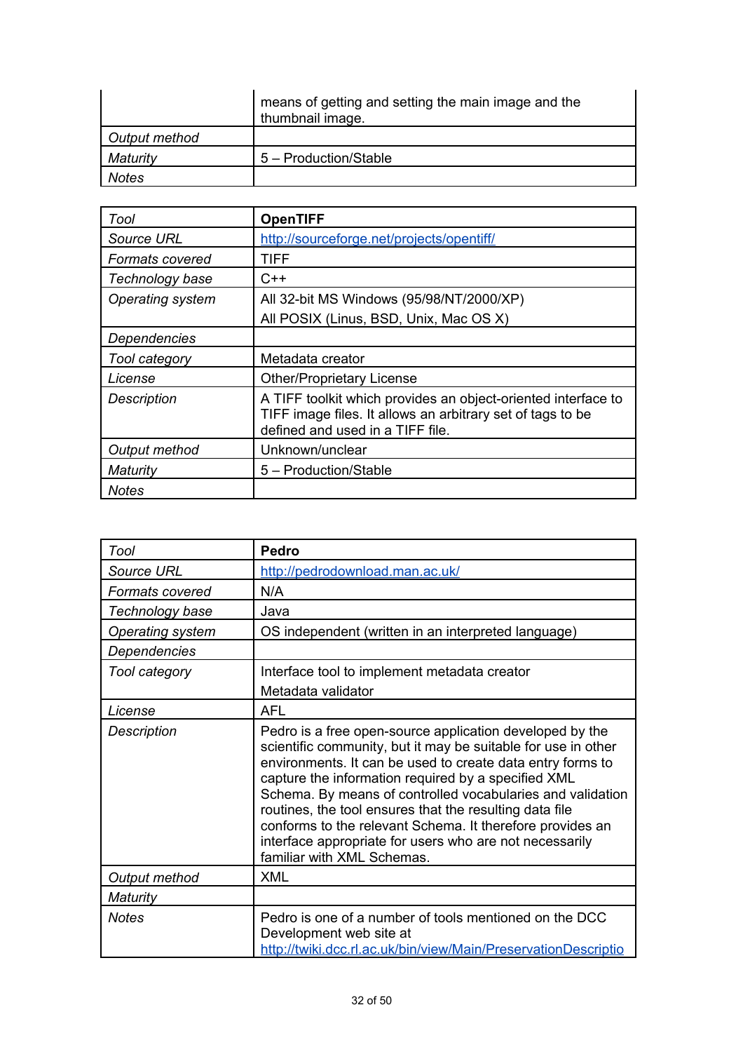|  | means of getting and setting the main image and the thumbnail image. |
| --- | --- |
| *Output method* |  |
| *Maturity* | 5 – Production/Stable |
| *Notes* |  |

| *Tool* | **OpenTIFF** |
| --- | --- |
| *Source URL* | [http://sourceforge.net/projects/opentiff/](http://sourceforge.net/projects/opentiff/) |
| *Formats covered* | TIFF |
| *Technology base* | C++ |
| *Operating system* | All 32-bit MS Windows (95/98/NT/2000/XP)<br>All POSIX (Linus, BSD, Unix, Mac OS X) |
| *Dependencies* |  |
| *Tool category* | Metadata creator |
| *License* | Other/Proprietary License |
| *Description* | A TIFF toolkit which provides an object-oriented interface to TIFF image files. It allows an arbitrary set of tags to be defined and used in a TIFF file. |
| *Output method* | Unknown/unclear |
| *Maturity* | 5 – Production/Stable |
| *Notes* |  |

| *Tool* | **Pedro** |
| --- | --- |
| *Source URL* | [http://pedrodownload.man.ac.uk/](http://pedrodownload.man.ac.uk/) |
| *Formats covered* | N/A |
| *Technology base* | Java |
| *Operating system* | OS independent (written in an interpreted language) |
| *Dependencies* |  |
| *Tool category* | Interface tool to implement metadata creator<br>Metadata validator |
| *License* | AFL |
| *Description* | Pedro is a free open-source application developed by the scientific community, but it may be suitable for use in other environments. It can be used to create data entry forms to capture the information required by a specified XML Schema. By means of controlled vocabularies and validation routines, the tool ensures that the resulting data file conforms to the relevant Schema. It therefore provides an interface appropriate for users who are not necessarily familiar with XML Schemas. |
| *Output method* | XML |
| *Maturity* |  |
| *Notes* | Pedro is one of a number of tools mentioned on the DCC Development web site at [http://twiki.dcc.rl.ac.uk/bin/view/Main/PreservationDescriptio](http://twiki.dcc.rl.ac.uk/bin/view/Main/PreservationDescriptio) |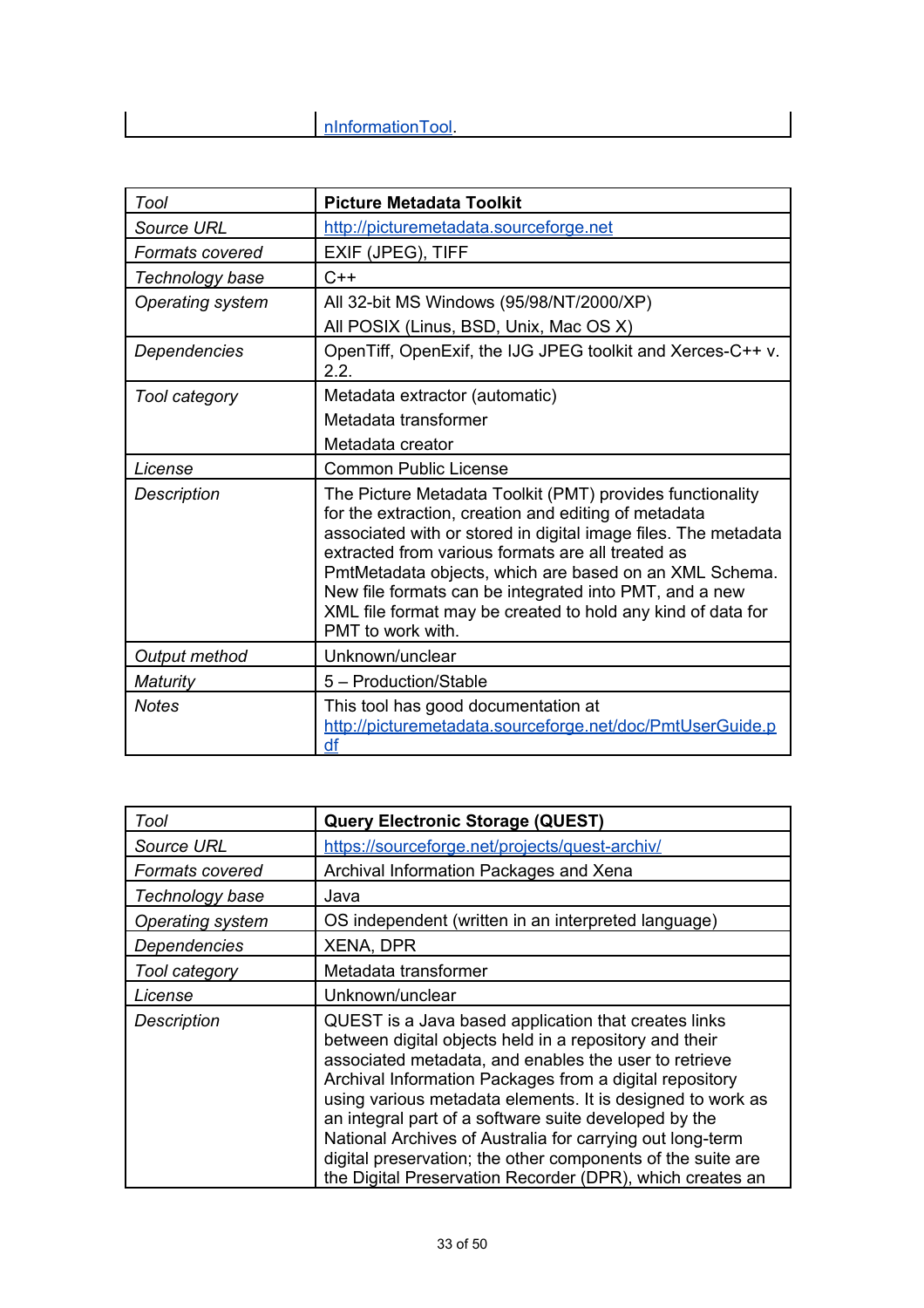| | |
|---|---|
| | nInformationTool. |

| *Tool* | **Picture Metadata Toolkit** |
|---|---|
| *Source URL* | http://picturemetadata.sourceforge.net |
| *Formats covered* | EXIF (JPEG), TIFF |
| *Technology base* | C++ |
| *Operating system* | All 32-bit MS Windows (95/98/NT/2000/XP)<br>All POSIX (Linus, BSD, Unix, Mac OS X) |
| *Dependencies* | OpenTiff, OpenExif, the IJG JPEG toolkit and Xerces-C++ v. 2.2. |
| *Tool category* | Metadata extractor (automatic)<br>Metadata transformer<br>Metadata creator |
| *License* | Common Public License |
| *Description* | The Picture Metadata Toolkit (PMT) provides functionality for the extraction, creation and editing of metadata associated with or stored in digital image files. The metadata extracted from various formats are all treated as PmtMetadata objects, which are based on an XML Schema. New file formats can be integrated into PMT, and a new XML file format may be created to hold any kind of data for PMT to work with. |
| *Output method* | Unknown/unclear |
| *Maturity* | 5 – Production/Stable |
| *Notes* | This tool has good documentation at http://picturemetadata.sourceforge.net/doc/PmtUserGuide.pdf |

| *Tool* | **Query Electronic Storage (QUEST)** |
|---|---|
| *Source URL* | https://sourceforge.net/projects/quest-archiv/ |
| *Formats covered* | Archival Information Packages and Xena |
| *Technology base* | Java |
| *Operating system* | OS independent (written in an interpreted language) |
| *Dependencies* | XENA, DPR |
| *Tool category* | Metadata transformer |
| *License* | Unknown/unclear |
| *Description* | QUEST is a Java based application that creates links between digital objects held in a repository and their associated metadata, and enables the user to retrieve Archival Information Packages from a digital repository using various metadata elements. It is designed to work as an integral part of a software suite developed by the National Archives of Australia for carrying out long-term digital preservation; the other components of the suite are the Digital Preservation Recorder (DPR), which creates an |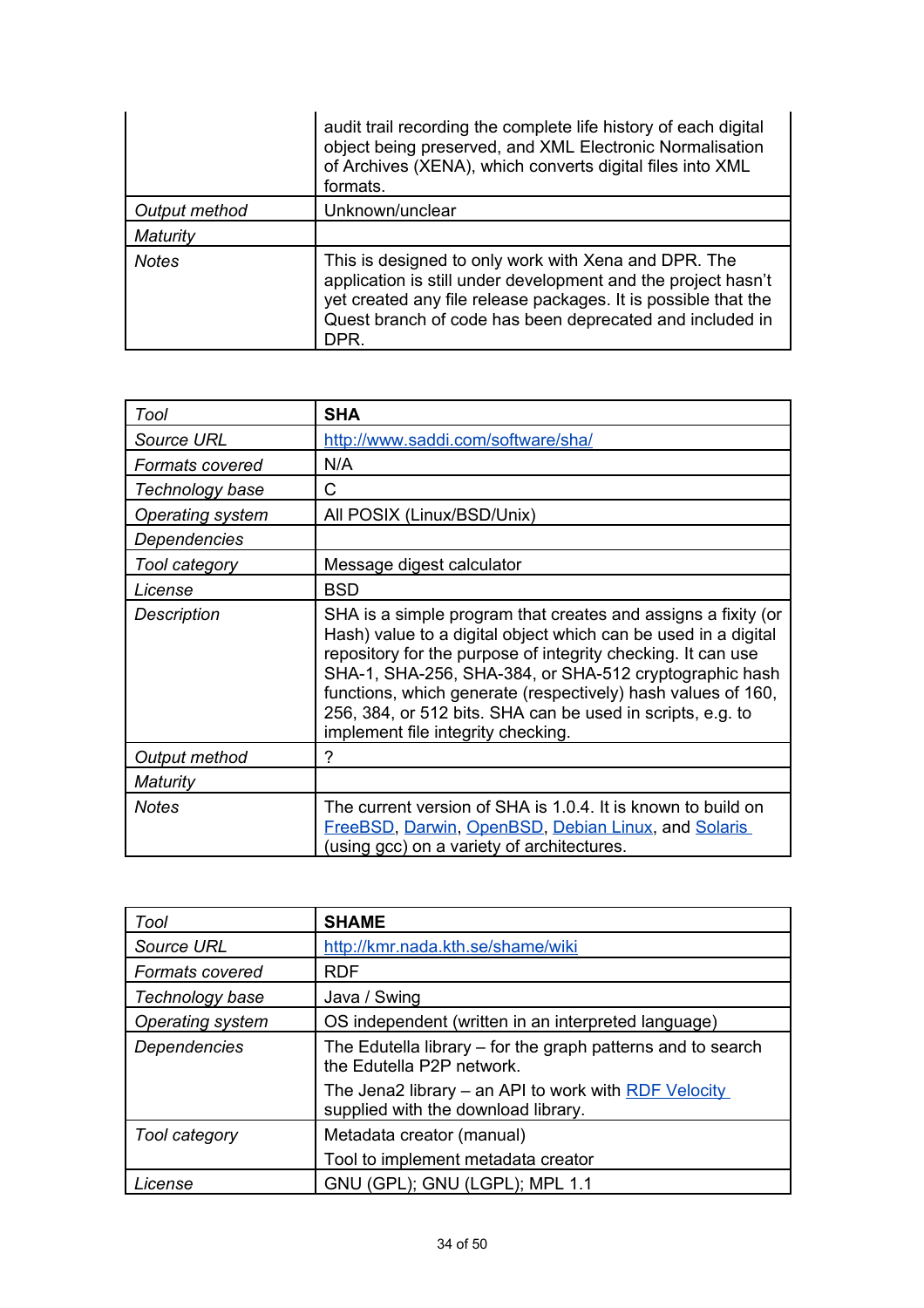| | |
|---|---|
| | audit trail recording the complete life history of each digital object being preserved, and XML Electronic Normalisation of Archives (XENA), which converts digital files into XML formats. |
| *Output method* | Unknown/unclear |
| *Maturity* | |
| *Notes* | This is designed to only work with Xena and DPR. The application is still under development and the project hasn't yet created any file release packages. It is possible that the Quest branch of code has been deprecated and included in DPR. |

| *Tool* | **SHA** |
|---|---|
| *Source URL* | [http://www.saddi.com/software/sha/](http://www.saddi.com/software/sha/) |
| *Formats covered* | N/A |
| *Technology base* | C |
| *Operating system* | All POSIX (Linux/BSD/Unix) |
| *Dependencies* | |
| *Tool category* | Message digest calculator |
| *License* | BSD |
| *Description* | SHA is a simple program that creates and assigns a fixity (or Hash) value to a digital object which can be used in a digital repository for the purpose of integrity checking. It can use SHA-1, SHA-256, SHA-384, or SHA-512 cryptographic hash functions, which generate (respectively) hash values of 160, 256, 384, or 512 bits. SHA can be used in scripts, e.g. to implement file integrity checking. |
| *Output method* | ? |
| *Maturity* | |
| *Notes* | The current version of SHA is 1.0.4. It is known to build on FreeBSD, Darwin, OpenBSD, Debian Linux, and Solaris (using gcc) on a variety of architectures. |

| *Tool* | **SHAME** |
|---|---|
| *Source URL* | [http://kmr.nada.kth.se/shame/wiki](http://kmr.nada.kth.se/shame/wiki) |
| *Formats covered* | RDF |
| *Technology base* | Java / Swing |
| *Operating system* | OS independent (written in an interpreted language) |
| *Dependencies* | The Edutella library – for the graph patterns and to search the Edutella P2P network.<br>The Jena2 library – an API to work with RDF Velocity supplied with the download library. |
| *Tool category* | Metadata creator (manual)<br>Tool to implement metadata creator |
| *License* | GNU (GPL); GNU (LGPL); MPL 1.1 |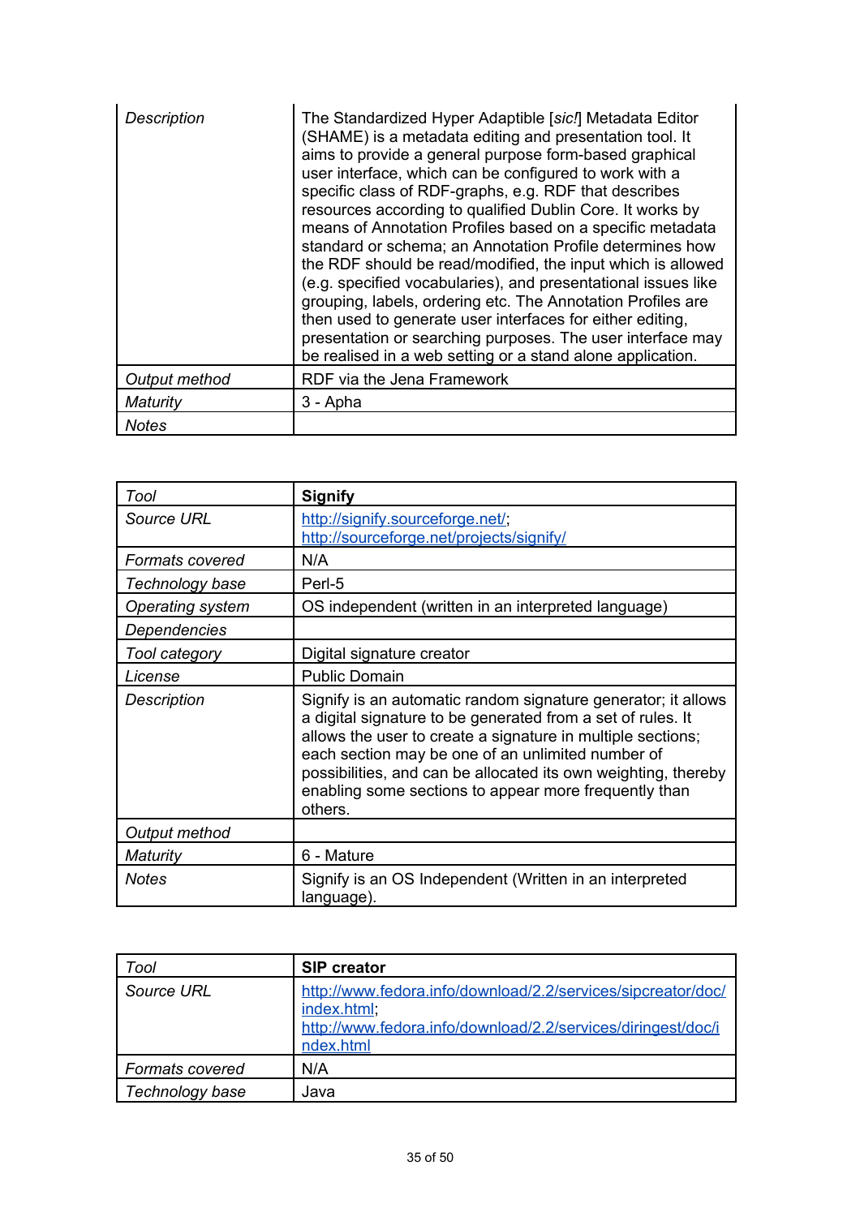| | |
|---|---|
| *Description* | The Standardized Hyper Adaptible [*sic!*] Metadata Editor (SHAME) is a metadata editing and presentation tool. It aims to provide a general purpose form-based graphical user interface, which can be configured to work with a specific class of RDF-graphs, e.g. RDF that describes resources according to qualified Dublin Core. It works by means of Annotation Profiles based on a specific metadata standard or schema; an Annotation Profile determines how the RDF should be read/modified, the input which is allowed (e.g. specified vocabularies), and presentational issues like grouping, labels, ordering etc. The Annotation Profiles are then used to generate user interfaces for either editing, presentation or searching purposes. The user interface may be realised in a web setting or a stand alone application. |
| *Output method* | RDF via the Jena Framework |
| *Maturity* | 3 - Apha |
| *Notes* | |

| *Tool* | **Signify** |
|---|---|
| *Source URL* | http://signify.sourceforge.net/; http://sourceforge.net/projects/signify/ |
| *Formats covered* | N/A |
| *Technology base* | Perl-5 |
| *Operating system* | OS independent (written in an interpreted language) |
| *Dependencies* | |
| *Tool category* | Digital signature creator |
| *License* | Public Domain |
| *Description* | Signify is an automatic random signature generator; it allows a digital signature to be generated from a set of rules. It allows the user to create a signature in multiple sections; each section may be one of an unlimited number of possibilities, and can be allocated its own weighting, thereby enabling some sections to appear more frequently than others. |
| *Output method* | |
| *Maturity* | 6 - Mature |
| *Notes* | Signify is an OS Independent (Written in an interpreted language). |

| *Tool* | **SIP creator** |
|---|---|
| *Source URL* | http://www.fedora.info/download/2.2/services/sipcreator/doc/index.html; http://www.fedora.info/download/2.2/services/diringest/doc/index.html |
| *Formats covered* | N/A |
| *Technology base* | Java |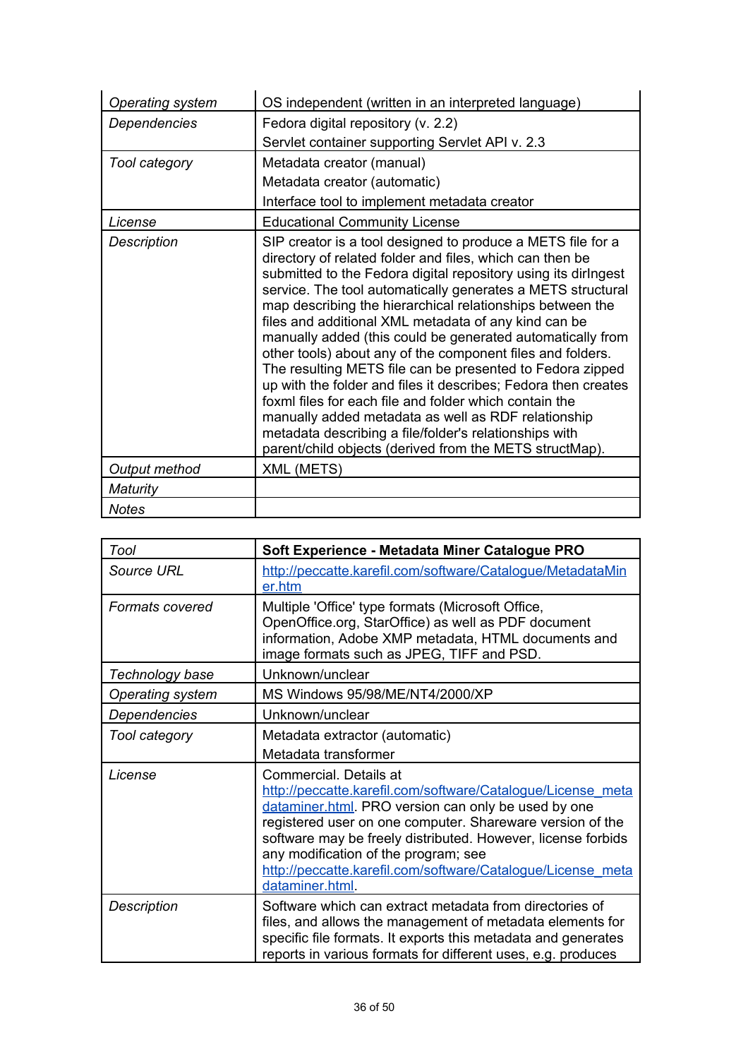| | |
|---|---|
| *Operating system* | OS independent (written in an interpreted language) |
| *Dependencies* | Fedora digital repository (v. 2.2)<br>Servlet container supporting Servlet API v. 2.3 |
| *Tool category* | Metadata creator (manual)<br>Metadata creator (automatic)<br>Interface tool to implement metadata creator |
| *License* | Educational Community License |
| *Description* | SIP creator is a tool designed to produce a METS file for a directory of related folder and files, which can then be submitted to the Fedora digital repository using its dirIngest service. The tool automatically generates a METS structural map describing the hierarchical relationships between the files and additional XML metadata of any kind can be manually added (this could be generated automatically from other tools) about any of the component files and folders. The resulting METS file can be presented to Fedora zipped up with the folder and files it describes; Fedora then creates foxml files for each file and folder which contain the manually added metadata as well as RDF relationship metadata describing a file/folder's relationships with parent/child objects (derived from the METS structMap). |
| *Output method* | XML (METS) |
| *Maturity* | |
| *Notes* | |

| *Tool* | **Soft Experience - Metadata Miner Catalogue PRO** |
|---|---|
| *Source URL* | http://peccatte.karefil.com/software/Catalogue/MetadataMiner.htm |
| *Formats covered* | Multiple 'Office' type formats (Microsoft Office, OpenOffice.org, StarOffice) as well as PDF document information, Adobe XMP metadata, HTML documents and image formats such as JPEG, TIFF and PSD. |
| *Technology base* | Unknown/unclear |
| *Operating system* | MS Windows 95/98/ME/NT4/2000/XP |
| *Dependencies* | Unknown/unclear |
| *Tool category* | Metadata extractor (automatic)<br>Metadata transformer |
| *License* | Commercial. Details at http://peccatte.karefil.com/software/Catalogue/License_metadataminer.html. PRO version can only be used by one registered user on one computer. Shareware version of the software may be freely distributed. However, license forbids any modification of the program; see http://peccatte.karefil.com/software/Catalogue/License_metadataminer.html. |
| *Description* | Software which can extract metadata from directories of files, and allows the management of metadata elements for specific file formats. It exports this metadata and generates reports in various formats for different uses, e.g. produces |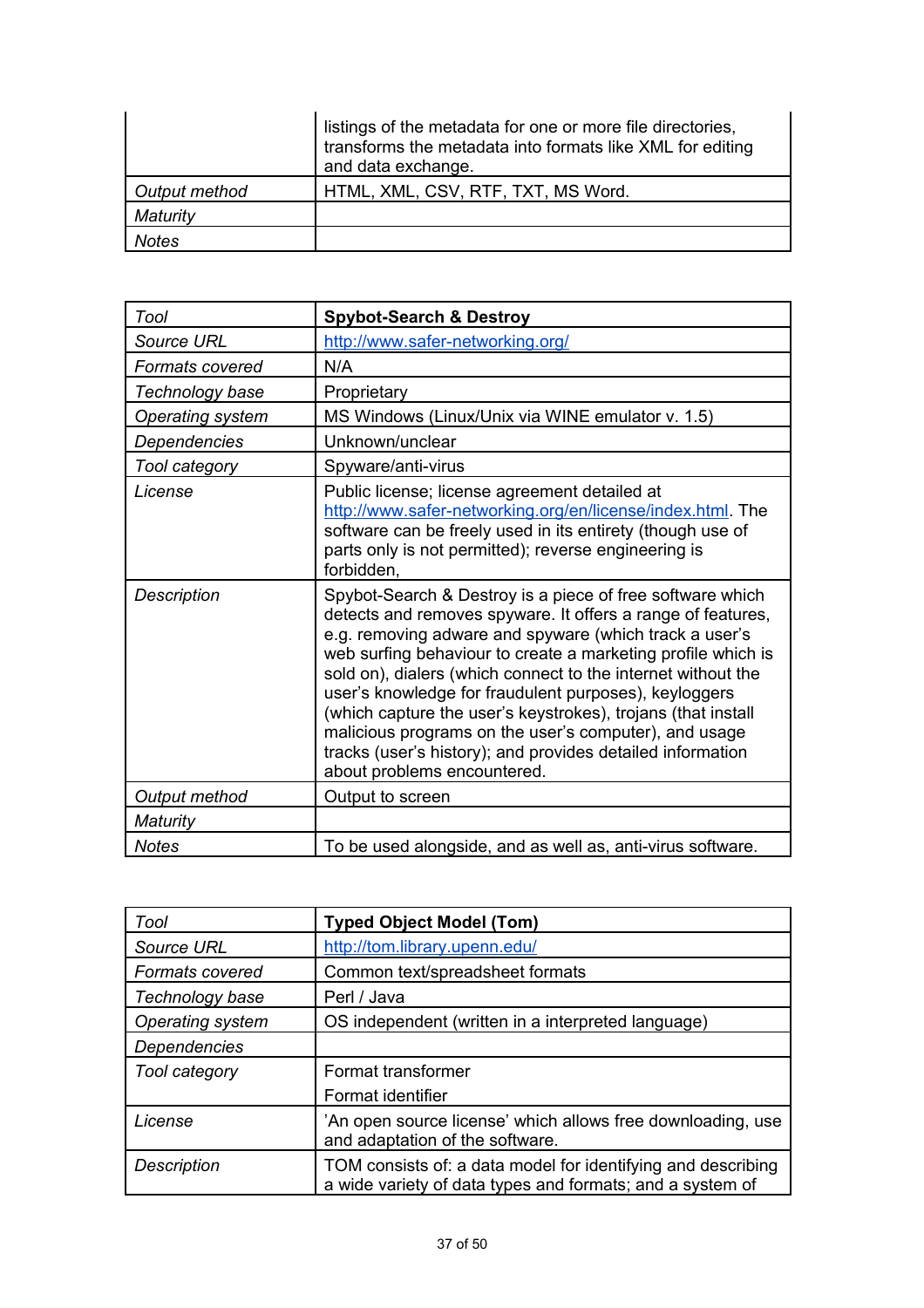| | |
|---|---|
| | listings of the metadata for one or more file directories, transforms the metadata into formats like XML for editing and data exchange. |
| *Output method* | HTML, XML, CSV, RTF, TXT, MS Word. |
| *Maturity* | |
| *Notes* | |

| *Tool* | **Spybot-Search & Destroy** |
|---|---|
| *Source URL* | http://www.safer-networking.org/ |
| *Formats covered* | N/A |
| *Technology base* | Proprietary |
| *Operating system* | MS Windows (Linux/Unix via WINE emulator v. 1.5) |
| *Dependencies* | Unknown/unclear |
| *Tool category* | Spyware/anti-virus |
| *License* | Public license; license agreement detailed at http://www.safer-networking.org/en/license/index.html. The software can be freely used in its entirety (though use of parts only is not permitted); reverse engineering is forbidden, |
| *Description* | Spybot-Search & Destroy is a piece of free software which detects and removes spyware. It offers a range of features, e.g. removing adware and spyware (which track a user's web surfing behaviour to create a marketing profile which is sold on), dialers (which connect to the internet without the user's knowledge for fraudulent purposes), keyloggers (which capture the user's keystrokes), trojans (that install malicious programs on the user's computer), and usage tracks (user's history); and provides detailed information about problems encountered. |
| *Output method* | Output to screen |
| *Maturity* | |
| *Notes* | To be used alongside, and as well as, anti-virus software. |

| *Tool* | **Typed Object Model (Tom)** |
|---|---|
| *Source URL* | http://tom.library.upenn.edu/ |
| *Formats covered* | Common text/spreadsheet formats |
| *Technology base* | Perl / Java |
| *Operating system* | OS independent (written in a interpreted language) |
| *Dependencies* | |
| *Tool category* | Format transformer<br>Format identifier |
| *License* | 'An open source license' which allows free downloading, use and adaptation of the software. |
| *Description* | TOM consists of: a data model for identifying and describing a wide variety of data types and formats; and a system of |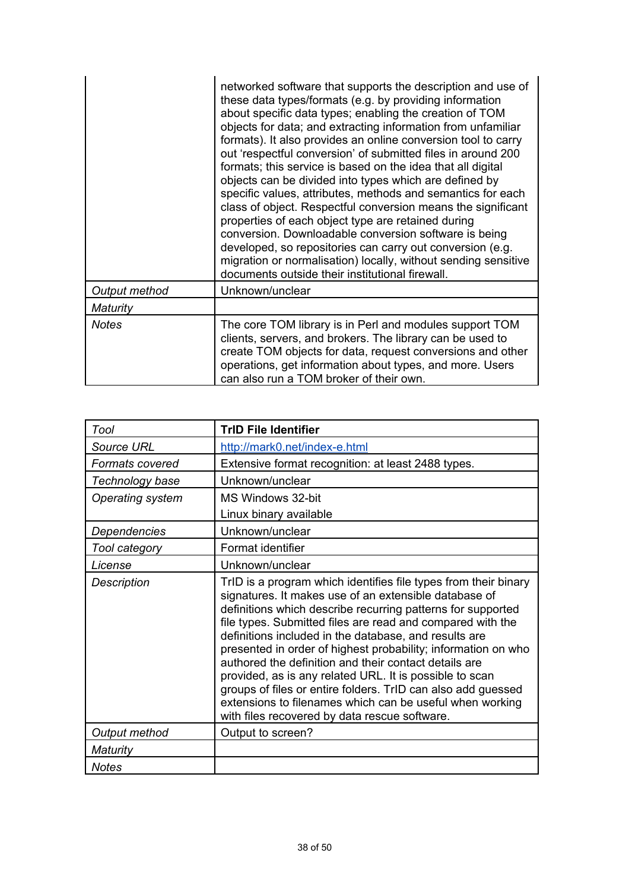| | |
|---|---|
| | networked software that supports the description and use of these data types/formats (e.g. by providing information about specific data types; enabling the creation of TOM objects for data; and extracting information from unfamiliar formats). It also provides an online conversion tool to carry out 'respectful conversion' of submitted files in around 200 formats; this service is based on the idea that all digital objects can be divided into types which are defined by specific values, attributes, methods and semantics for each class of object. Respectful conversion means the significant properties of each object type are retained during conversion. Downloadable conversion software is being developed, so repositories can carry out conversion (e.g. migration or normalisation) locally, without sending sensitive documents outside their institutional firewall. |
| *Output method* | Unknown/unclear |
| *Maturity* | |
| *Notes* | The core TOM library is in Perl and modules support TOM clients, servers, and brokers. The library can be used to create TOM objects for data, request conversions and other operations, get information about types, and more. Users can also run a TOM broker of their own. |

| *Tool* | **TrID File Identifier** |
|---|---|
| *Source URL* | http://mark0.net/index-e.html |
| *Formats covered* | Extensive format recognition: at least 2488 types. |
| *Technology base* | Unknown/unclear |
| *Operating system* | MS Windows 32-bit<br>Linux binary available |
| *Dependencies* | Unknown/unclear |
| *Tool category* | Format identifier |
| *License* | Unknown/unclear |
| *Description* | TrID is a program which identifies file types from their binary signatures. It makes use of an extensible database of definitions which describe recurring patterns for supported file types. Submitted files are read and compared with the definitions included in the database, and results are presented in order of highest probability; information on who authored the definition and their contact details are provided, as is any related URL. It is possible to scan groups of files or entire folders. TrID can also add guessed extensions to filenames which can be useful when working with files recovered by data rescue software. |
| *Output method* | Output to screen? |
| *Maturity* | |
| *Notes* | |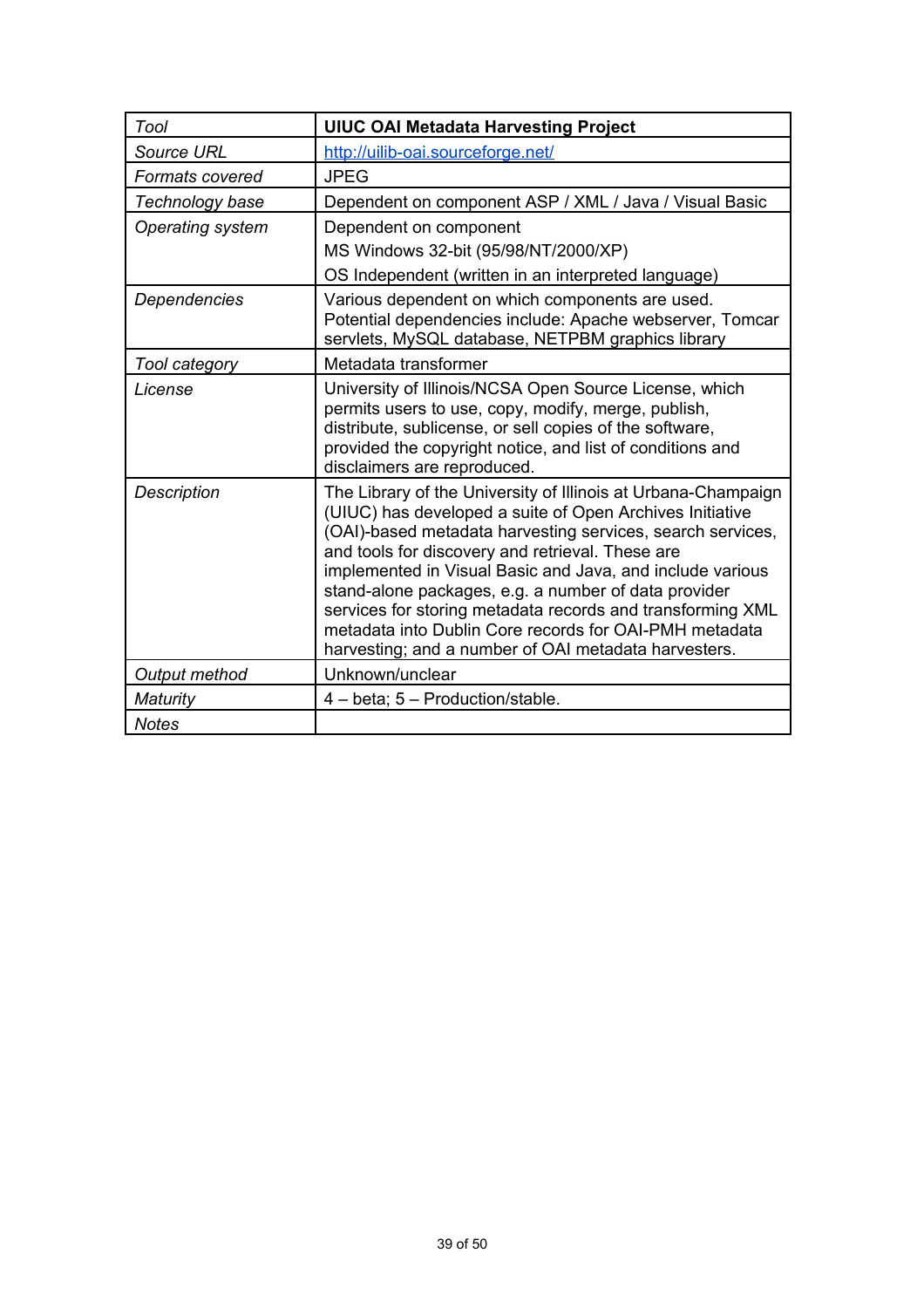| *Tool* | **UIUC OAI Metadata Harvesting Project** |
|---|---|
| *Source URL* | [http://uilib-oai.sourceforge.net/](http://uilib-oai.sourceforge.net/) |
| *Formats covered* | JPEG |
| *Technology base* | Dependent on component ASP / XML / Java / Visual Basic |
| *Operating system* | Dependent on component<br>MS Windows 32-bit (95/98/NT/2000/XP)<br>OS Independent (written in an interpreted language) |
| *Dependencies* | Various dependent on which components are used. Potential dependencies include: Apache webserver, Tomcar servlets, MySQL database, NETPBM graphics library |
| *Tool category* | Metadata transformer |
| *License* | University of Illinois/NCSA Open Source License, which permits users to use, copy, modify, merge, publish, distribute, sublicense, or sell copies of the software, provided the copyright notice, and list of conditions and disclaimers are reproduced. |
| *Description* | The Library of the University of Illinois at Urbana-Champaign (UIUC) has developed a suite of Open Archives Initiative (OAI)-based metadata harvesting services, search services, and tools for discovery and retrieval. These are implemented in Visual Basic and Java, and include various stand-alone packages, e.g. a number of data provider services for storing metadata records and transforming XML metadata into Dublin Core records for OAI-PMH metadata harvesting; and a number of OAI metadata harvesters. |
| *Output method* | Unknown/unclear |
| *Maturity* | 4 – beta; 5 – Production/stable. |
| *Notes* | |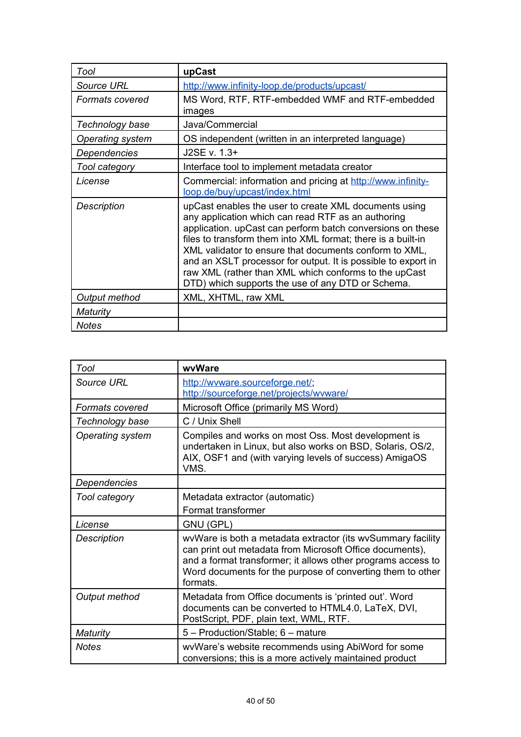| *Tool* | **upCast** |
| --- | --- |
| *Source URL* | http://www.infinity-loop.de/products/upcast/ |
| *Formats covered* | MS Word, RTF, RTF-embedded WMF and RTF-embedded images |
| *Technology base* | Java/Commercial |
| *Operating system* | OS independent (written in an interpreted language) |
| *Dependencies* | J2SE v. 1.3+ |
| *Tool category* | Interface tool to implement metadata creator |
| *License* | Commercial: information and pricing at http://www.infinity-loop.de/buy/upcast/index.html |
| *Description* | upCast enables the user to create XML documents using any application which can read RTF as an authoring application. upCast can perform batch conversions on these files to transform them into XML format; there is a built-in XML validator to ensure that documents conform to XML, and an XSLT processor for output. It is possible to export in raw XML (rather than XML which conforms to the upCast DTD) which supports the use of any DTD or Schema. |
| *Output method* | XML, XHTML, raw XML |
| *Maturity* | |
| *Notes* | |

| *Tool* | **wvWare** |
| --- | --- |
| *Source URL* | http://wvware.sourceforge.net/; http://sourceforge.net/projects/wvware/ |
| *Formats covered* | Microsoft Office (primarily MS Word) |
| *Technology base* | C / Unix Shell |
| *Operating system* | Compiles and works on most Oss. Most development is undertaken in Linux, but also works on BSD, Solaris, OS/2, AIX, OSF1 and (with varying levels of success) AmigaOS VMS. |
| *Dependencies* | |
| *Tool category* | Metadata extractor (automatic)<br>Format transformer |
| *License* | GNU (GPL) |
| *Description* | wvWare is both a metadata extractor (its wvSummary facility can print out metadata from Microsoft Office documents), and a format transformer; it allows other programs access to Word documents for the purpose of converting them to other formats. |
| *Output method* | Metadata from Office documents is 'printed out'. Word documents can be converted to HTML4.0, LaTeX, DVI, PostScript, PDF, plain text, WML, RTF. |
| *Maturity* | 5 – Production/Stable; 6 – mature |
| *Notes* | wvWare's website recommends using AbiWord for some conversions; this is a more actively maintained product |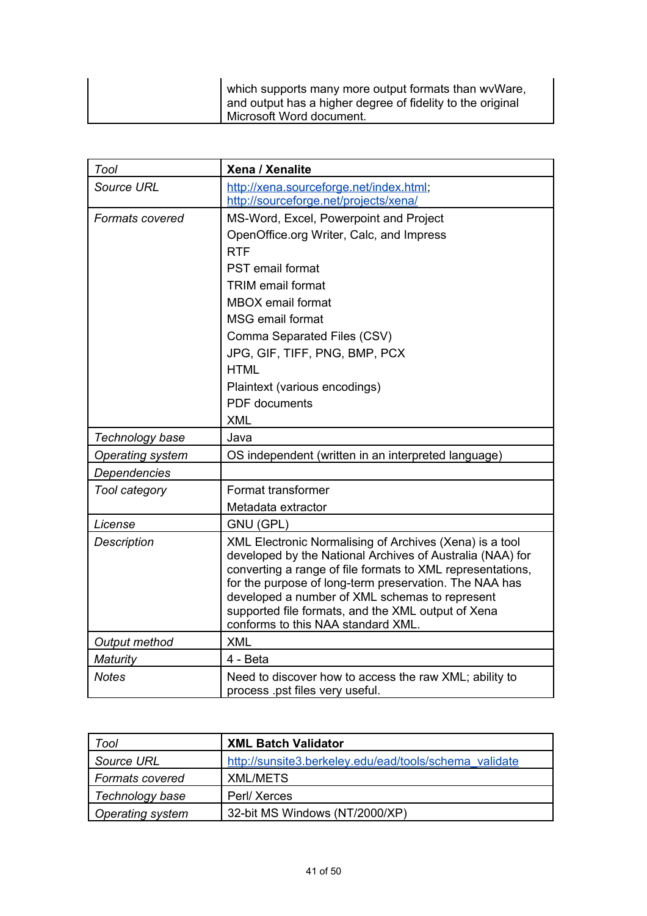| | |
|---|---|
| | which supports many more output formats than wvWare, and output has a higher degree of fidelity to the original Microsoft Word document. |

| *Tool* | **Xena / Xenalite** |
|---|---|
| *Source URL* | http://xena.sourceforge.net/index.html; http://sourceforge.net/projects/xena/ |
| *Formats covered* | MS-Word, Excel, Powerpoint and Project<br>OpenOffice.org Writer, Calc, and Impress<br>RTF<br>PST email format<br>TRIM email format<br>MBOX email format<br>MSG email format<br>Comma Separated Files (CSV)<br>JPG, GIF, TIFF, PNG, BMP, PCX<br>HTML<br>Plaintext (various encodings)<br>PDF documents<br>XML |
| *Technology base* | Java |
| *Operating system* | OS independent (written in an interpreted language) |
| *Dependencies* | |
| *Tool category* | Format transformer<br>Metadata extractor |
| *License* | GNU (GPL) |
| *Description* | XML Electronic Normalising of Archives (Xena) is a tool developed by the National Archives of Australia (NAA) for converting a range of file formats to XML representations, for the purpose of long-term preservation. The NAA has developed a number of XML schemas to represent supported file formats, and the XML output of Xena conforms to this NAA standard XML. |
| *Output method* | XML |
| *Maturity* | 4 - Beta |
| *Notes* | Need to discover how to access the raw XML; ability to process .pst files very useful. |

| *Tool* | **XML Batch Validator** |
|---|---|
| *Source URL* | http://sunsite3.berkeley.edu/ead/tools/schema_validate |
| *Formats covered* | XML/METS |
| *Technology base* | Perl/ Xerces |
| *Operating system* | 32-bit MS Windows (NT/2000/XP) |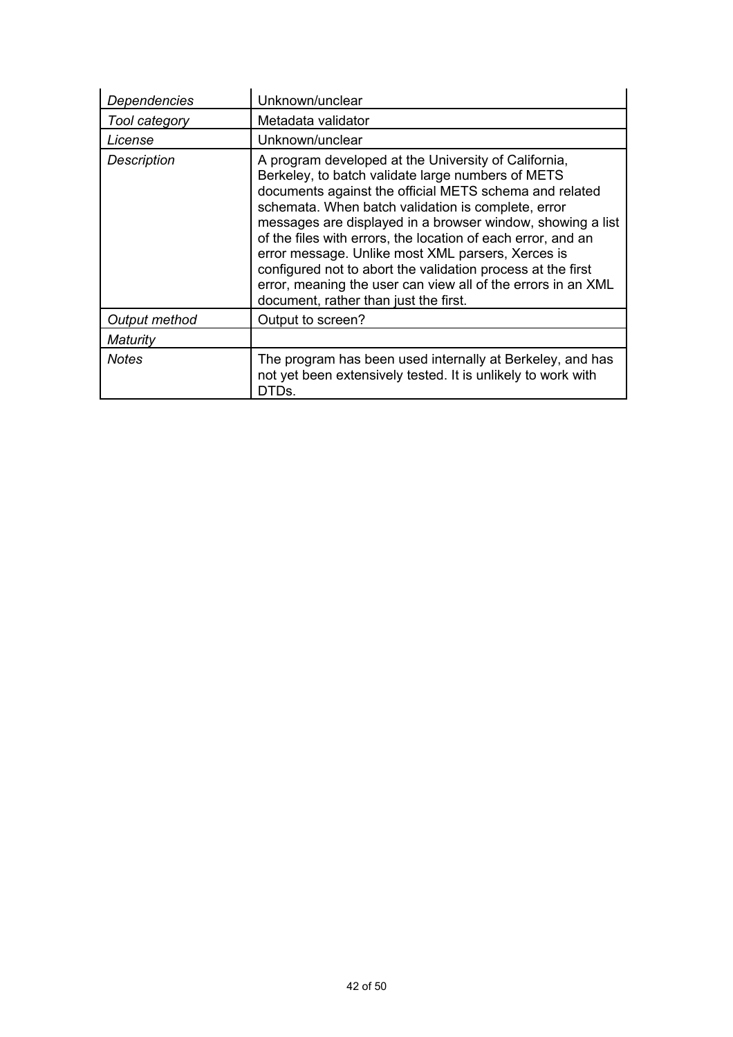| | |
|---|---|
| *Dependencies* | Unknown/unclear |
| *Tool category* | Metadata validator |
| *License* | Unknown/unclear |
| *Description* | A program developed at the University of California, Berkeley, to batch validate large numbers of METS documents against the official METS schema and related schemata. When batch validation is complete, error messages are displayed in a browser window, showing a list of the files with errors, the location of each error, and an error message. Unlike most XML parsers, Xerces is configured not to abort the validation process at the first error, meaning the user can view all of the errors in an XML document, rather than just the first. |
| *Output method* | Output to screen? |
| *Maturity* | |
| *Notes* | The program has been used internally at Berkeley, and has not yet been extensively tested. It is unlikely to work with DTDs. |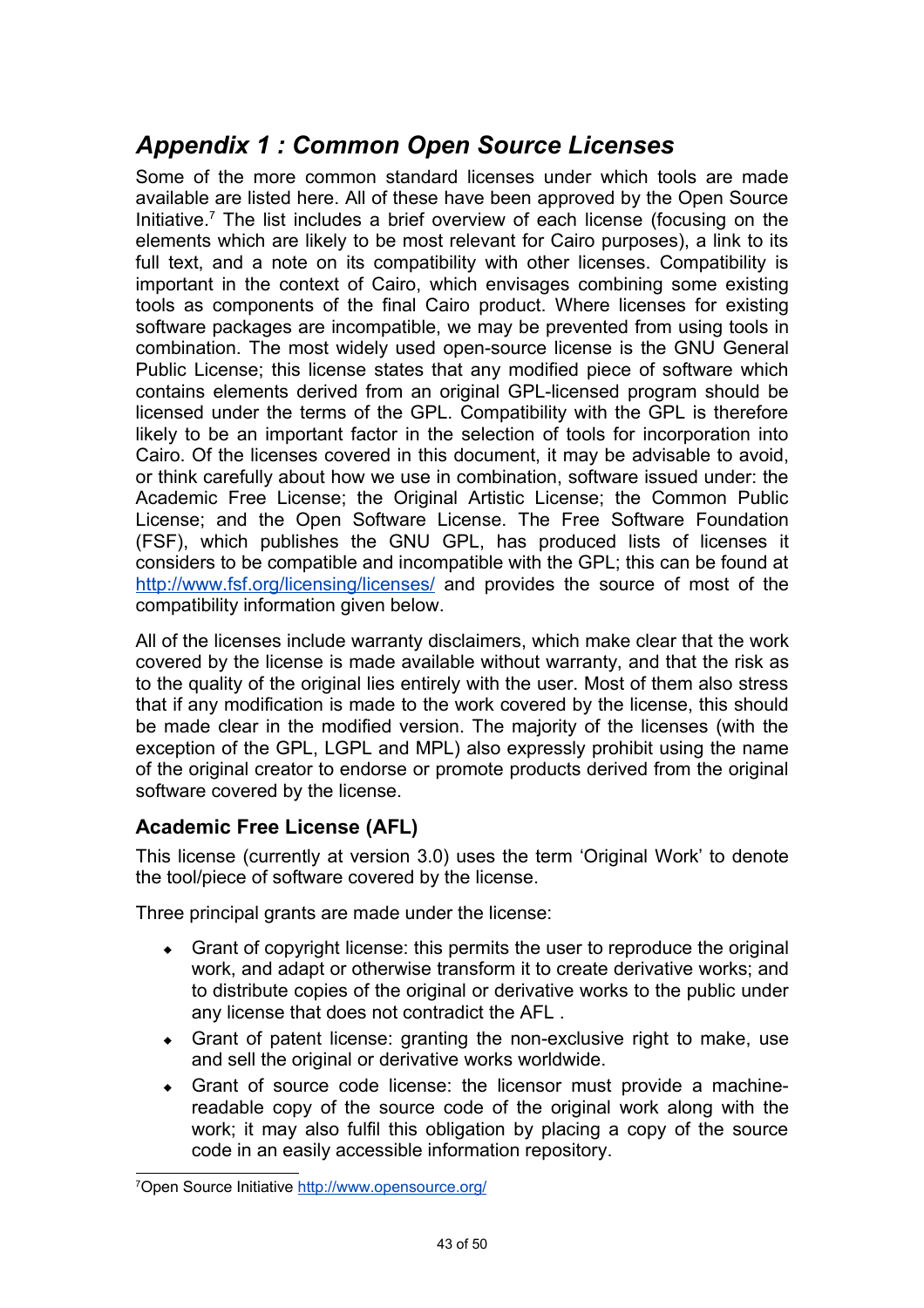# Appendix 1 : Common Open Source Licenses

Some of the more common standard licenses under which tools are made available are listed here. All of these have been approved by the Open Source Initiative.[7] The list includes a brief overview of each license (focusing on the elements which are likely to be most relevant for Cairo purposes), a link to its full text, and a note on its compatibility with other licenses. Compatibility is important in the context of Cairo, which envisages combining some existing tools as components of the final Cairo product. Where licenses for existing software packages are incompatible, we may be prevented from using tools in combination. The most widely used open-source license is the GNU General Public License; this license states that any modified piece of software which contains elements derived from an original GPL-licensed program should be licensed under the terms of the GPL. Compatibility with the GPL is therefore likely to be an important factor in the selection of tools for incorporation into Cairo. Of the licenses covered in this document, it may be advisable to avoid, or think carefully about how we use in combination, software issued under: the Academic Free License; the Original Artistic License; the Common Public License; and the Open Software License. The Free Software Foundation (FSF), which publishes the GNU GPL, has produced lists of licenses it considers to be compatible and incompatible with the GPL; this can be found at http://www.fsf.org/licensing/licenses/ and provides the source of most of the compatibility information given below.

All of the licenses include warranty disclaimers, which make clear that the work covered by the license is made available without warranty, and that the risk as to the quality of the original lies entirely with the user. Most of them also stress that if any modification is made to the work covered by the license, this should be made clear in the modified version. The majority of the licenses (with the exception of the GPL, LGPL and MPL) also expressly prohibit using the name of the original creator to endorse or promote products derived from the original software covered by the license.

### Academic Free License (AFL)

This license (currently at version 3.0) uses the term 'Original Work' to denote the tool/piece of software covered by the license.

Three principal grants are made under the license:

- Grant of copyright license: this permits the user to reproduce the original work, and adapt or otherwise transform it to create derivative works; and to distribute copies of the original or derivative works to the public under any license that does not contradict the AFL .
- Grant of patent license: granting the non-exclusive right to make, use and sell the original or derivative works worldwide.
- Grant of source code license: the licensor must provide a machine-readable copy of the source code of the original work along with the work; it may also fulfil this obligation by placing a copy of the source code in an easily accessible information repository.

[7] Open Source Initiative http://www.opensource.org/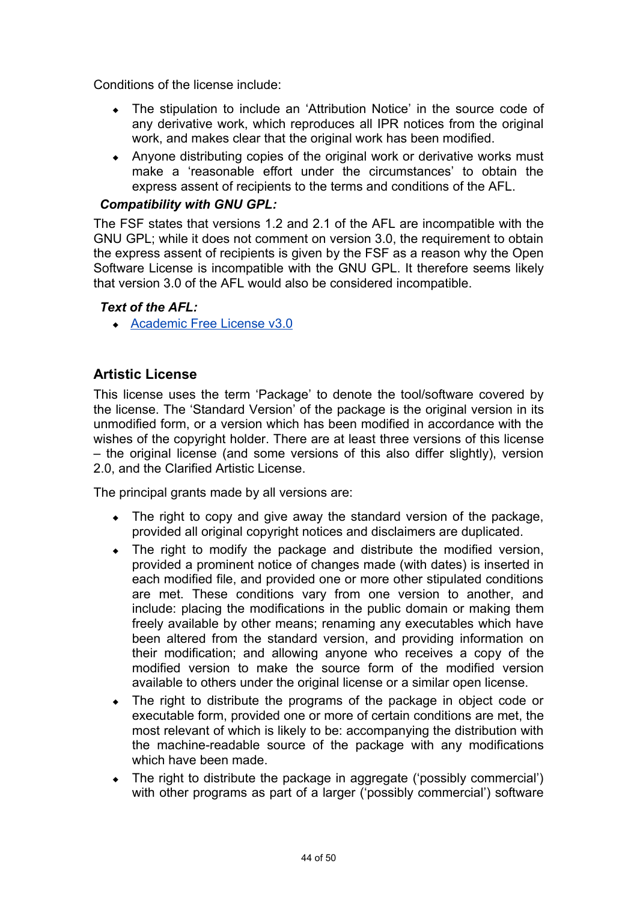Conditions of the license include:

- The stipulation to include an ‘Attribution Notice’ in the source code of any derivative work, which reproduces all IPR notices from the original work, and makes clear that the original work has been modified.
- Anyone distributing copies of the original work or derivative works must make a ‘reasonable effort under the circumstances’ to obtain the express assent of recipients to the terms and conditions of the AFL.

***Compatibility with GNU GPL:***

The FSF states that versions 1.2 and 2.1 of the AFL are incompatible with the GNU GPL; while it does not comment on version 3.0, the requirement to obtain the express assent of recipients is given by the FSF as a reason why the Open Software License is incompatible with the GNU GPL. It therefore seems likely that version 3.0 of the AFL would also be considered incompatible.

***Text of the AFL:***

- Academic Free License v3.0

## Artistic License

This license uses the term ‘Package’ to denote the tool/software covered by the license. The ‘Standard Version’ of the package is the original version in its unmodified form, or a version which has been modified in accordance with the wishes of the copyright holder. There are at least three versions of this license – the original license (and some versions of this also differ slightly), version 2.0, and the Clarified Artistic License.

The principal grants made by all versions are:

- The right to copy and give away the standard version of the package, provided all original copyright notices and disclaimers are duplicated.
- The right to modify the package and distribute the modified version, provided a prominent notice of changes made (with dates) is inserted in each modified file, and provided one or more other stipulated conditions are met. These conditions vary from one version to another, and include: placing the modifications in the public domain or making them freely available by other means; renaming any executables which have been altered from the standard version, and providing information on their modification; and allowing anyone who receives a copy of the modified version to make the source form of the modified version available to others under the original license or a similar open license.
- The right to distribute the programs of the package in object code or executable form, provided one or more of certain conditions are met, the most relevant of which is likely to be: accompanying the distribution with the machine-readable source of the package with any modifications which have been made.
- The right to distribute the package in aggregate (‘possibly commercial’) with other programs as part of a larger (‘possibly commercial’) software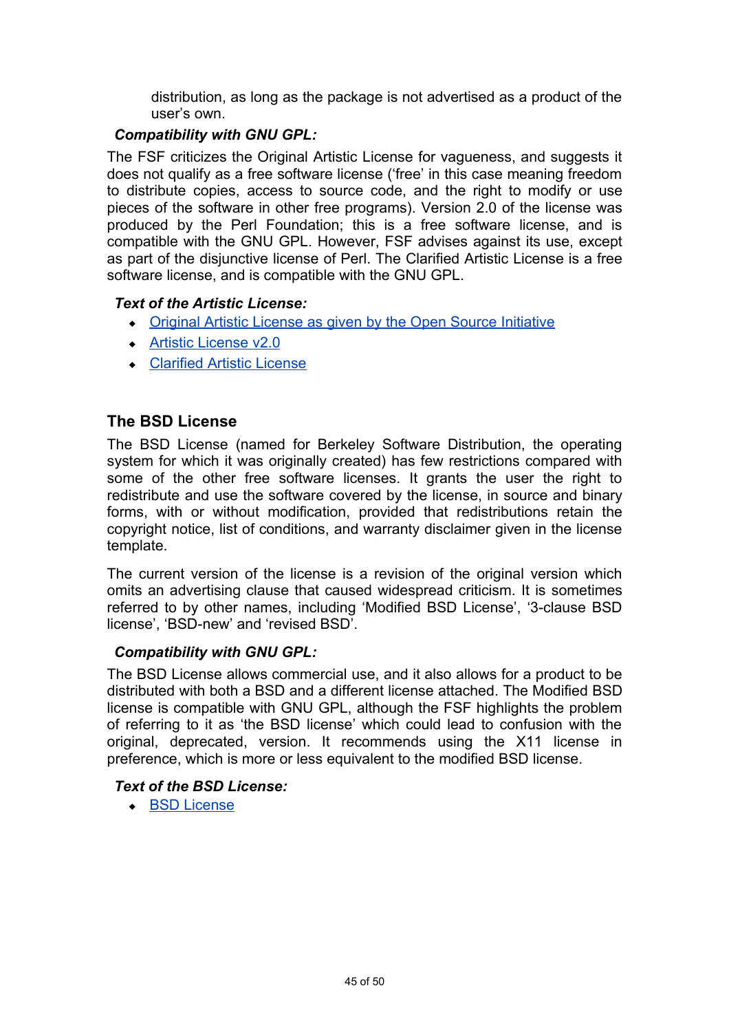distribution, as long as the package is not advertised as a product of the user's own.

***Compatibility with GNU GPL:***

The FSF criticizes the Original Artistic License for vagueness, and suggests it does not qualify as a free software license ('free' in this case meaning freedom to distribute copies, access to source code, and the right to modify or use pieces of the software in other free programs). Version 2.0 of the license was produced by the Perl Foundation; this is a free software license, and is compatible with the GNU GPL. However, FSF advises against its use, except as part of the disjunctive license of Perl. The Clarified Artistic License is a free software license, and is compatible with the GNU GPL.

***Text of the Artistic License:***

- Original Artistic License as given by the Open Source Initiative
- Artistic License v2.0
- Clarified Artistic License

## The BSD License

The BSD License (named for Berkeley Software Distribution, the operating system for which it was originally created) has few restrictions compared with some of the other free software licenses. It grants the user the right to redistribute and use the software covered by the license, in source and binary forms, with or without modification, provided that redistributions retain the copyright notice, list of conditions, and warranty disclaimer given in the license template.

The current version of the license is a revision of the original version which omits an advertising clause that caused widespread criticism. It is sometimes referred to by other names, including 'Modified BSD License', '3-clause BSD license', 'BSD-new' and 'revised BSD'.

***Compatibility with GNU GPL:***

The BSD License allows commercial use, and it also allows for a product to be distributed with both a BSD and a different license attached. The Modified BSD license is compatible with GNU GPL, although the FSF highlights the problem of referring to it as 'the BSD license' which could lead to confusion with the original, deprecated, version. It recommends using the X11 license in preference, which is more or less equivalent to the modified BSD license.

***Text of the BSD License:***

- BSD License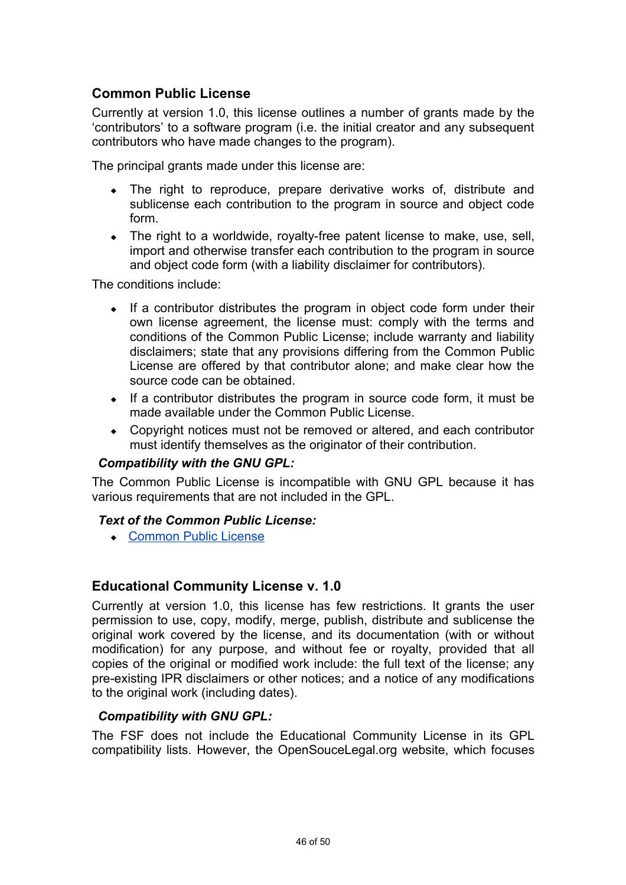## Common Public License

Currently at version 1.0, this license outlines a number of grants made by the 'contributors' to a software program (i.e. the initial creator and any subsequent contributors who have made changes to the program).

The principal grants made under this license are:

- The right to reproduce, prepare derivative works of, distribute and sublicense each contribution to the program in source and object code form.
- The right to a worldwide, royalty-free patent license to make, use, sell, import and otherwise transfer each contribution to the program in source and object code form (with a liability disclaimer for contributors).

The conditions include:

- If a contributor distributes the program in object code form under their own license agreement, the license must: comply with the terms and conditions of the Common Public License; include warranty and liability disclaimers; state that any provisions differing from the Common Public License are offered by that contributor alone; and make clear how the source code can be obtained.
- If a contributor distributes the program in source code form, it must be made available under the Common Public License.
- Copyright notices must not be removed or altered, and each contributor must identify themselves as the originator of their contribution.

### *Compatibility with the GNU GPL:*

The Common Public License is incompatible with GNU GPL because it has various requirements that are not included in the GPL.

### *Text of the Common Public License:*

- Common Public License

## Educational Community License v. 1.0

Currently at version 1.0, this license has few restrictions. It grants the user permission to use, copy, modify, merge, publish, distribute and sublicense the original work covered by the license, and its documentation (with or without modification) for any purpose, and without fee or royalty, provided that all copies of the original or modified work include: the full text of the license; any pre-existing IPR disclaimers or other notices; and a notice of any modifications to the original work (including dates).

### *Compatibility with GNU GPL:*

The FSF does not include the Educational Community License in its GPL compatibility lists. However, the OpenSouceLegal.org website, which focuses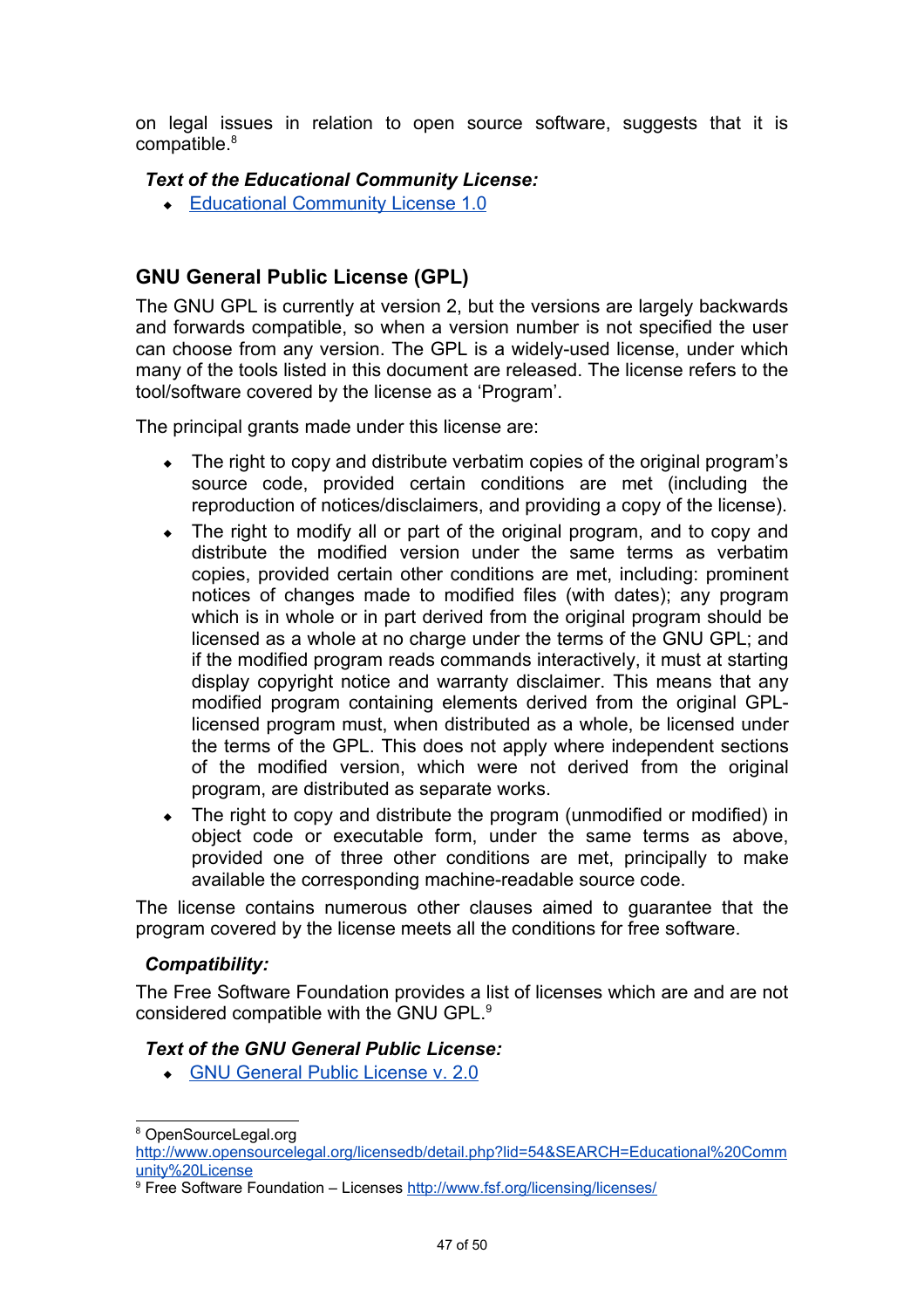on legal issues in relation to open source software, suggests that it is compatible.[8]

***Text of the Educational Community License:***

- Educational Community License 1.0

## GNU General Public License (GPL)

The GNU GPL is currently at version 2, but the versions are largely backwards and forwards compatible, so when a version number is not specified the user can choose from any version. The GPL is a widely-used license, under which many of the tools listed in this document are released. The license refers to the tool/software covered by the license as a 'Program'.

The principal grants made under this license are:

- The right to copy and distribute verbatim copies of the original program's source code, provided certain conditions are met (including the reproduction of notices/disclaimers, and providing a copy of the license).
- The right to modify all or part of the original program, and to copy and distribute the modified version under the same terms as verbatim copies, provided certain other conditions are met, including: prominent notices of changes made to modified files (with dates); any program which is in whole or in part derived from the original program should be licensed as a whole at no charge under the terms of the GNU GPL; and if the modified program reads commands interactively, it must at starting display copyright notice and warranty disclaimer. This means that any modified program containing elements derived from the original GPL-licensed program must, when distributed as a whole, be licensed under the terms of the GPL. This does not apply where independent sections of the modified version, which were not derived from the original program, are distributed as separate works.
- The right to copy and distribute the program (unmodified or modified) in object code or executable form, under the same terms as above, provided one of three other conditions are met, principally to make available the corresponding machine-readable source code.

The license contains numerous other clauses aimed to guarantee that the program covered by the license meets all the conditions for free software.

***Compatibility:***

The Free Software Foundation provides a list of licenses which are and are not considered compatible with the GNU GPL.[9]

***Text of the GNU General Public License:***

- GNU General Public License v. 2.0

---

[8] OpenSourceLegal.org http://www.opensourcelegal.org/licensedb/detail.php?lid=54&SEARCH=Educational%20Community%20License

[9] Free Software Foundation – Licenses http://www.fsf.org/licensing/licenses/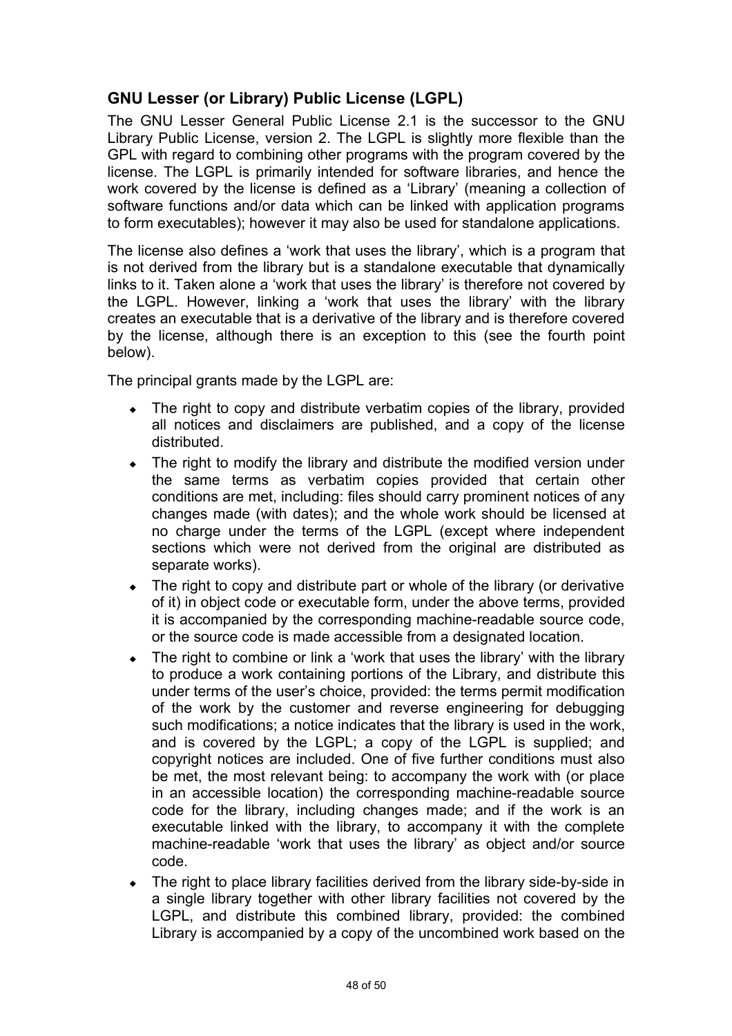## GNU Lesser (or Library) Public License (LGPL)

The GNU Lesser General Public License 2.1 is the successor to the GNU Library Public License, version 2. The LGPL is slightly more flexible than the GPL with regard to combining other programs with the program covered by the license. The LGPL is primarily intended for software libraries, and hence the work covered by the license is defined as a 'Library' (meaning a collection of software functions and/or data which can be linked with application programs to form executables); however it may also be used for standalone applications.

The license also defines a 'work that uses the library', which is a program that is not derived from the library but is a standalone executable that dynamically links to it. Taken alone a 'work that uses the library' is therefore not covered by the LGPL. However, linking a 'work that uses the library' with the library creates an executable that is a derivative of the library and is therefore covered by the license, although there is an exception to this (see the fourth point below).

The principal grants made by the LGPL are:

- The right to copy and distribute verbatim copies of the library, provided all notices and disclaimers are published, and a copy of the license distributed.
- The right to modify the library and distribute the modified version under the same terms as verbatim copies provided that certain other conditions are met, including: files should carry prominent notices of any changes made (with dates); and the whole work should be licensed at no charge under the terms of the LGPL (except where independent sections which were not derived from the original are distributed as separate works).
- The right to copy and distribute part or whole of the library (or derivative of it) in object code or executable form, under the above terms, provided it is accompanied by the corresponding machine-readable source code, or the source code is made accessible from a designated location.
- The right to combine or link a 'work that uses the library' with the library to produce a work containing portions of the Library, and distribute this under terms of the user's choice, provided: the terms permit modification of the work by the customer and reverse engineering for debugging such modifications; a notice indicates that the library is used in the work, and is covered by the LGPL; a copy of the LGPL is supplied; and copyright notices are included. One of five further conditions must also be met, the most relevant being: to accompany the work with (or place in an accessible location) the corresponding machine-readable source code for the library, including changes made; and if the work is an executable linked with the library, to accompany it with the complete machine-readable 'work that uses the library' as object and/or source code.
- The right to place library facilities derived from the library side-by-side in a single library together with other library facilities not covered by the LGPL, and distribute this combined library, provided: the combined Library is accompanied by a copy of the uncombined work based on the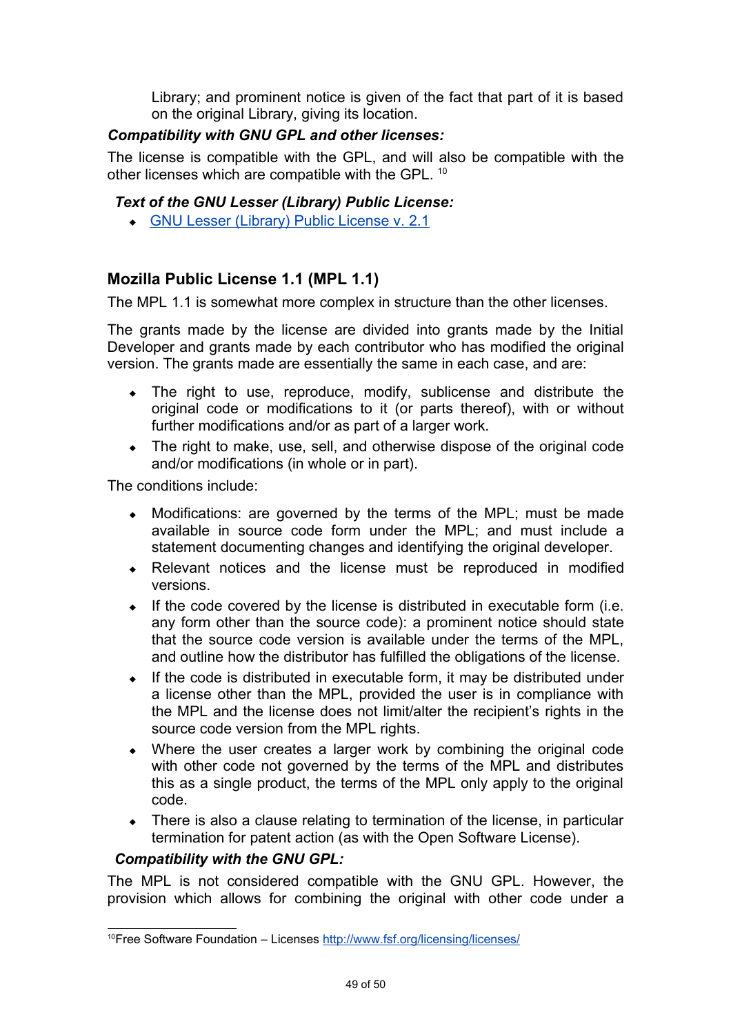Library; and prominent notice is given of the fact that part of it is based on the original Library, giving its location.

***Compatibility with GNU GPL and other licenses:***

The license is compatible with the GPL, and will also be compatible with the other licenses which are compatible with the GPL. [10]

***Text of the GNU Lesser (Library) Public License:***

- GNU Lesser (Library) Public License v. 2.1

## Mozilla Public License 1.1 (MPL 1.1)

The MPL 1.1 is somewhat more complex in structure than the other licenses.

The grants made by the license are divided into grants made by the Initial Developer and grants made by each contributor who has modified the original version. The grants made are essentially the same in each case, and are:

- The right to use, reproduce, modify, sublicense and distribute the original code or modifications to it (or parts thereof), with or without further modifications and/or as part of a larger work.
- The right to make, use, sell, and otherwise dispose of the original code and/or modifications (in whole or in part).

The conditions include:

- Modifications: are governed by the terms of the MPL; must be made available in source code form under the MPL; and must include a statement documenting changes and identifying the original developer.
- Relevant notices and the license must be reproduced in modified versions.
- If the code covered by the license is distributed in executable form (i.e. any form other than the source code): a prominent notice should state that the source code version is available under the terms of the MPL, and outline how the distributor has fulfilled the obligations of the license.
- If the code is distributed in executable form, it may be distributed under a license other than the MPL, provided the user is in compliance with the MPL and the license does not limit/alter the recipient's rights in the source code version from the MPL rights.
- Where the user creates a larger work by combining the original code with other code not governed by the terms of the MPL and distributes this as a single product, the terms of the MPL only apply to the original code.
- There is also a clause relating to termination of the license, in particular termination for patent action (as with the Open Software License).

***Compatibility with the GNU GPL:***

The MPL is not considered compatible with the GNU GPL. However, the provision which allows for combining the original with other code under a

---

[10] Free Software Foundation – Licenses http://www.fsf.org/licensing/licenses/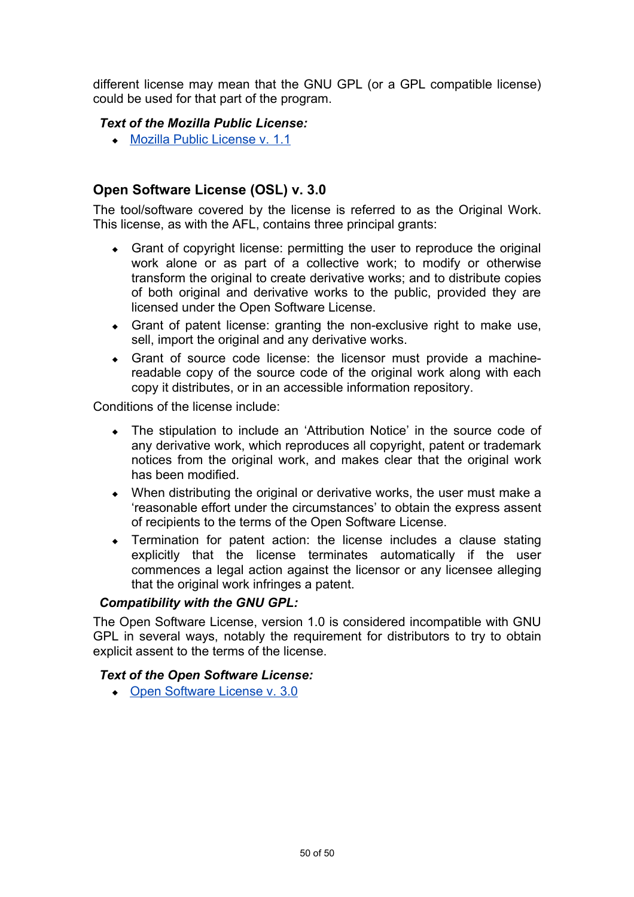different license may mean that the GNU GPL (or a GPL compatible license) could be used for that part of the program.

***Text of the Mozilla Public License:***

- Mozilla Public License v. 1.1

## Open Software License (OSL) v. 3.0

The tool/software covered by the license is referred to as the Original Work. This license, as with the AFL, contains three principal grants:

- Grant of copyright license: permitting the user to reproduce the original work alone or as part of a collective work; to modify or otherwise transform the original to create derivative works; and to distribute copies of both original and derivative works to the public, provided they are licensed under the Open Software License.
- Grant of patent license: granting the non-exclusive right to make use, sell, import the original and any derivative works.
- Grant of source code license: the licensor must provide a machine-readable copy of the source code of the original work along with each copy it distributes, or in an accessible information repository.

Conditions of the license include:

- The stipulation to include an 'Attribution Notice' in the source code of any derivative work, which reproduces all copyright, patent or trademark notices from the original work, and makes clear that the original work has been modified.
- When distributing the original or derivative works, the user must make a 'reasonable effort under the circumstances' to obtain the express assent of recipients to the terms of the Open Software License.
- Termination for patent action: the license includes a clause stating explicitly that the license terminates automatically if the user commences a legal action against the licensor or any licensee alleging that the original work infringes a patent.

***Compatibility with the GNU GPL:***

The Open Software License, version 1.0 is considered incompatible with GNU GPL in several ways, notably the requirement for distributors to try to obtain explicit assent to the terms of the license.

***Text of the Open Software License:***

- Open Software License v. 3.0